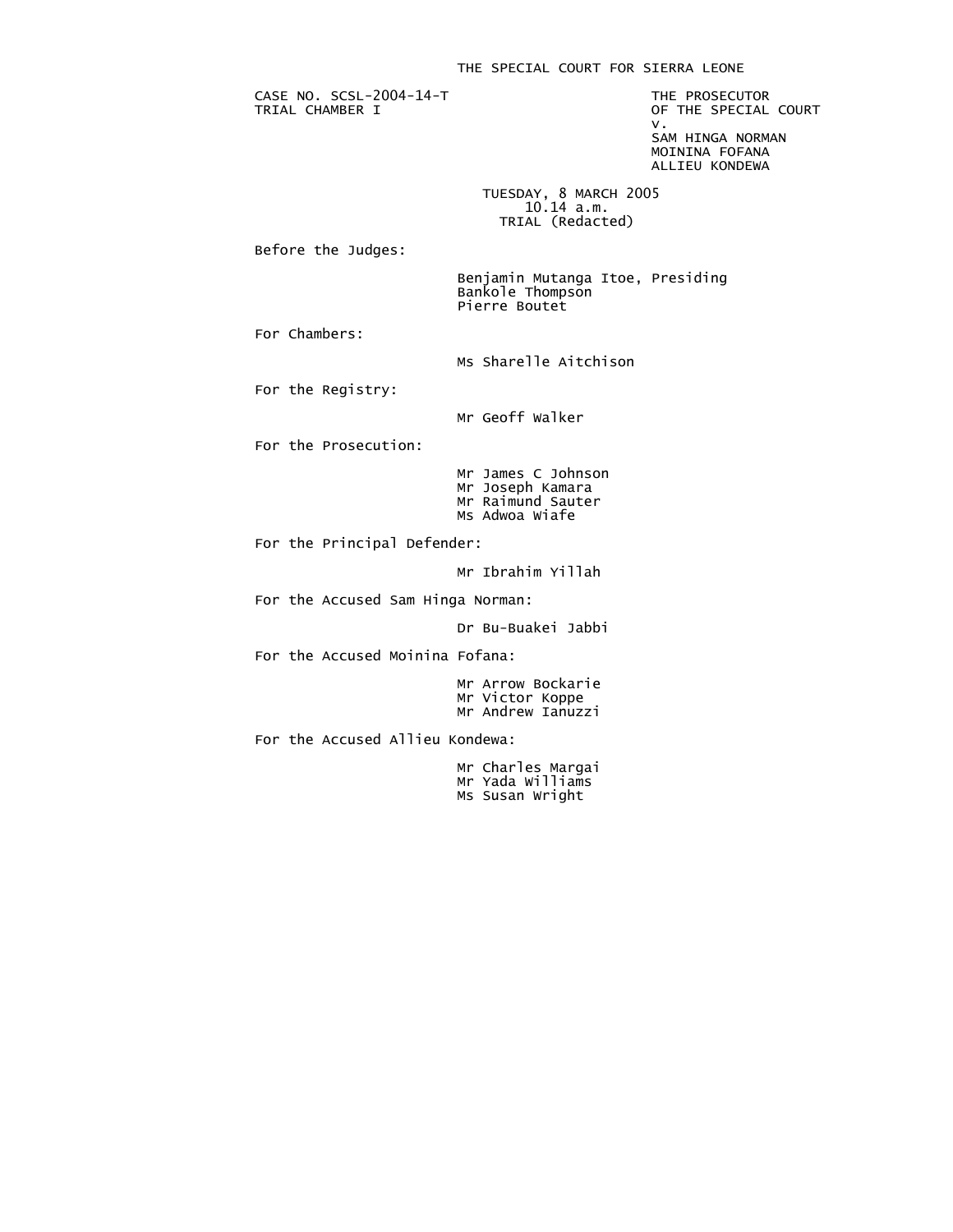THE SPECIAL COURT FOR SIERRA LEONE

CASE NO. SCSL-2004-14-T
TRIAL CHAMBER I

THE PROSECUTOR
OF THE SPECIAL COURT
v.
SAM HINGA NORMAN
MOININA FOFANA
ALLIEU KONDEWA

TUESDAY, 8 MARCH 2005
10.14 a.m.
TRIAL (Redacted)

Before the Judges:

Benjamin Mutanga Itoe, Presiding
Bankole Thompson
Pierre Boutet

For Chambers:

Ms Sharelle Aitchison

For the Registry:

Mr Geoff Walker

For the Prosecution:

Mr James C Johnson
Mr Joseph Kamara
Mr Raimund Sauter
Ms Adwoa Wiafe

For the Principal Defender:

Mr Ibrahim Yillah

For the Accused Sam Hinga Norman:

Dr Bu-Buakei Jabbi

For the Accused Moinina Fofana:

Mr Arrow Bockarie
Mr Victor Koppe
Mr Andrew Ianuzzi

For the Accused Allieu Kondewa:

Mr Charles Margai
Mr Yada Williams
Ms Susan Wright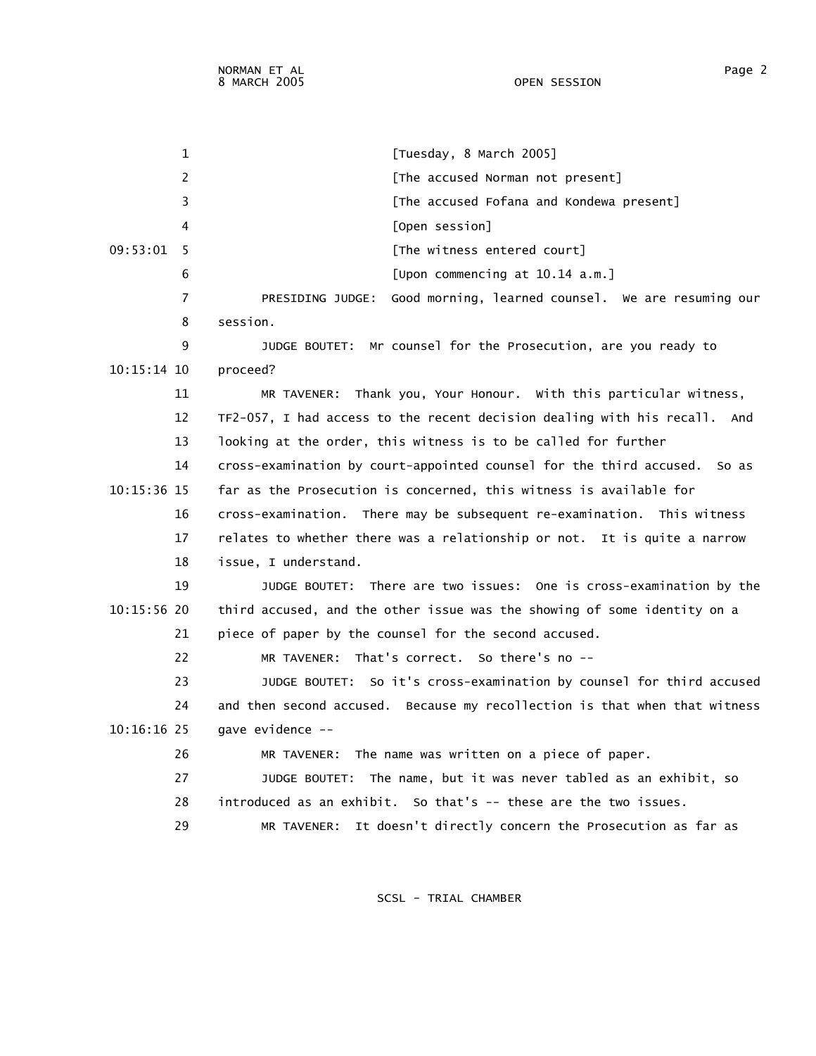[Tuesday, 8 March 2005]

[The accused Norman not present]

[The accused Fofana and Kondewa present]

[Open session]

[The witness entered court]

[Upon commencing at 10.14 a.m.]

PRESIDING JUDGE: Good morning, learned counsel. We are resuming our session.

JUDGE BOUTET: Mr counsel for the Prosecution, are you ready to proceed?

MR TAVENER: Thank you, Your Honour. With this particular witness, TF2-057, I had access to the recent decision dealing with his recall. And looking at the order, this witness is to be called for further cross-examination by court-appointed counsel for the third accused. So as far as the Prosecution is concerned, this witness is available for cross-examination. There may be subsequent re-examination. This witness relates to whether there was a relationship or not. It is quite a narrow issue, I understand.

JUDGE BOUTET: There are two issues: One is cross-examination by the third accused, and the other issue was the showing of some identity on a piece of paper by the counsel for the second accused.

MR TAVENER: That's correct. So there's no --

JUDGE BOUTET: So it's cross-examination by counsel for third accused and then second accused. Because my recollection is that when that witness gave evidence --

MR TAVENER: The name was written on a piece of paper.

JUDGE BOUTET: The name, but it was never tabled as an exhibit, so introduced as an exhibit. So that's -- these are the two issues.

MR TAVENER: It doesn't directly concern the Prosecution as far as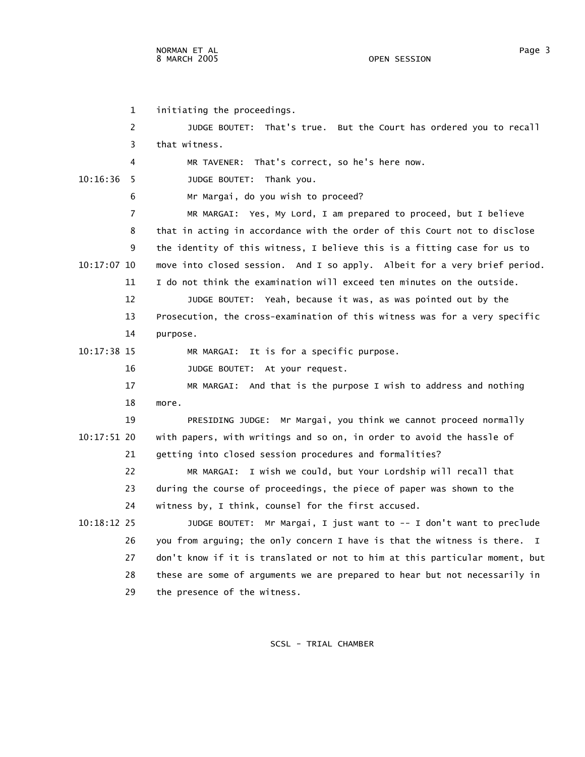initiating the proceedings.

JUDGE BOUTET: That's true. But the Court has ordered you to recall that witness.

MR TAVENER: That's correct, so he's here now.

JUDGE BOUTET: Thank you.

Mr Margai, do you wish to proceed?

MR MARGAI: Yes, My Lord, I am prepared to proceed, but I believe that in acting in accordance with the order of this Court not to disclose the identity of this witness, I believe this is a fitting case for us to move into closed session. And I so apply. Albeit for a very brief period. I do not think the examination will exceed ten minutes on the outside.

JUDGE BOUTET: Yeah, because it was, as was pointed out by the Prosecution, the cross-examination of this witness was for a very specific purpose.

MR MARGAI: It is for a specific purpose.

JUDGE BOUTET: At your request.

MR MARGAI: And that is the purpose I wish to address and nothing more.

PRESIDING JUDGE: Mr Margai, you think we cannot proceed normally with papers, with writings and so on, in order to avoid the hassle of getting into closed session procedures and formalities?

MR MARGAI: I wish we could, but Your Lordship will recall that during the course of proceedings, the piece of paper was shown to the witness by, I think, counsel for the first accused.

JUDGE BOUTET: Mr Margai, I just want to -- I don't want to preclude you from arguing; the only concern I have is that the witness is there. I don't know if it is translated or not to him at this particular moment, but these are some of arguments we are prepared to hear but not necessarily in the presence of the witness.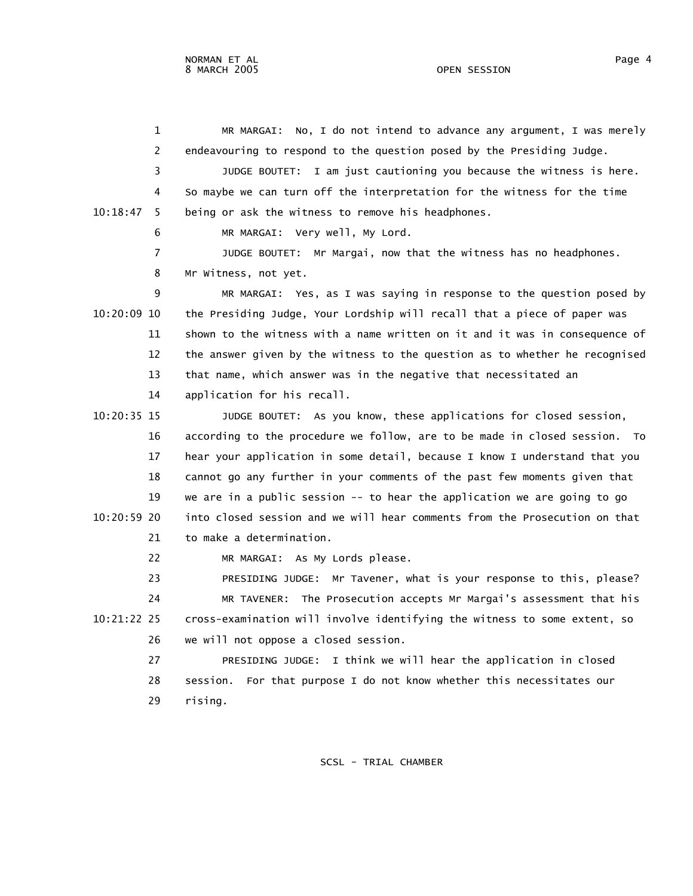MR MARGAI: No, I do not intend to advance any argument, I was merely endeavouring to respond to the question posed by the Presiding Judge.

JUDGE BOUTET: I am just cautioning you because the witness is here. So maybe we can turn off the interpretation for the witness for the time being or ask the witness to remove his headphones.

MR MARGAI: Very well, My Lord.

JUDGE BOUTET: Mr Margai, now that the witness has no headphones. Mr Witness, not yet.

MR MARGAI: Yes, as I was saying in response to the question posed by the Presiding Judge, Your Lordship will recall that a piece of paper was shown to the witness with a name written on it and it was in consequence of the answer given by the witness to the question as to whether he recognised that name, which answer was in the negative that necessitated an application for his recall.

JUDGE BOUTET: As you know, these applications for closed session, according to the procedure we follow, are to be made in closed session. To hear your application in some detail, because I know I understand that you cannot go any further in your comments of the past few moments given that we are in a public session -- to hear the application we are going to go into closed session and we will hear comments from the Prosecution on that to make a determination.

MR MARGAI: As My Lords please.

PRESIDING JUDGE: Mr Tavener, what is your response to this, please?

MR TAVENER: The Prosecution accepts Mr Margai's assessment that his cross-examination will involve identifying the witness to some extent, so we will not oppose a closed session.

PRESIDING JUDGE: I think we will hear the application in closed session. For that purpose I do not know whether this necessitates our rising.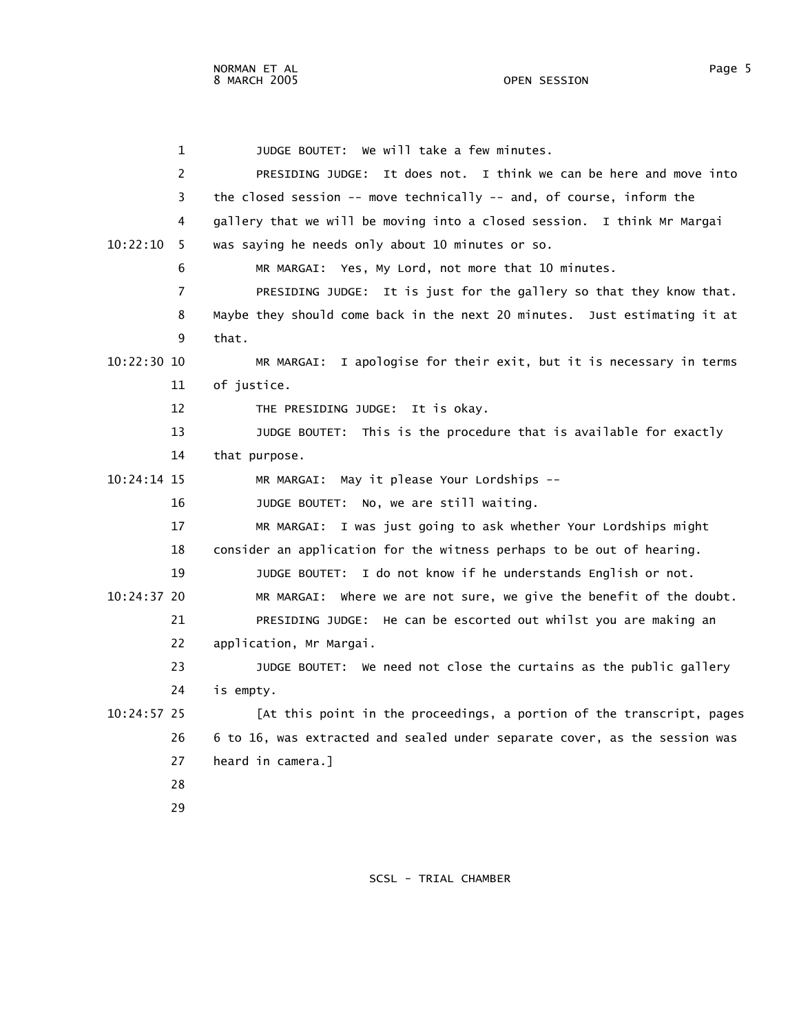1 JUDGE BOUTET: We will take a few minutes.

2 PRESIDING JUDGE: It does not. I think we can be here and move into

3 the closed session -- move technically -- and, of course, inform the

4 gallery that we will be moving into a closed session. I think Mr Margai

10:22:10 5 was saying he needs only about 10 minutes or so.

6 MR MARGAI: Yes, My Lord, not more that 10 minutes.

7 PRESIDING JUDGE: It is just for the gallery so that they know that.

8 Maybe they should come back in the next 20 minutes. Just estimating it at

9 that.

10:22:30 10 MR MARGAI: I apologise for their exit, but it is necessary in terms

11 of justice.

12 THE PRESIDING JUDGE: It is okay.

13 JUDGE BOUTET: This is the procedure that is available for exactly

14 that purpose.

10:24:14 15 MR MARGAI: May it please Your Lordships --

16 JUDGE BOUTET: No, we are still waiting.

17 MR MARGAI: I was just going to ask whether Your Lordships might

18 consider an application for the witness perhaps to be out of hearing.

19 JUDGE BOUTET: I do not know if he understands English or not.

10:24:37 20 MR MARGAI: Where we are not sure, we give the benefit of the doubt.

21 PRESIDING JUDGE: He can be escorted out whilst you are making an

22 application, Mr Margai.

23 JUDGE BOUTET: We need not close the curtains as the public gallery

24 is empty.

10:24:57 25 [At this point in the proceedings, a portion of the transcript, pages

26 6 to 16, was extracted and sealed under separate cover, as the session was

27 heard in camera.]

28

29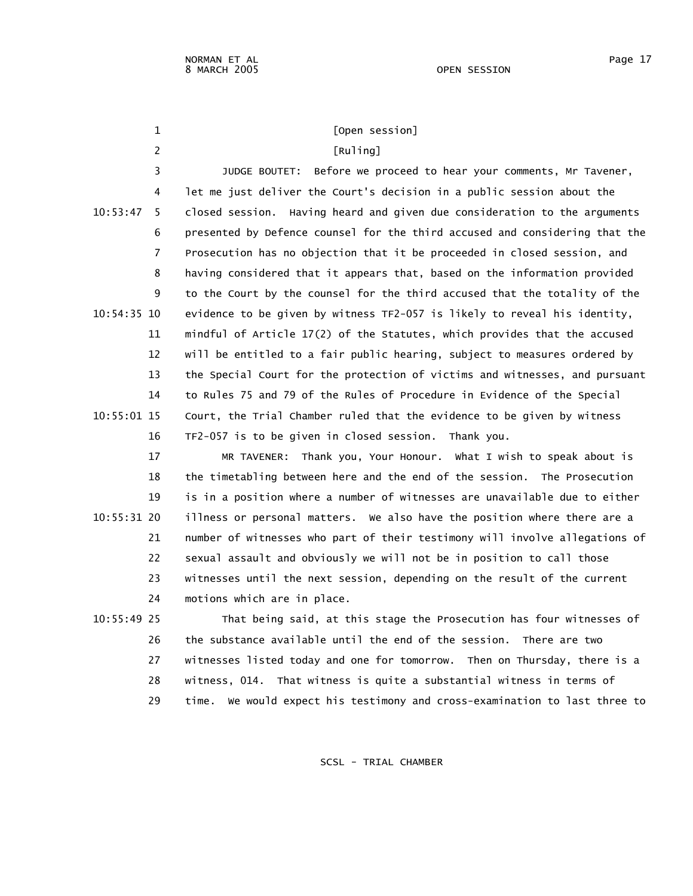[Open session]

[Ruling]

JUDGE BOUTET: Before we proceed to hear your comments, Mr Tavener, let me just deliver the Court's decision in a public session about the closed session. Having heard and given due consideration to the arguments presented by Defence counsel for the third accused and considering that the Prosecution has no objection that it be proceeded in closed session, and having considered that it appears that, based on the information provided to the Court by the counsel for the third accused that the totality of the evidence to be given by witness TF2-057 is likely to reveal his identity, mindful of Article 17(2) of the Statutes, which provides that the accused will be entitled to a fair public hearing, subject to measures ordered by the Special Court for the protection of victims and witnesses, and pursuant to Rules 75 and 79 of the Rules of Procedure in Evidence of the Special Court, the Trial Chamber ruled that the evidence to be given by witness TF2-057 is to be given in closed session. Thank you.

MR TAVENER: Thank you, Your Honour. What I wish to speak about is the timetabling between here and the end of the session. The Prosecution is in a position where a number of witnesses are unavailable due to either illness or personal matters. We also have the position where there are a number of witnesses who part of their testimony will involve allegations of sexual assault and obviously we will not be in position to call those witnesses until the next session, depending on the result of the current motions which are in place.

That being said, at this stage the Prosecution has four witnesses of the substance available until the end of the session. There are two witnesses listed today and one for tomorrow. Then on Thursday, there is a witness, 014. That witness is quite a substantial witness in terms of time. We would expect his testimony and cross-examination to last three to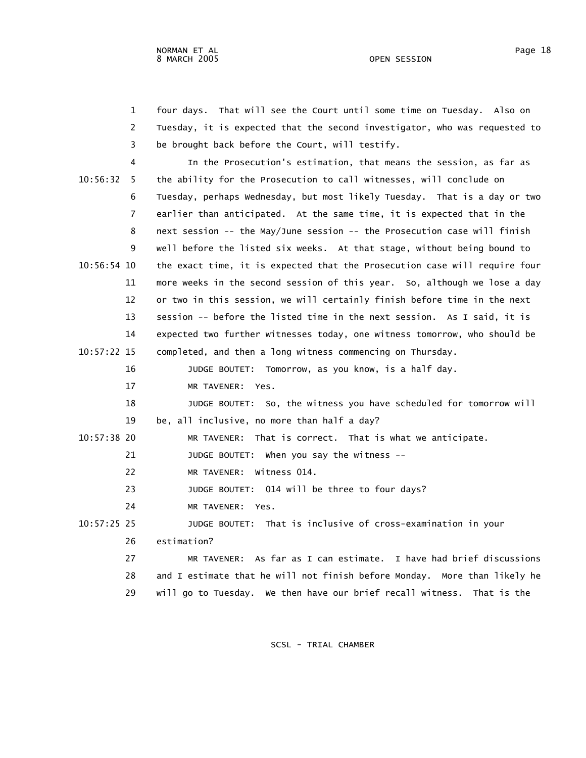four days. That will see the Court until some time on Tuesday. Also on Tuesday, it is expected that the second investigator, who was requested to be brought back before the Court, will testify.

In the Prosecution's estimation, that means the session, as far as the ability for the Prosecution to call witnesses, will conclude on Tuesday, perhaps Wednesday, but most likely Tuesday. That is a day or two earlier than anticipated. At the same time, it is expected that in the next session -- the May/June session -- the Prosecution case will finish well before the listed six weeks. At that stage, without being bound to the exact time, it is expected that the Prosecution case will require four more weeks in the second session of this year. So, although we lose a day or two in this session, we will certainly finish before time in the next session -- before the listed time in the next session. As I said, it is expected two further witnesses today, one witness tomorrow, who should be completed, and then a long witness commencing on Thursday.

JUDGE BOUTET: Tomorrow, as you know, is a half day.

MR TAVENER: Yes.

JUDGE BOUTET: So, the witness you have scheduled for tomorrow will be, all inclusive, no more than half a day?

MR TAVENER: That is correct. That is what we anticipate.

JUDGE BOUTET: When you say the witness --

MR TAVENER: Witness 014.

JUDGE BOUTET: 014 will be three to four days?

MR TAVENER: Yes.

JUDGE BOUTET: That is inclusive of cross-examination in your estimation?

MR TAVENER: As far as I can estimate. I have had brief discussions and I estimate that he will not finish before Monday. More than likely he will go to Tuesday. We then have our brief recall witness. That is the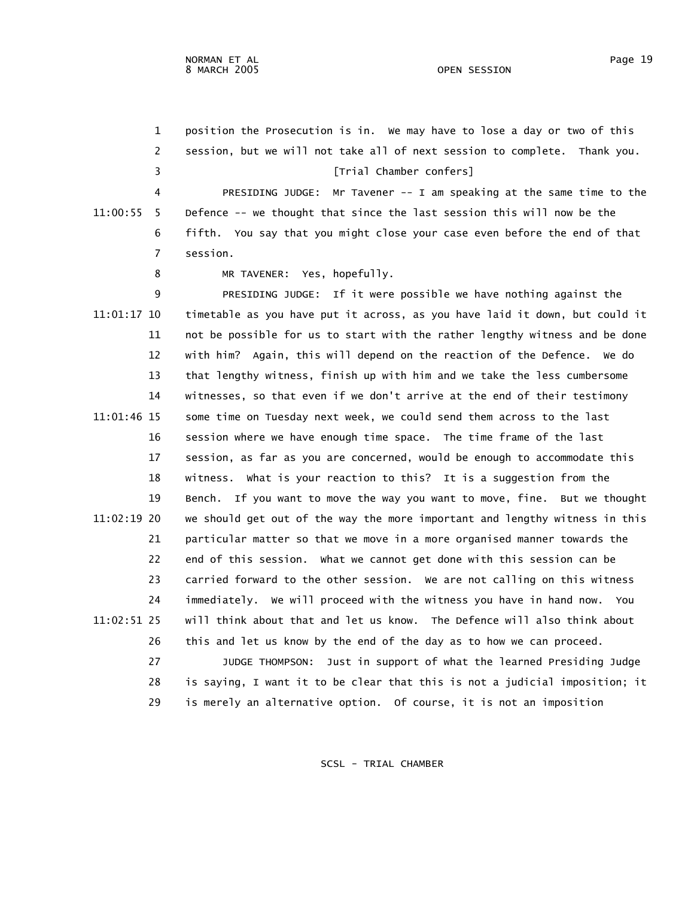position the Prosecution is in. We may have to lose a day or two of this session, but we will not take all of next session to complete. Thank you.

[Trial Chamber confers]

PRESIDING JUDGE: Mr Tavener -- I am speaking at the same time to the Defence -- we thought that since the last session this will now be the fifth. You say that you might close your case even before the end of that session.

MR TAVENER: Yes, hopefully.

PRESIDING JUDGE: If it were possible we have nothing against the timetable as you have put it across, as you have laid it down, but could it not be possible for us to start with the rather lengthy witness and be done with him? Again, this will depend on the reaction of the Defence. We do that lengthy witness, finish up with him and we take the less cumbersome witnesses, so that even if we don't arrive at the end of their testimony some time on Tuesday next week, we could send them across to the last session where we have enough time space. The time frame of the last session, as far as you are concerned, would be enough to accommodate this witness. What is your reaction to this? It is a suggestion from the Bench. If you want to move the way you want to move, fine. But we thought we should get out of the way the more important and lengthy witness in this particular matter so that we move in a more organised manner towards the end of this session. What we cannot get done with this session can be carried forward to the other session. We are not calling on this witness immediately. We will proceed with the witness you have in hand now. You will think about that and let us know. The Defence will also think about this and let us know by the end of the day as to how we can proceed.

JUDGE THOMPSON: Just in support of what the learned Presiding Judge is saying, I want it to be clear that this is not a judicial imposition; it is merely an alternative option. Of course, it is not an imposition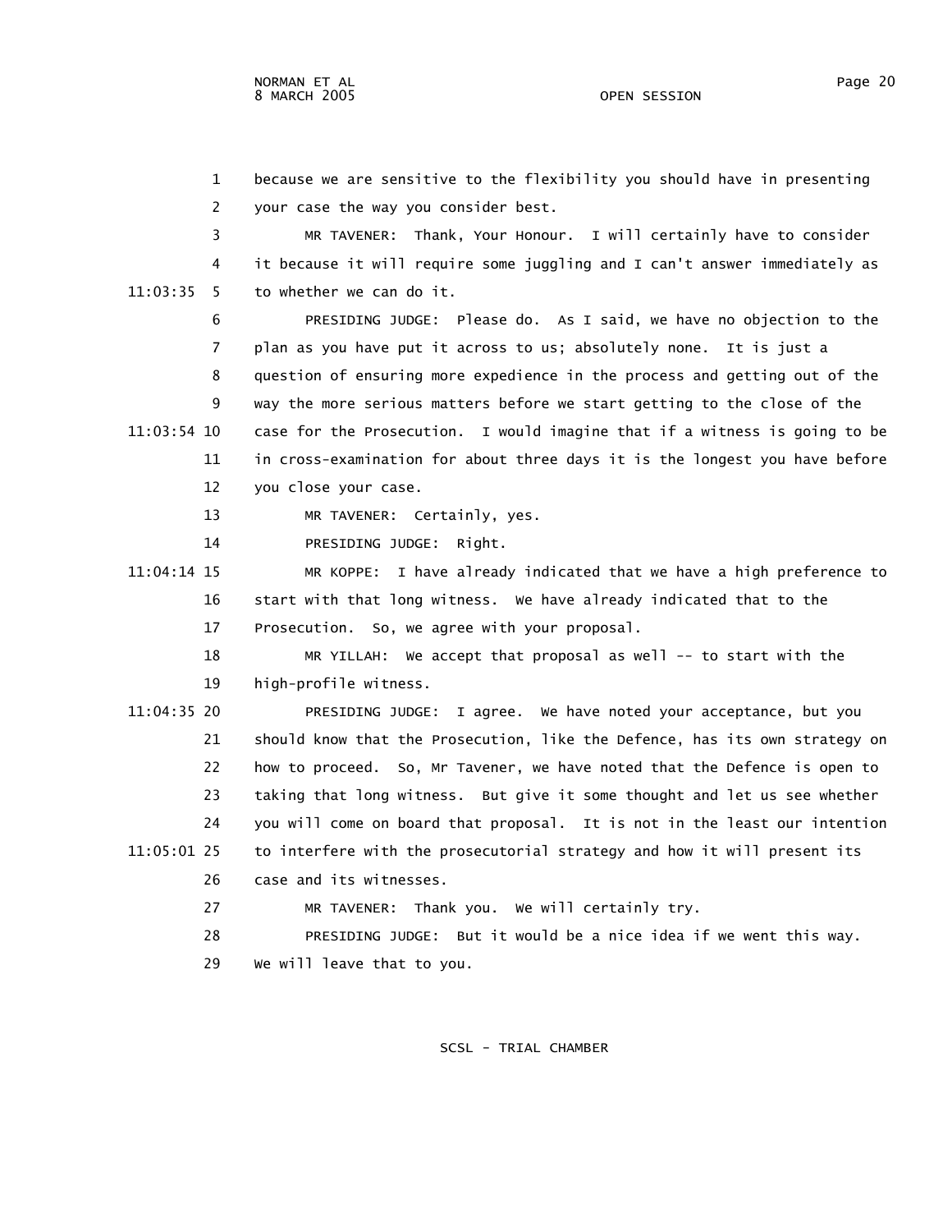because we are sensitive to the flexibility you should have in presenting your case the way you consider best.

MR TAVENER: Thank, Your Honour. I will certainly have to consider it because it will require some juggling and I can't answer immediately as to whether we can do it.

PRESIDING JUDGE: Please do. As I said, we have no objection to the plan as you have put it across to us; absolutely none. It is just a question of ensuring more expedience in the process and getting out of the way the more serious matters before we start getting to the close of the case for the Prosecution. I would imagine that if a witness is going to be in cross-examination for about three days it is the longest you have before you close your case.

MR TAVENER: Certainly, yes.

PRESIDING JUDGE: Right.

MR KOPPE: I have already indicated that we have a high preference to start with that long witness. We have already indicated that to the Prosecution. So, we agree with your proposal.

MR YILLAH: We accept that proposal as well -- to start with the high-profile witness.

PRESIDING JUDGE: I agree. We have noted your acceptance, but you should know that the Prosecution, like the Defence, has its own strategy on how to proceed. So, Mr Tavener, we have noted that the Defence is open to taking that long witness. But give it some thought and let us see whether you will come on board that proposal. It is not in the least our intention to interfere with the prosecutorial strategy and how it will present its case and its witnesses.

MR TAVENER: Thank you. We will certainly try.

PRESIDING JUDGE: But it would be a nice idea if we went this way. We will leave that to you.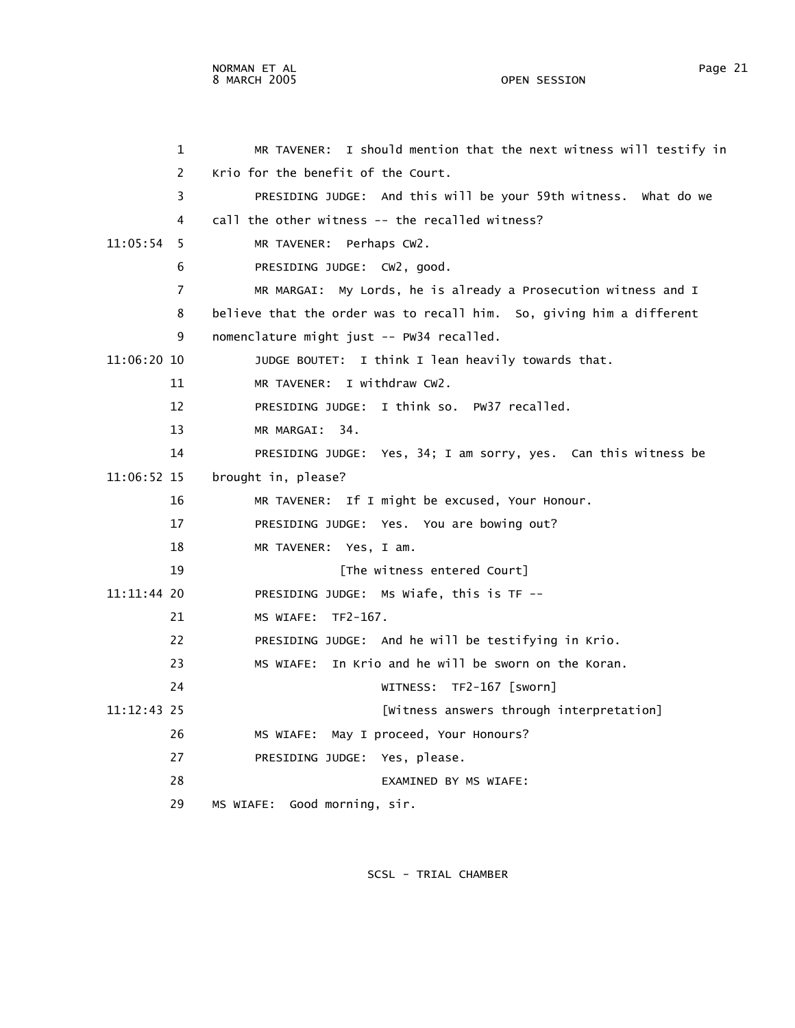1 MR TAVENER: I should mention that the next witness will testify in
2 Krio for the benefit of the Court.
3 PRESIDING JUDGE: And this will be your 59th witness. What do we
4 call the other witness -- the recalled witness?
11:05:54 5 MR TAVENER: Perhaps CW2.
6 PRESIDING JUDGE: CW2, good.
7 MR MARGAI: My Lords, he is already a Prosecution witness and I
8 believe that the order was to recall him. So, giving him a different
9 nomenclature might just -- PW34 recalled.
11:06:20 10 JUDGE BOUTET: I think I lean heavily towards that.
11 MR TAVENER: I withdraw CW2.
12 PRESIDING JUDGE: I think so. PW37 recalled.
13 MR MARGAI: 34.
14 PRESIDING JUDGE: Yes, 34; I am sorry, yes. Can this witness be
11:06:52 15 brought in, please?
16 MR TAVENER: If I might be excused, Your Honour.
17 PRESIDING JUDGE: Yes. You are bowing out?
18 MR TAVENER: Yes, I am.
19 [The witness entered Court]
11:11:44 20 PRESIDING JUDGE: Ms Wiafe, this is TF --
21 MS WIAFE: TF2-167.
22 PRESIDING JUDGE: And he will be testifying in Krio.
23 MS WIAFE: In Krio and he will be sworn on the Koran.
24 WITNESS: TF2-167 [sworn]
11:12:43 25 [Witness answers through interpretation]
26 MS WIAFE: May I proceed, Your Honours?
27 PRESIDING JUDGE: Yes, please.
28 EXAMINED BY MS WIAFE:
29 MS WIAFE: Good morning, sir.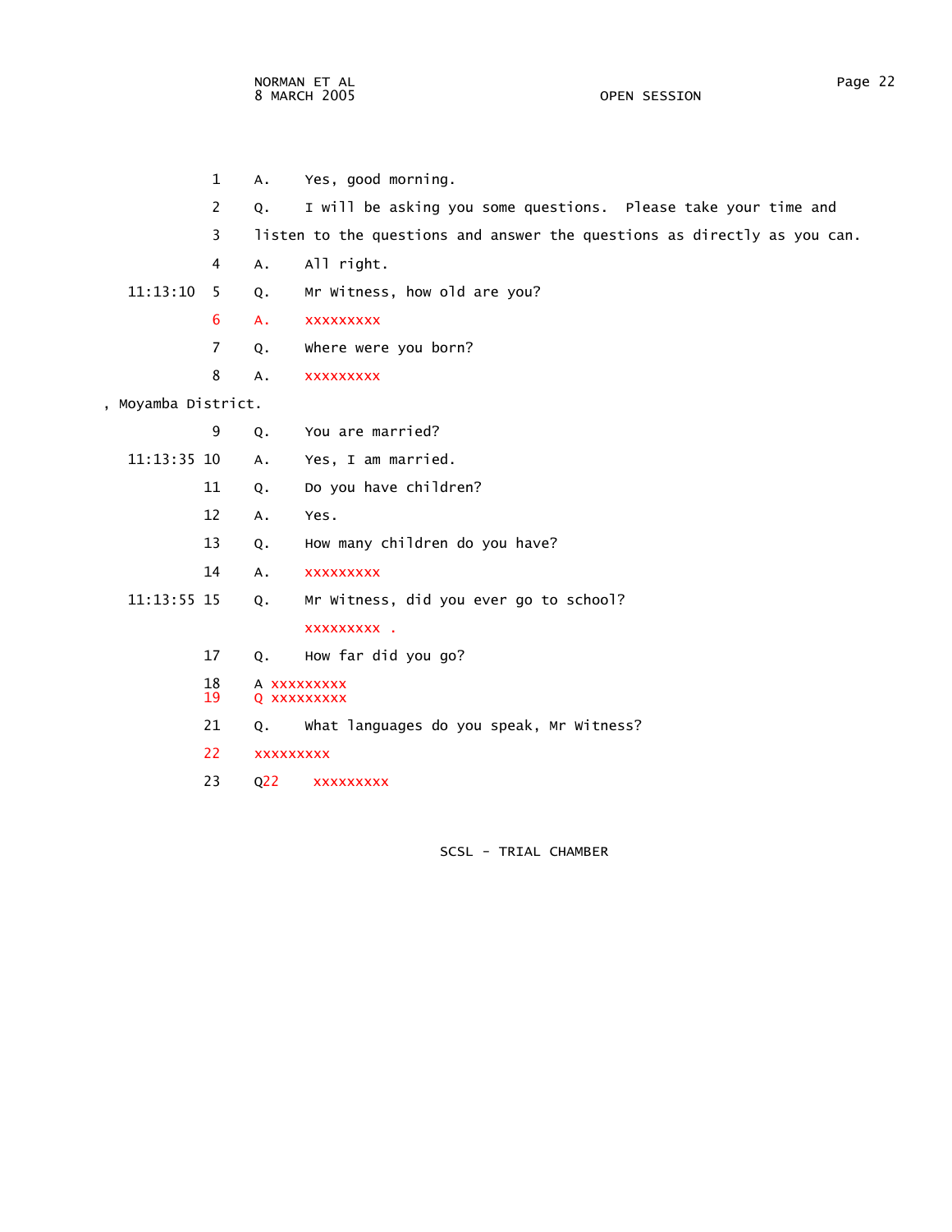1 A. Yes, good morning.

2 Q. I will be asking you some questions. Please take your time and

3 listen to the questions and answer the questions as directly as you can.

4 A. All right.

11:13:10 5 Q. Mr Witness, how old are you?

6 A. xxxxxxxxx

7 Q. Where were you born?

8 A. xxxxxxxxx

, Moyamba District.

9 Q. You are married?

11:13:35 10 A. Yes, I am married.

11 Q. Do you have children?

12 A. Yes.

13 Q. How many children do you have?

14 A. xxxxxxxxx

11:13:55 15 Q. Mr Witness, did you ever go to school?

xxxxxxxxx .

17 Q. How far did you go?

18 A xxxxxxxxx
19 Q xxxxxxxxx

21 Q. What languages do you speak, Mr Witness?

22 xxxxxxxxx

23 Q22 xxxxxxxxx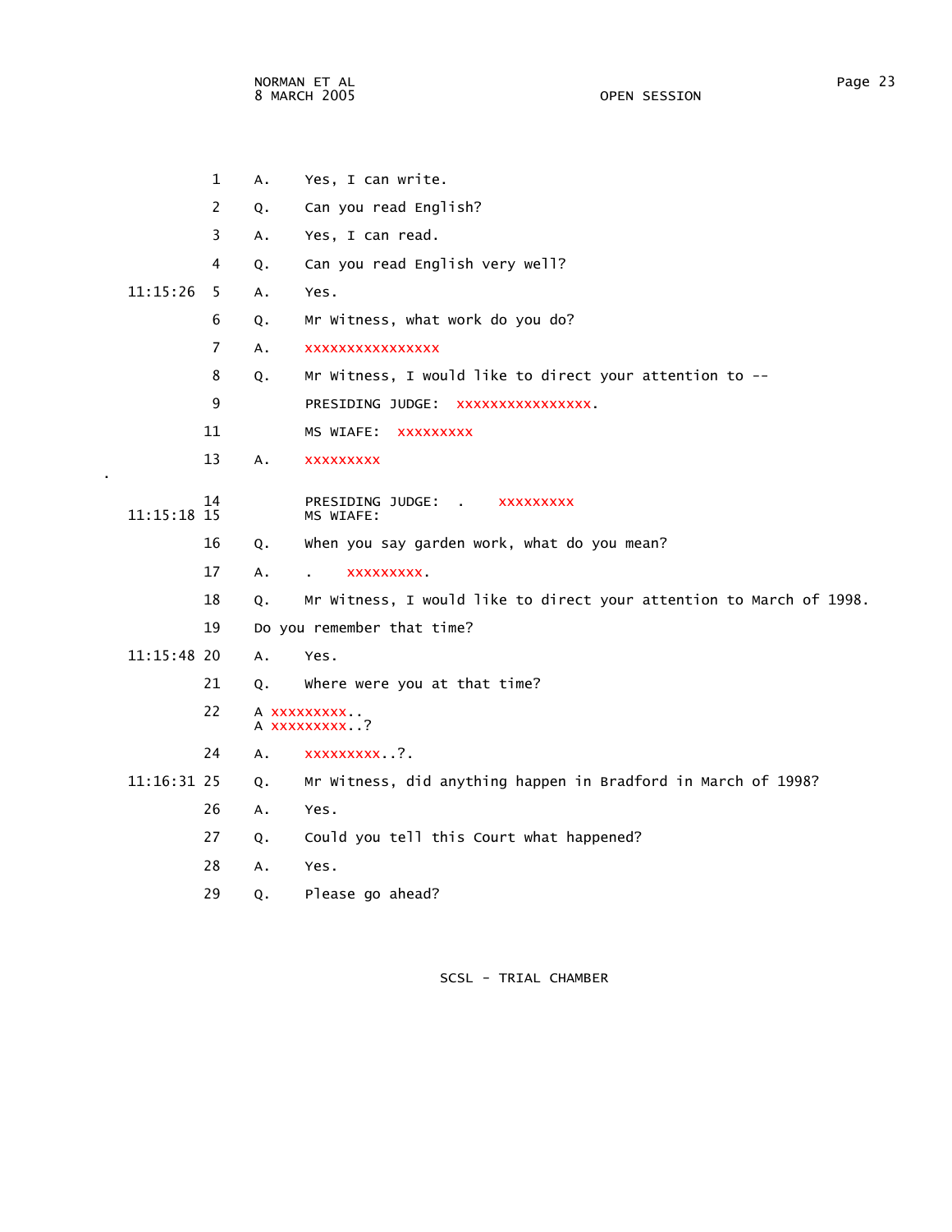1 A. Yes, I can write.

2 Q. Can you read English?

3 A. Yes, I can read.

4 Q. Can you read English very well?

11:15:26 5 A. Yes.

6 Q. Mr Witness, what work do you do?

7 A. xxxxxxxxxxxxxxxx

8 Q. Mr Witness, I would like to direct your attention to --

9 PRESIDING JUDGE: xxxxxxxxxxxxxxxx.

11 MS WIAFE: xxxxxxxxx

13 A. xxxxxxxxx

.

14 PRESIDING JUDGE: . xxxxxxxxx

11:15:18 15 MS WIAFE:

16 Q. When you say garden work, what do you mean?

17 A. . xxxxxxxxx.

18 Q. Mr Witness, I would like to direct your attention to March of 1998.

19 Do you remember that time?

11:15:48 20 A. Yes.

21 Q. Where were you at that time?

22 A xxxxxxxxx..
A xxxxxxxxx..?

24 A. xxxxxxxxx..?.

11:16:31 25 Q. Mr Witness, did anything happen in Bradford in March of 1998?

26 A. Yes.

27 Q. Could you tell this Court what happened?

28 A. Yes.

29 Q. Please go ahead?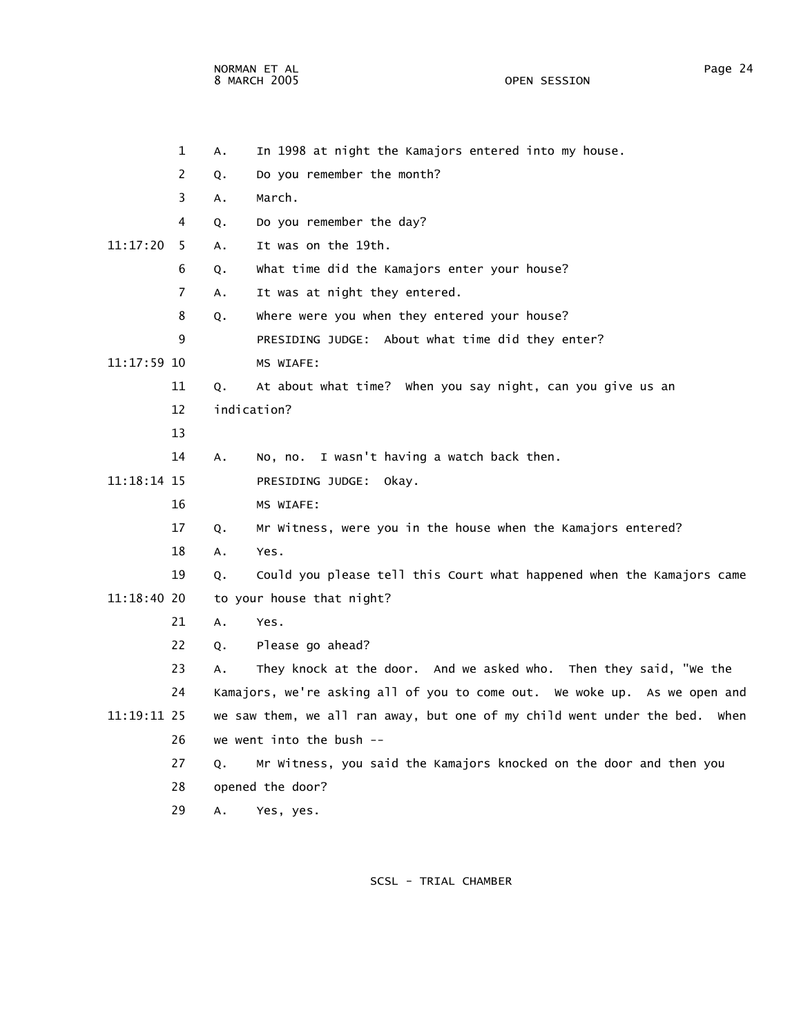A. In 1998 at night the Kamajors entered into my house.

Q. Do you remember the month?

A. March.

Q. Do you remember the day?

A. It was on the 19th.

Q. What time did the Kamajors enter your house?

A. It was at night they entered.

Q. Where were you when they entered your house?

PRESIDING JUDGE: About what time did they enter?

MS WIAFE:

Q. At about what time? When you say night, can you give us an indication?

A. No, no. I wasn't having a watch back then.

PRESIDING JUDGE: Okay.

MS WIAFE:

Q. Mr Witness, were you in the house when the Kamajors entered?

A. Yes.

Q. Could you please tell this Court what happened when the Kamajors came to your house that night?

A. Yes.

Q. Please go ahead?

A. They knock at the door. And we asked who. Then they said, "We the Kamajors, we're asking all of you to come out. We woke up. As we open and we saw them, we all ran away, but one of my child went under the bed. When we went into the bush --

Q. Mr Witness, you said the Kamajors knocked on the door and then you opened the door?

A. Yes, yes.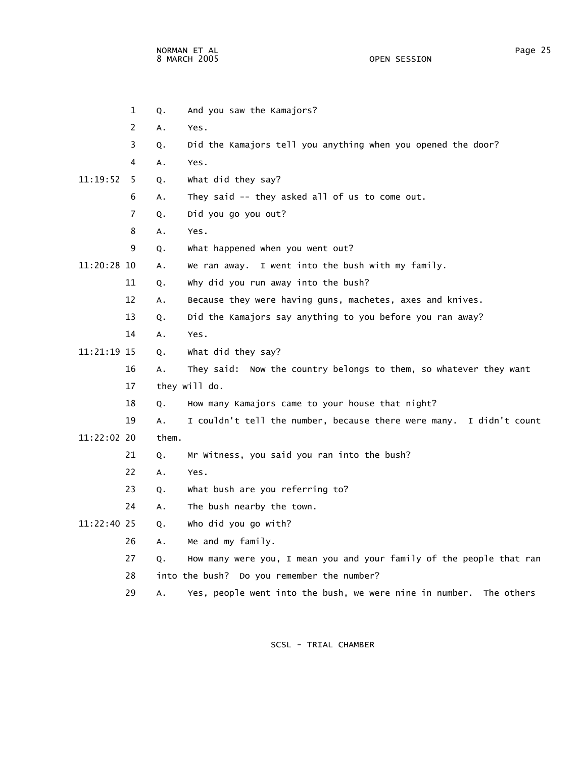Q. And you saw the Kamajors?

A. Yes.

Q. Did the Kamajors tell you anything when you opened the door?

A. Yes.

Q. What did they say?

A. They said -- they asked all of us to come out.

Q. Did you go you out?

A. Yes.

Q. What happened when you went out?

A. We ran away. I went into the bush with my family.

Q. Why did you run away into the bush?

A. Because they were having guns, machetes, axes and knives.

Q. Did the Kamajors say anything to you before you ran away?

A. Yes.

Q. What did they say?

A. They said: Now the country belongs to them, so whatever they want they will do.

Q. How many Kamajors came to your house that night?

A. I couldn't tell the number, because there were many. I didn't count them.

Q. Mr Witness, you said you ran into the bush?

A. Yes.

Q. What bush are you referring to?

A. The bush nearby the town.

Q. Who did you go with?

A. Me and my family.

Q. How many were you, I mean you and your family of the people that ran into the bush? Do you remember the number?

A. Yes, people went into the bush, we were nine in number. The others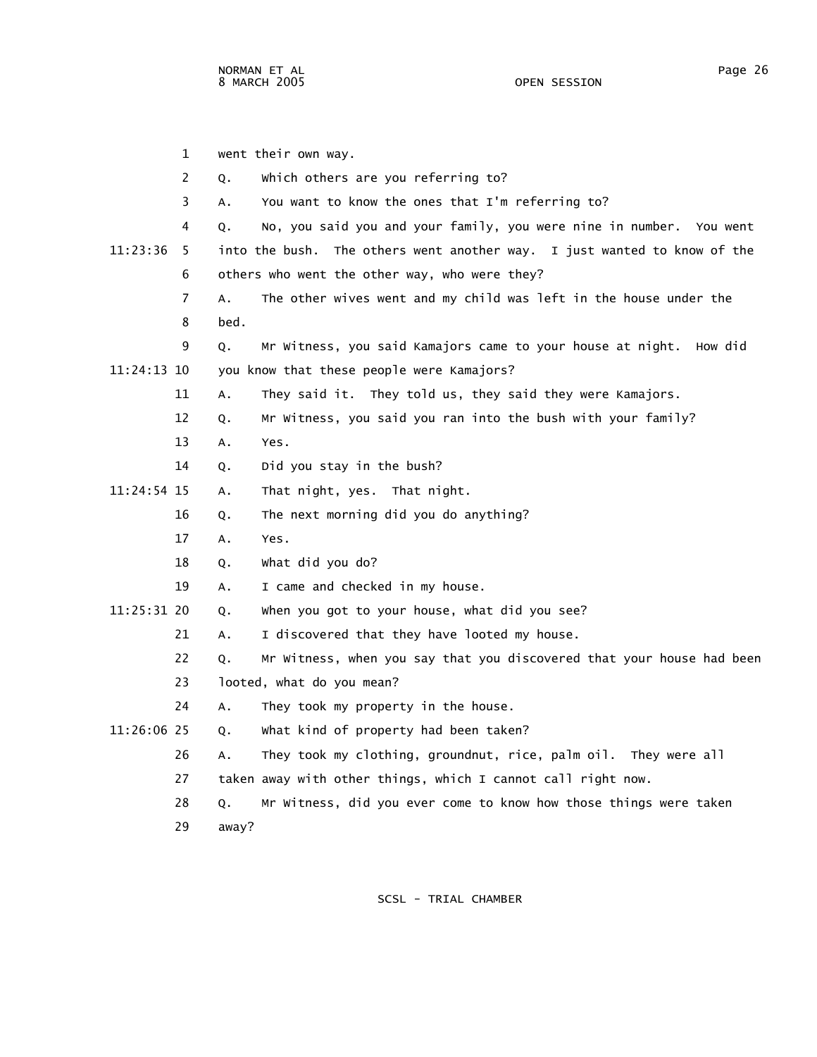went their own way.

Q. Which others are you referring to?

A. You want to know the ones that I'm referring to?

Q. No, you said you and your family, you were nine in number. You went into the bush. The others went another way. I just wanted to know of the others who went the other way, who were they?

A. The other wives went and my child was left in the house under the bed.

Q. Mr Witness, you said Kamajors came to your house at night. How did you know that these people were Kamajors?

A. They said it. They told us, they said they were Kamajors.

Q. Mr Witness, you said you ran into the bush with your family?

A. Yes.

Q. Did you stay in the bush?

A. That night, yes. That night.

Q. The next morning did you do anything?

A. Yes.

Q. What did you do?

A. I came and checked in my house.

Q. When you got to your house, what did you see?

A. I discovered that they have looted my house.

Q. Mr Witness, when you say that you discovered that your house had been looted, what do you mean?

A. They took my property in the house.

Q. What kind of property had been taken?

A. They took my clothing, groundnut, rice, palm oil. They were all taken away with other things, which I cannot call right now.

Q. Mr Witness, did you ever come to know how those things were taken away?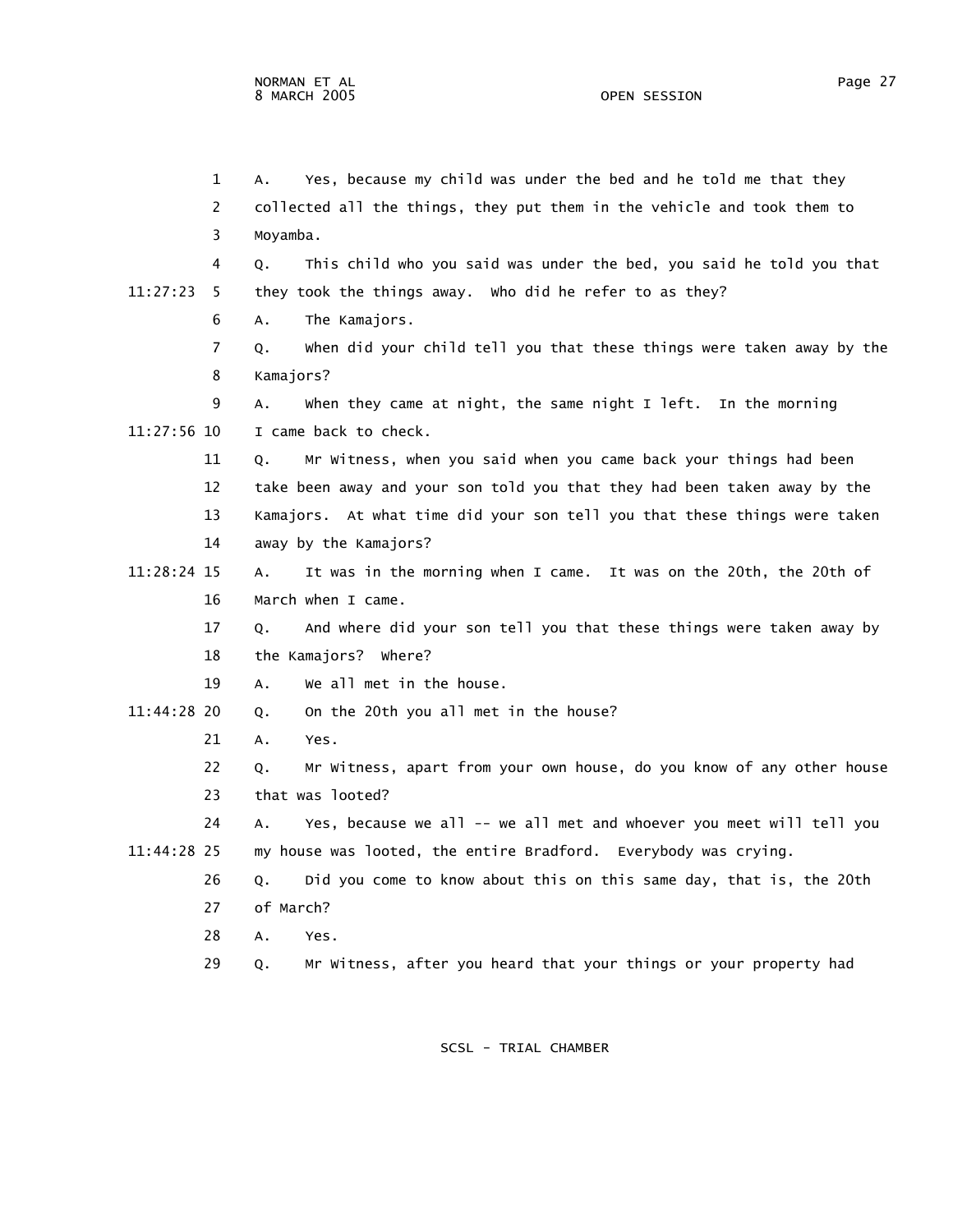1 A. Yes, because my child was under the bed and he told me that they
2 collected all the things, they put them in the vehicle and took them to
3 Moyamba.
4 Q. This child who you said was under the bed, you said he told you that
11:27:23 5 they took the things away. Who did he refer to as they?
6 A. The Kamajors.
7 Q. When did your child tell you that these things were taken away by the
8 Kamajors?
9 A. When they came at night, the same night I left. In the morning
11:27:56 10 I came back to check.
11 Q. Mr Witness, when you said when you came back your things had been
12 take been away and your son told you that they had been taken away by the
13 Kamajors. At what time did your son tell you that these things were taken
14 away by the Kamajors?
11:28:24 15 A. It was in the morning when I came. It was on the 20th, the 20th of
16 March when I came.
17 Q. And where did your son tell you that these things were taken away by
18 the Kamajors? Where?
19 A. We all met in the house.
11:44:28 20 Q. On the 20th you all met in the house?
21 A. Yes.
22 Q. Mr Witness, apart from your own house, do you know of any other house
23 that was looted?
24 A. Yes, because we all -- we all met and whoever you meet will tell you
11:44:28 25 my house was looted, the entire Bradford. Everybody was crying.
26 Q. Did you come to know about this on this same day, that is, the 20th
27 of March?
28 A. Yes.
29 Q. Mr Witness, after you heard that your things or your property had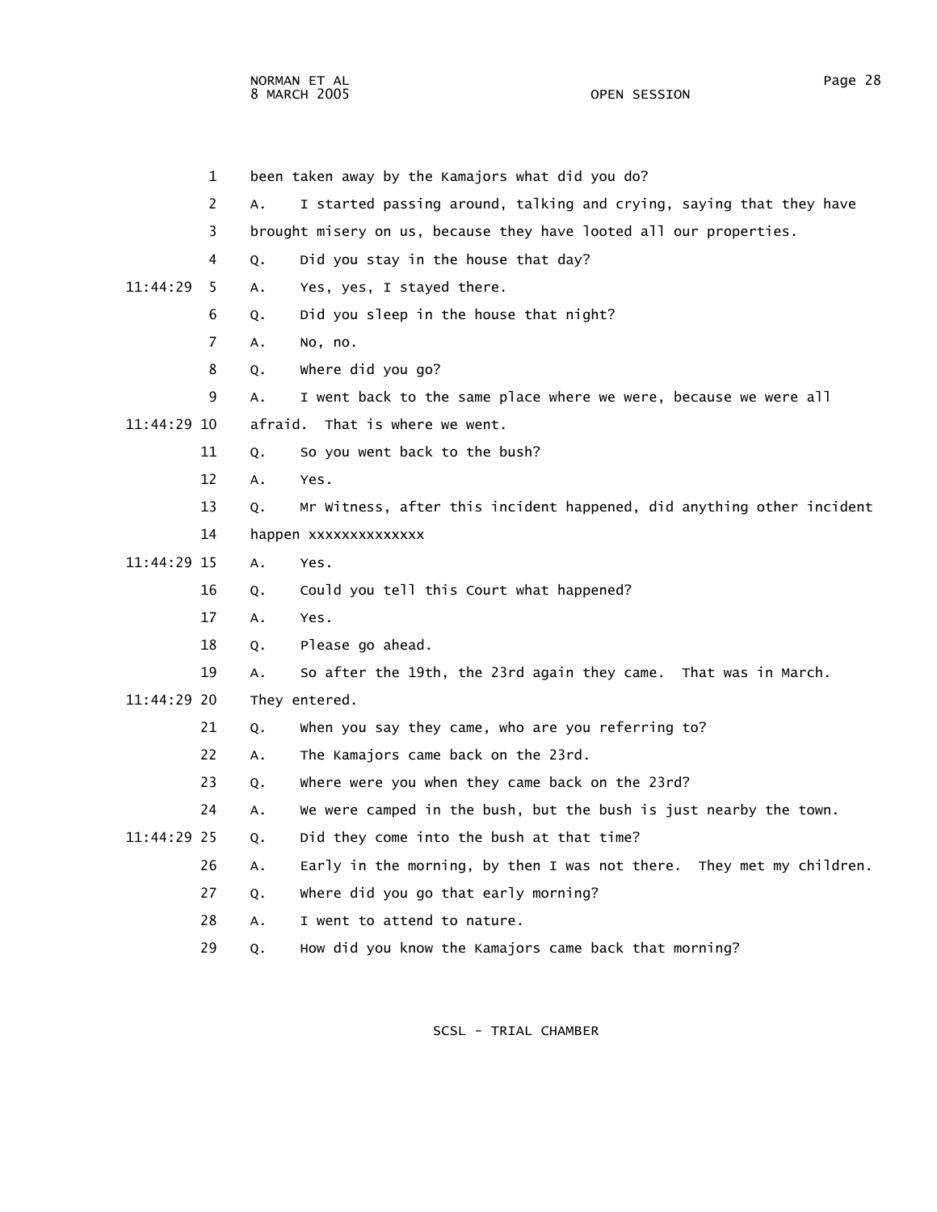been taken away by the Kamajors what did you do?

A. I started passing around, talking and crying, saying that they have brought misery on us, because they have looted all our properties.

Q. Did you stay in the house that day?

A. Yes, yes, I stayed there.

Q. Did you sleep in the house that night?

A. No, no.

Q. Where did you go?

A. I went back to the same place where we were, because we were all afraid. That is where we went.

Q. So you went back to the bush?

A. Yes.

Q. Mr Witness, after this incident happened, did anything other incident happen xxxxxxxxxxxxxx

A. Yes.

Q. Could you tell this Court what happened?

A. Yes.

Q. Please go ahead.

A. So after the 19th, the 23rd again they came. That was in March. They entered.

Q. When you say they came, who are you referring to?

A. The Kamajors came back on the 23rd.

Q. Where were you when they came back on the 23rd?

A. We were camped in the bush, but the bush is just nearby the town.

Q. Did they come into the bush at that time?

A. Early in the morning, by then I was not there. They met my children.

Q. Where did you go that early morning?

A. I went to attend to nature.

Q. How did you know the Kamajors came back that morning?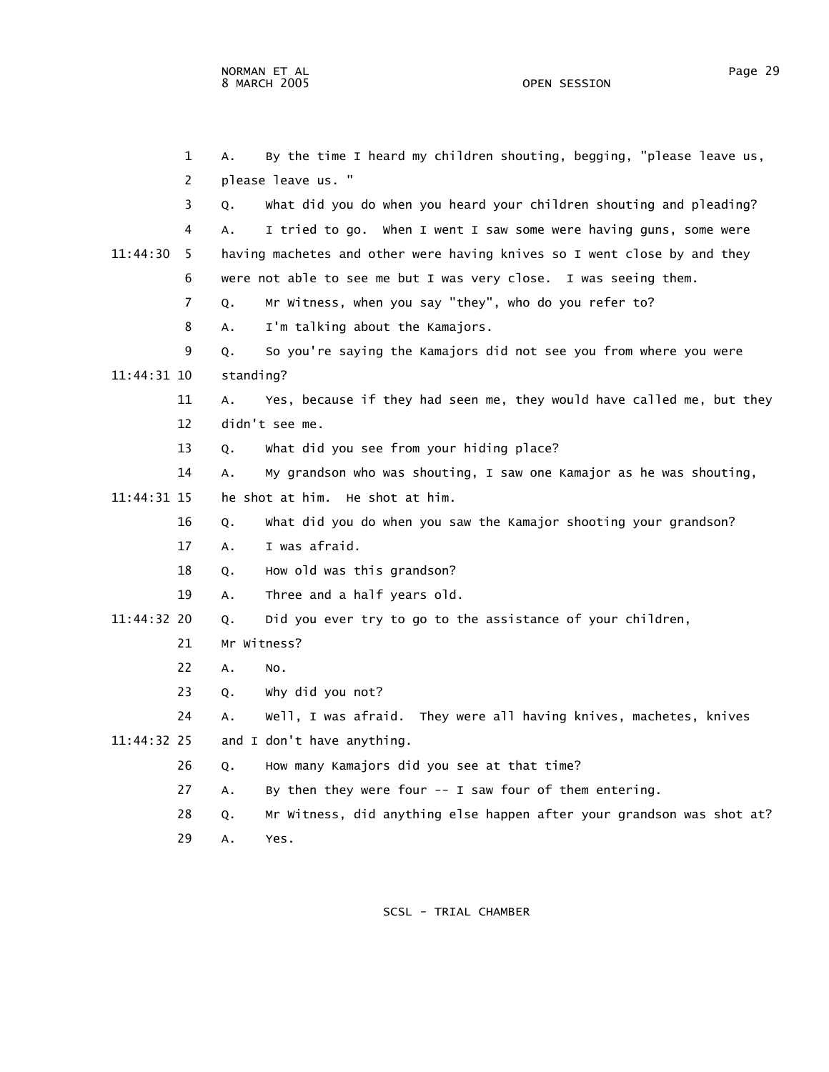A. By the time I heard my children shouting, begging, "please leave us, please leave us. "

Q. What did you do when you heard your children shouting and pleading?

A. I tried to go. When I went I saw some were having guns, some were having machetes and other were having knives so I went close by and they were not able to see me but I was very close. I was seeing them.

Q. Mr Witness, when you say "they", who do you refer to?

A. I'm talking about the Kamajors.

Q. So you're saying the Kamajors did not see you from where you were standing?

A. Yes, because if they had seen me, they would have called me, but they didn't see me.

Q. What did you see from your hiding place?

A. My grandson who was shouting, I saw one Kamajor as he was shouting, he shot at him. He shot at him.

Q. What did you do when you saw the Kamajor shooting your grandson?

A. I was afraid.

Q. How old was this grandson?

A. Three and a half years old.

Q. Did you ever try to go to the assistance of your children, Mr Witness?

A. No.

Q. Why did you not?

A. Well, I was afraid. They were all having knives, machetes, knives and I don't have anything.

Q. How many Kamajors did you see at that time?

A. By then they were four -- I saw four of them entering.

Q. Mr Witness, did anything else happen after your grandson was shot at?

A. Yes.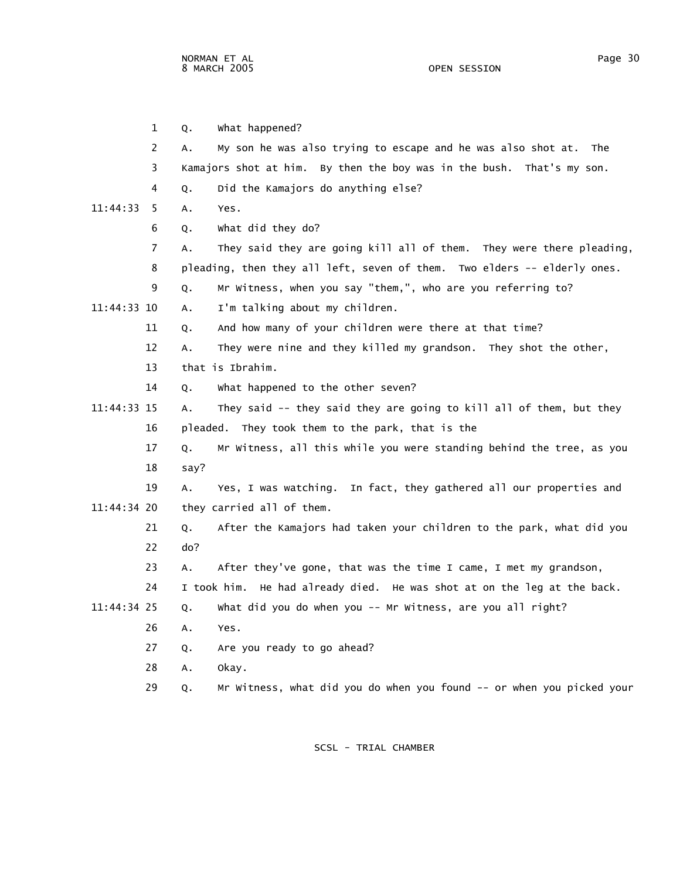Q. What happened?

A. My son he was also trying to escape and he was also shot at. The Kamajors shot at him. By then the boy was in the bush. That's my son.

Q. Did the Kamajors do anything else?

A. Yes.

Q. What did they do?

A. They said they are going kill all of them. They were there pleading, pleading, then they all left, seven of them. Two elders -- elderly ones.

Q. Mr Witness, when you say "them,", who are you referring to?

A. I'm talking about my children.

Q. And how many of your children were there at that time?

A. They were nine and they killed my grandson. They shot the other, that is Ibrahim.

Q. What happened to the other seven?

A. They said -- they said they are going to kill all of them, but they pleaded. They took them to the park, that is the

Q. Mr Witness, all this while you were standing behind the tree, as you say?

A. Yes, I was watching. In fact, they gathered all our properties and they carried all of them.

Q. After the Kamajors had taken your children to the park, what did you do?

A. After they've gone, that was the time I came, I met my grandson, I took him. He had already died. He was shot at on the leg at the back.

Q. What did you do when you -- Mr Witness, are you all right?

A. Yes.

Q. Are you ready to go ahead?

A. Okay.

Q. Mr Witness, what did you do when you found -- or when you picked your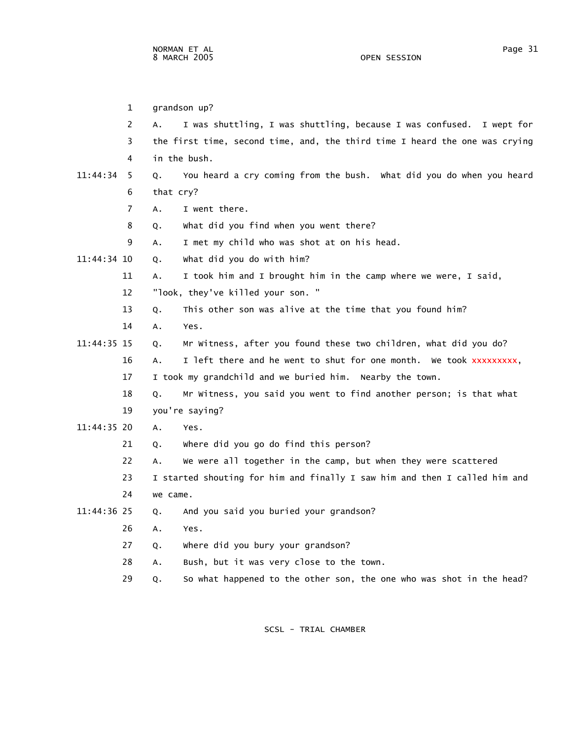grandson up?

A. I was shuttling, I was shuttling, because I was confused. I wept for the first time, second time, and, the third time I heard the one was crying in the bush.

Q. You heard a cry coming from the bush. What did you do when you heard that cry?

A. I went there.

Q. What did you find when you went there?

A. I met my child who was shot at on his head.

Q. What did you do with him?

A. I took him and I brought him in the camp where we were, I said, "look, they've killed your son. "

Q. This other son was alive at the time that you found him?

A. Yes.

Q. Mr Witness, after you found these two children, what did you do?

A. I left there and he went to shut for one month. We took xxxxxxxxx, I took my grandchild and we buried him. Nearby the town.

Q. Mr Witness, you said you went to find another person; is that what you're saying?

A. Yes.

Q. Where did you go do find this person?

A. We were all together in the camp, but when they were scattered I started shouting for him and finally I saw him and then I called him and we came.

Q. And you said you buried your grandson?

A. Yes.

Q. Where did you bury your grandson?

A. Bush, but it was very close to the town.

Q. So what happened to the other son, the one who was shot in the head?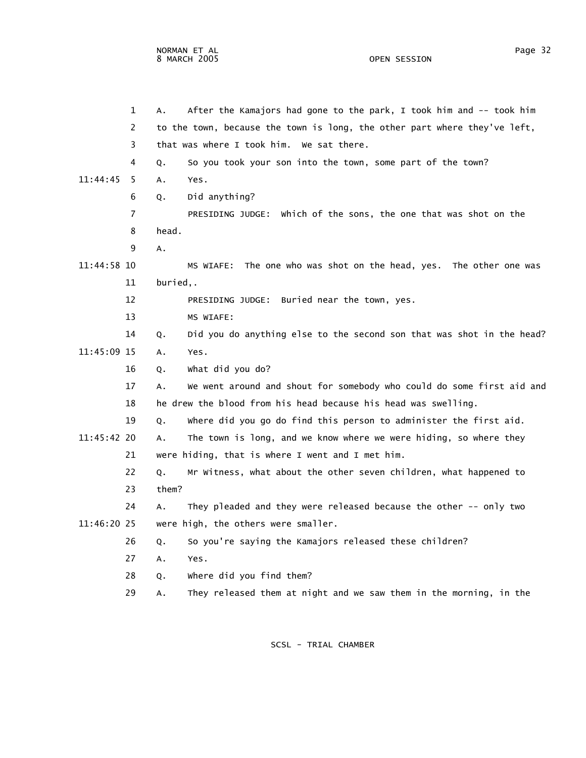A. After the Kamajors had gone to the park, I took him and -- took him to the town, because the town is long, the other part where they've left, that was where I took him. We sat there.

Q. So you took your son into the town, some part of the town?

A. Yes.

Q. Did anything?

PRESIDING JUDGE: Which of the sons, the one that was shot on the head.

A.

MS WIAFE: The one who was shot on the head, yes. The other one was buried,.

PRESIDING JUDGE: Buried near the town, yes.

MS WIAFE:

Q. Did you do anything else to the second son that was shot in the head?

A. Yes.

Q. What did you do?

A. We went around and shout for somebody who could do some first aid and he drew the blood from his head because his head was swelling.

Q. Where did you go do find this person to administer the first aid.

A. The town is long, and we know where we were hiding, so where they were hiding, that is where I went and I met him.

Q. Mr Witness, what about the other seven children, what happened to them?

A. They pleaded and they were released because the other -- only two were high, the others were smaller.

Q. So you're saying the Kamajors released these children?

A. Yes.

Q. Where did you find them?

A. They released them at night and we saw them in the morning, in the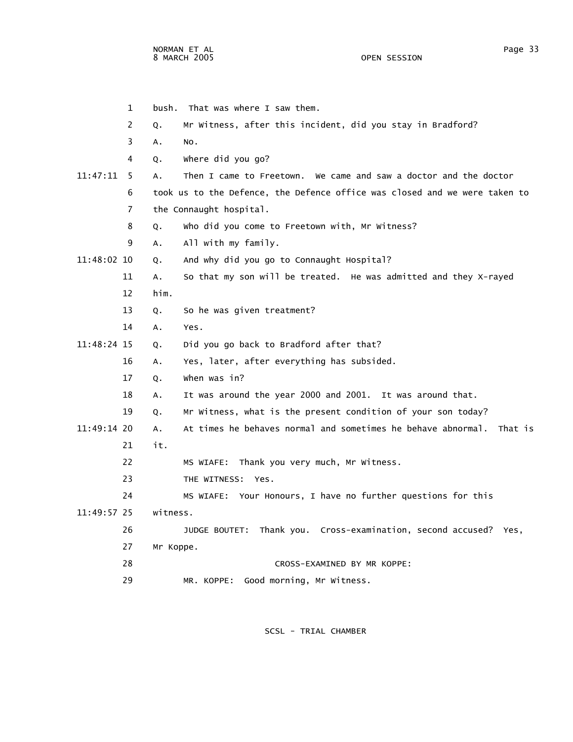bush. That was where I saw them.

Q. Mr Witness, after this incident, did you stay in Bradford?

A. No.

Q. Where did you go?

A. Then I came to Freetown. We came and saw a doctor and the doctor took us to the Defence, the Defence office was closed and we were taken to the Connaught hospital.

Q. Who did you come to Freetown with, Mr Witness?

A. All with my family.

Q. And why did you go to Connaught Hospital?

A. So that my son will be treated. He was admitted and they X-rayed him.

Q. So he was given treatment?

A. Yes.

Q. Did you go back to Bradford after that?

A. Yes, later, after everything has subsided.

Q. When was in?

A. It was around the year 2000 and 2001. It was around that.

Q. Mr Witness, what is the present condition of your son today?

A. At times he behaves normal and sometimes he behave abnormal. That is it.

MS WIAFE: Thank you very much, Mr Witness.

THE WITNESS: Yes.

MS WIAFE: Your Honours, I have no further questions for this witness.

JUDGE BOUTET: Thank you. Cross-examination, second accused? Yes, Mr Koppe.

CROSS-EXAMINED BY MR KOPPE:

MR. KOPPE: Good morning, Mr Witness.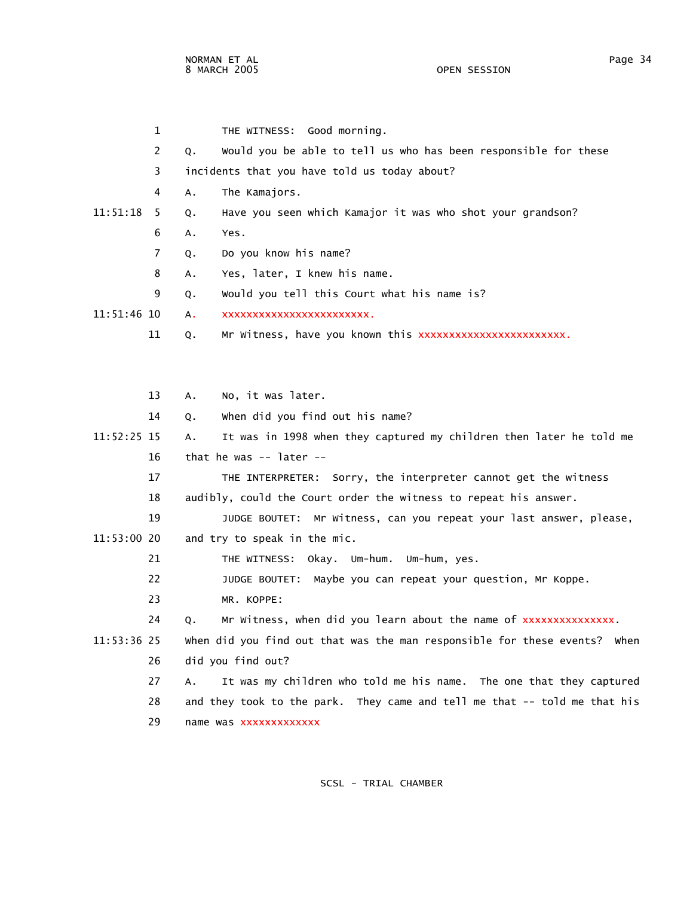THE WITNESS: Good morning.

Q. Would you be able to tell us who has been responsible for these incidents that you have told us today about?

A. The Kamajors.

Q. Have you seen which Kamajor it was who shot your grandson?

A. Yes.

Q. Do you know his name?

A. Yes, later, I knew his name.

Q. Would you tell this Court what his name is?

A. xxxxxxxxxxxxxxxxxxxxxxxx.

Q. Mr Witness, have you known this xxxxxxxxxxxxxxxxxxxxxxxx.

A. No, it was later.

Q. When did you find out his name?

A. It was in 1998 when they captured my children then later he told me that he was -- later --

THE INTERPRETER: Sorry, the interpreter cannot get the witness audibly, could the Court order the witness to repeat his answer.

JUDGE BOUTET: Mr Witness, can you repeat your last answer, please, and try to speak in the mic.

THE WITNESS: Okay. Um-hum. Um-hum, yes.

JUDGE BOUTET: Maybe you can repeat your question, Mr Koppe.

MR. KOPPE:

Q. Mr Witness, when did you learn about the name of xxxxxxxxxxxxxxx. When did you find out that was the man responsible for these events? When did you find out?

A. It was my children who told me his name. The one that they captured and they took to the park. They came and tell me that -- told me that his name was xxxxxxxxxxxxx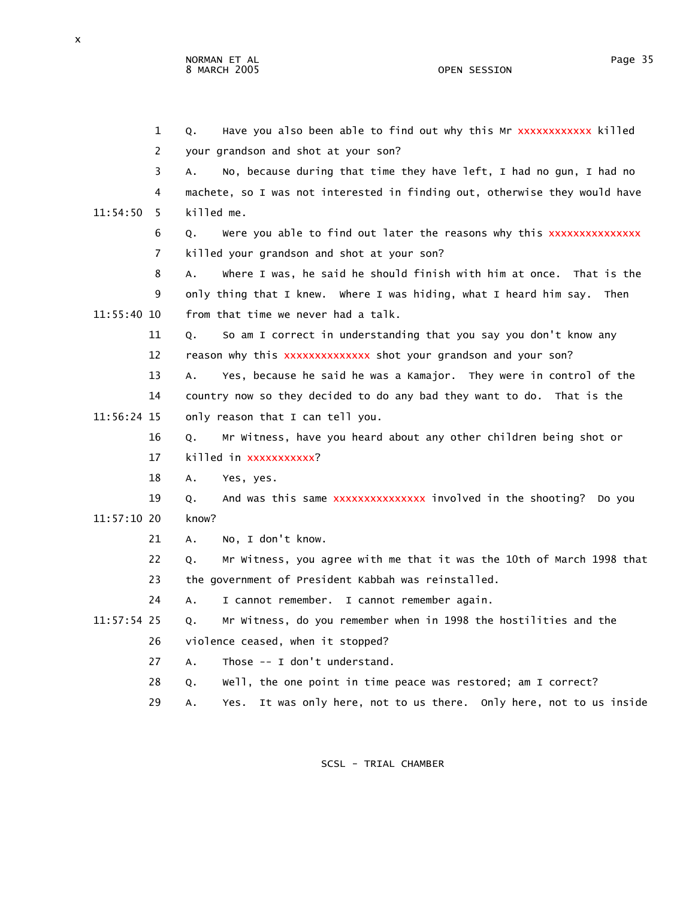1 Q. Have you also been able to find out why this Mr xxxxxxxxxxxx killed
2 your grandson and shot at your son?
3 A. No, because during that time they have left, I had no gun, I had no
4 machete, so I was not interested in finding out, otherwise they would have
11:54:50 5 killed me.
6 Q. Were you able to find out later the reasons why this xxxxxxxxxxxxxxx
7 killed your grandson and shot at your son?
8 A. Where I was, he said he should finish with him at once. That is the
9 only thing that I knew. Where I was hiding, what I heard him say. Then
11:55:40 10 from that time we never had a talk.
11 Q. So am I correct in understanding that you say you don't know any
12 reason why this xxxxxxxxxxxxxx shot your grandson and your son?
13 A. Yes, because he said he was a Kamajor. They were in control of the
14 country now so they decided to do any bad they want to do. That is the
11:56:24 15 only reason that I can tell you.
16 Q. Mr Witness, have you heard about any other children being shot or
17 killed in xxxxxxxxxxx?
18 A. Yes, yes.
19 Q. And was this same xxxxxxxxxxxxxxx involved in the shooting? Do you
11:57:10 20 know?
21 A. No, I don't know.
22 Q. Mr Witness, you agree with me that it was the 10th of March 1998 that
23 the government of President Kabbah was reinstalled.
24 A. I cannot remember. I cannot remember again.
11:57:54 25 Q. Mr Witness, do you remember when in 1998 the hostilities and the
26 violence ceased, when it stopped?
27 A. Those -- I don't understand.
28 Q. Well, the one point in time peace was restored; am I correct?
29 A. Yes. It was only here, not to us there. Only here, not to us inside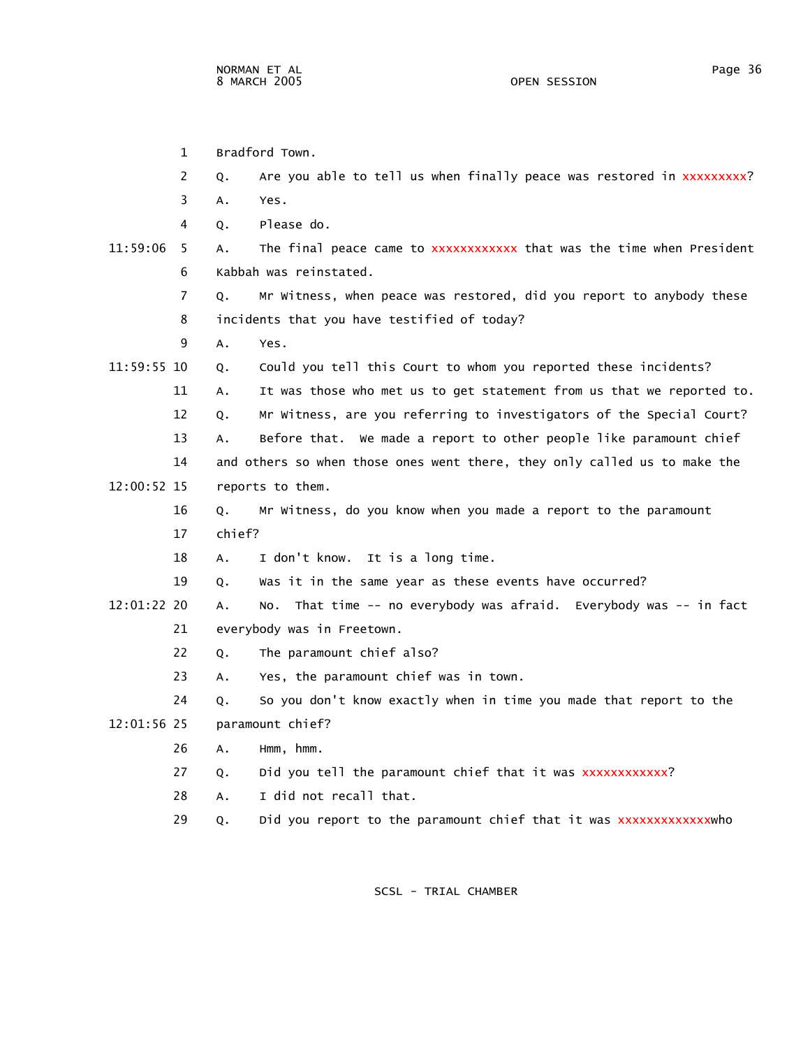1 Bradford Town.

2 Q. Are you able to tell us when finally peace was restored in xxxxxxxxx?

3 A. Yes.

4 Q. Please do.

11:59:06 5 A. The final peace came to xxxxxxxxxxxx that was the time when President

6 Kabbah was reinstated.

7 Q. Mr Witness, when peace was restored, did you report to anybody these

8 incidents that you have testified of today?

9 A. Yes.

11:59:55 10 Q. Could you tell this Court to whom you reported these incidents?

11 A. It was those who met us to get statement from us that we reported to.

12 Q. Mr Witness, are you referring to investigators of the Special Court?

13 A. Before that. We made a report to other people like paramount chief

14 and others so when those ones went there, they only called us to make the

12:00:52 15 reports to them.

16 Q. Mr Witness, do you know when you made a report to the paramount

17 chief?

18 A. I don't know. It is a long time.

19 Q. Was it in the same year as these events have occurred?

12:01:22 20 A. No. That time -- no everybody was afraid. Everybody was -- in fact

21 everybody was in Freetown.

22 Q. The paramount chief also?

23 A. Yes, the paramount chief was in town.

24 Q. So you don't know exactly when in time you made that report to the

12:01:56 25 paramount chief?

26 A. Hmm, hmm.

27 Q. Did you tell the paramount chief that it was xxxxxxxxxxxx?

28 A. I did not recall that.

29 Q. Did you report to the paramount chief that it was xxxxxxxxxxxxxwho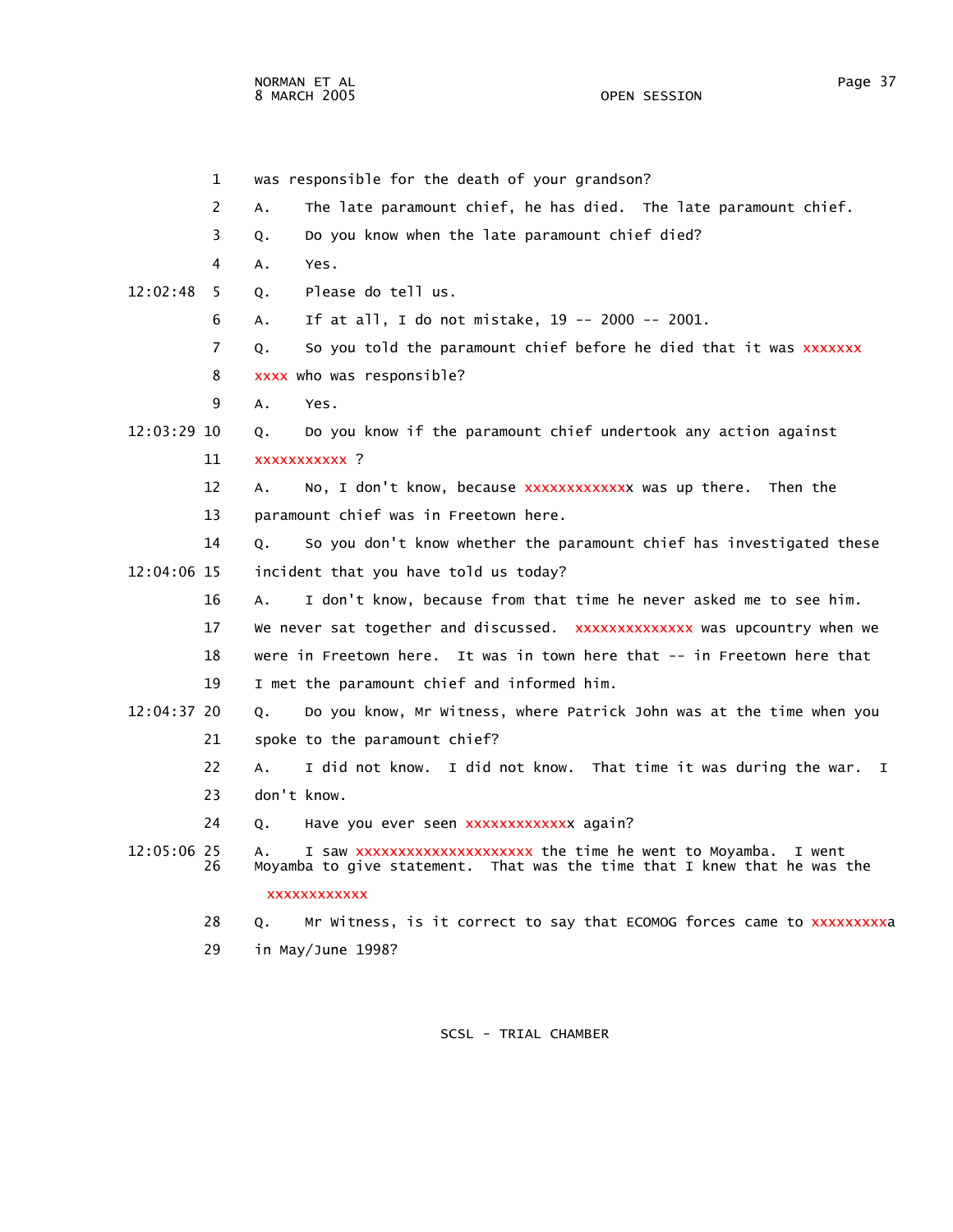1 was responsible for the death of your grandson?

2 A. The late paramount chief, he has died. The late paramount chief.

3 Q. Do you know when the late paramount chief died?

4 A. Yes.

12:02:48 5 Q. Please do tell us.

6 A. If at all, I do not mistake, 19 -- 2000 -- 2001.

7 Q. So you told the paramount chief before he died that it was xxxxxxx

8 xxxx who was responsible?

9 A. Yes.

12:03:29 10 Q. Do you know if the paramount chief undertook any action against

11 xxxxxxxxxxx ?

12 A. No, I don't know, because xxxxxxxxxxxxx was up there. Then the

13 paramount chief was in Freetown here.

14 Q. So you don't know whether the paramount chief has investigated these

12:04:06 15 incident that you have told us today?

16 A. I don't know, because from that time he never asked me to see him.

17 We never sat together and discussed. xxxxxxxxxxxxxx was upcountry when we

18 were in Freetown here. It was in town here that -- in Freetown here that

19 I met the paramount chief and informed him.

12:04:37 20 Q. Do you know, Mr Witness, where Patrick John was at the time when you

21 spoke to the paramount chief?

22 A. I did not know. I did not know. That time it was during the war. I

23 don't know.

24 Q. Have you ever seen xxxxxxxxxxxxx again?

12:05:06 25 A. I saw xxxxxxxxxxxxxxxxxxxxxx the time he went to Moyamba. I went

26 Moyamba to give statement. That was the time that I knew that he was the

xxxxxxxxxxxx

28 Q. Mr Witness, is it correct to say that ECOMOG forces came to xxxxxxxxxa

29 in May/June 1998?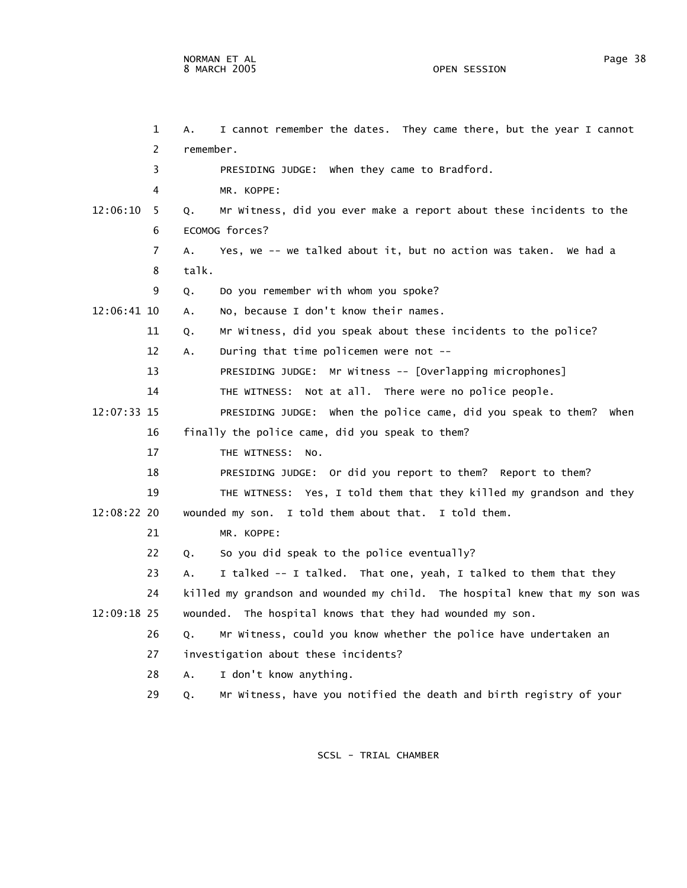A. I cannot remember the dates. They came there, but the year I cannot remember.

PRESIDING JUDGE: When they came to Bradford.

MR. KOPPE:

Q. Mr Witness, did you ever make a report about these incidents to the ECOMOG forces?

A. Yes, we -- we talked about it, but no action was taken. We had a talk.

Q. Do you remember with whom you spoke?

A. No, because I don't know their names.

Q. Mr Witness, did you speak about these incidents to the police?

A. During that time policemen were not --

PRESIDING JUDGE: Mr Witness -- [Overlapping microphones]

THE WITNESS: Not at all. There were no police people.

PRESIDING JUDGE: When the police came, did you speak to them? When finally the police came, did you speak to them?

THE WITNESS: No.

PRESIDING JUDGE: Or did you report to them? Report to them?

THE WITNESS: Yes, I told them that they killed my grandson and they wounded my son. I told them about that. I told them.

MR. KOPPE:

Q. So you did speak to the police eventually?

A. I talked -- I talked. That one, yeah, I talked to them that they killed my grandson and wounded my child. The hospital knew that my son was wounded. The hospital knows that they had wounded my son.

Q. Mr Witness, could you know whether the police have undertaken an investigation about these incidents?

A. I don't know anything.

Q. Mr Witness, have you notified the death and birth registry of your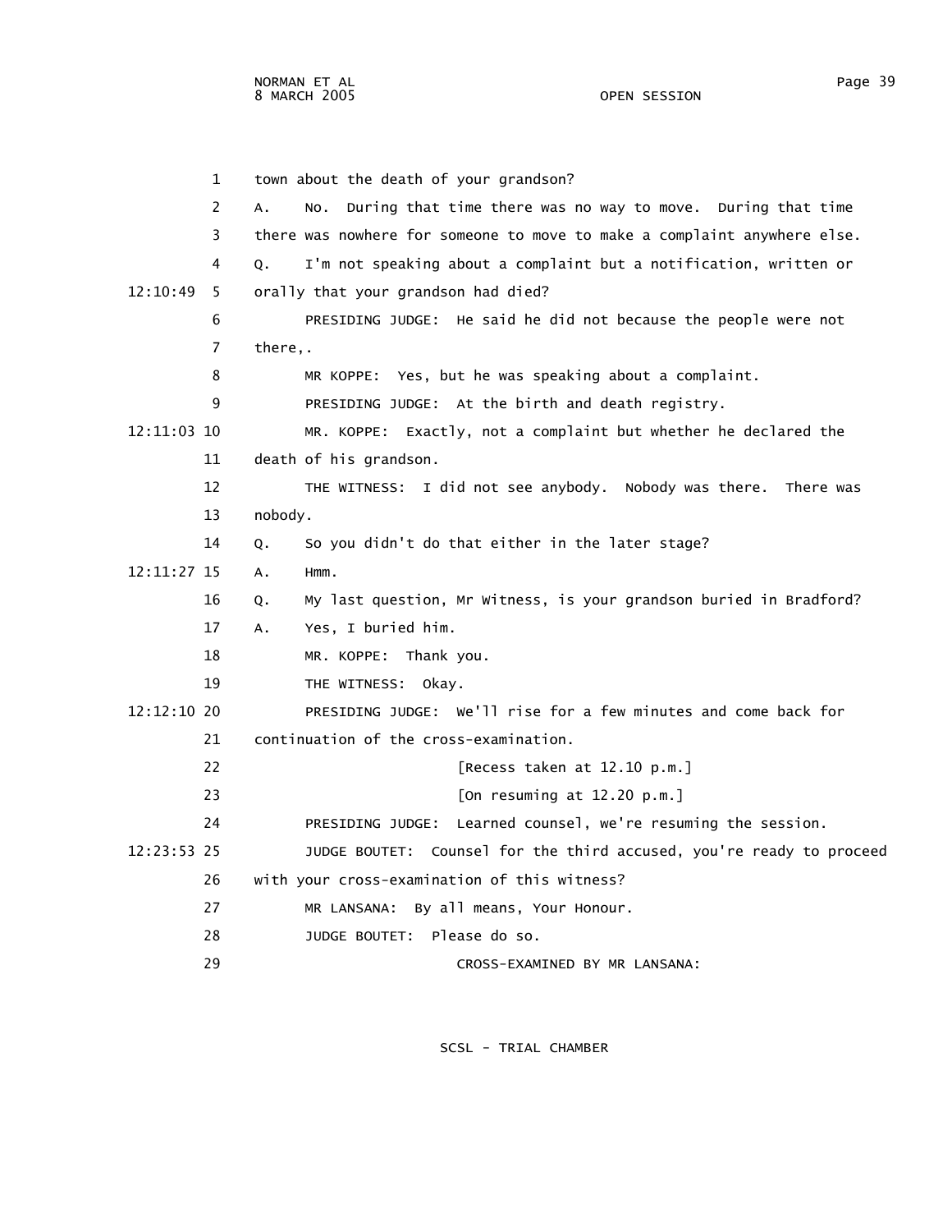town about the death of your grandson?

A. No. During that time there was no way to move. During that time there was nowhere for someone to move to make a complaint anywhere else.

Q. I'm not speaking about a complaint but a notification, written or orally that your grandson had died?

PRESIDING JUDGE: He said he did not because the people were not there,.

MR KOPPE: Yes, but he was speaking about a complaint.

PRESIDING JUDGE: At the birth and death registry.

MR. KOPPE: Exactly, not a complaint but whether he declared the death of his grandson.

THE WITNESS: I did not see anybody. Nobody was there. There was nobody.

Q. So you didn't do that either in the later stage?

A. Hmm.

Q. My last question, Mr Witness, is your grandson buried in Bradford?

A. Yes, I buried him.

MR. KOPPE: Thank you.

THE WITNESS: Okay.

PRESIDING JUDGE: We'll rise for a few minutes and come back for continuation of the cross-examination.

[Recess taken at 12.10 p.m.]

[On resuming at 12.20 p.m.]

PRESIDING JUDGE: Learned counsel, we're resuming the session.

JUDGE BOUTET: Counsel for the third accused, you're ready to proceed with your cross-examination of this witness?

MR LANSANA: By all means, Your Honour.

JUDGE BOUTET: Please do so.

CROSS-EXAMINED BY MR LANSANA: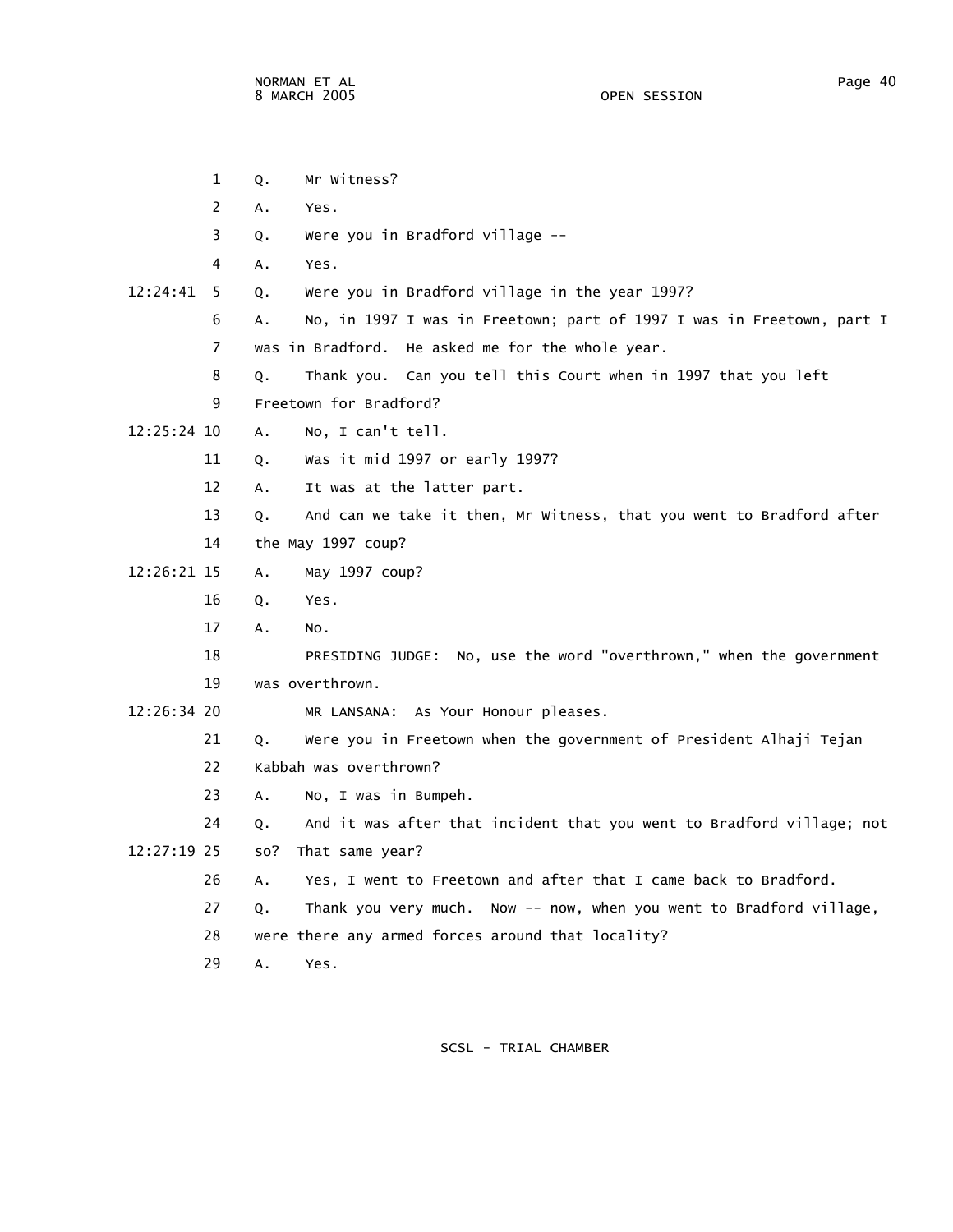1 Q. Mr Witness?

2 A. Yes.

3 Q. Were you in Bradford village --

4 A. Yes.

12:24:41 5 Q. Were you in Bradford village in the year 1997?

6 A. No, in 1997 I was in Freetown; part of 1997 I was in Freetown, part I

7 was in Bradford. He asked me for the whole year.

8 Q. Thank you. Can you tell this Court when in 1997 that you left

9 Freetown for Bradford?

12:25:24 10 A. No, I can't tell.

11 Q. Was it mid 1997 or early 1997?

12 A. It was at the latter part.

13 Q. And can we take it then, Mr Witness, that you went to Bradford after

14 the May 1997 coup?

12:26:21 15 A. May 1997 coup?

16 Q. Yes.

17 A. No.

18 PRESIDING JUDGE: No, use the word "overthrown," when the government

19 was overthrown.

12:26:34 20 MR LANSANA: As Your Honour pleases.

21 Q. Were you in Freetown when the government of President Alhaji Tejan

22 Kabbah was overthrown?

23 A. No, I was in Bumpeh.

24 Q. And it was after that incident that you went to Bradford village; not

12:27:19 25 so? That same year?

26 A. Yes, I went to Freetown and after that I came back to Bradford.

27 Q. Thank you very much. Now -- now, when you went to Bradford village,

28 were there any armed forces around that locality?

29 A. Yes.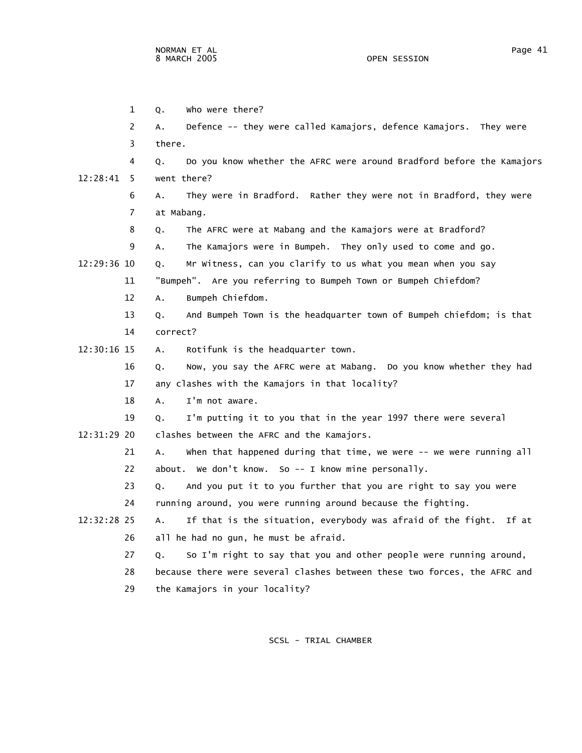1 Q. Who were there?

2 A. Defence -- they were called Kamajors, defence Kamajors. They were

3 there.

4 Q. Do you know whether the AFRC were around Bradford before the Kamajors

12:28:41 5 went there?

6 A. They were in Bradford. Rather they were not in Bradford, they were

7 at Mabang.

8 Q. The AFRC were at Mabang and the Kamajors were at Bradford?

9 A. The Kamajors were in Bumpeh. They only used to come and go.

12:29:36 10 Q. Mr Witness, can you clarify to us what you mean when you say

11 "Bumpeh". Are you referring to Bumpeh Town or Bumpeh Chiefdom?

12 A. Bumpeh Chiefdom.

13 Q. And Bumpeh Town is the headquarter town of Bumpeh chiefdom; is that

14 correct?

12:30:16 15 A. Rotifunk is the headquarter town.

16 Q. Now, you say the AFRC were at Mabang. Do you know whether they had

17 any clashes with the Kamajors in that locality?

18 A. I'm not aware.

19 Q. I'm putting it to you that in the year 1997 there were several

12:31:29 20 clashes between the AFRC and the Kamajors.

21 A. When that happened during that time, we were -- we were running all

22 about. We don't know. So -- I know mine personally.

23 Q. And you put it to you further that you are right to say you were

24 running around, you were running around because the fighting.

12:32:28 25 A. If that is the situation, everybody was afraid of the fight. If at

26 all he had no gun, he must be afraid.

27 Q. So I'm right to say that you and other people were running around,

28 because there were several clashes between these two forces, the AFRC and

29 the Kamajors in your locality?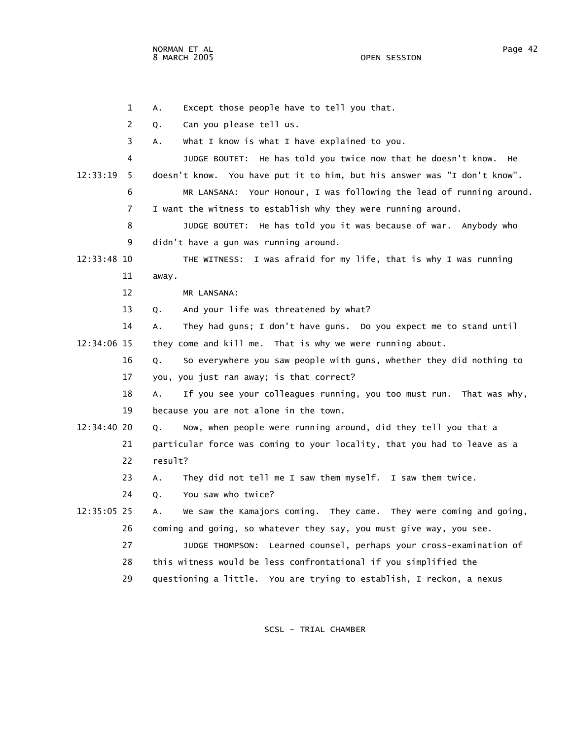A. Except those people have to tell you that.

Q. Can you please tell us.

A. What I know is what I have explained to you.

JUDGE BOUTET: He has told you twice now that he doesn't know. He doesn't know. You have put it to him, but his answer was "I don't know".

MR LANSANA: Your Honour, I was following the lead of running around. I want the witness to establish why they were running around.

JUDGE BOUTET: He has told you it was because of war. Anybody who didn't have a gun was running around.

THE WITNESS: I was afraid for my life, that is why I was running away.

MR LANSANA:

Q. And your life was threatened by what?

A. They had guns; I don't have guns. Do you expect me to stand until they come and kill me. That is why we were running about.

Q. So everywhere you saw people with guns, whether they did nothing to you, you just ran away; is that correct?

A. If you see your colleagues running, you too must run. That was why, because you are not alone in the town.

Q. Now, when people were running around, did they tell you that a particular force was coming to your locality, that you had to leave as a result?

A. They did not tell me I saw them myself. I saw them twice.

Q. You saw who twice?

A. We saw the Kamajors coming. They came. They were coming and going, coming and going, so whatever they say, you must give way, you see.

JUDGE THOMPSON: Learned counsel, perhaps your cross-examination of this witness would be less confrontational if you simplified the questioning a little. You are trying to establish, I reckon, a nexus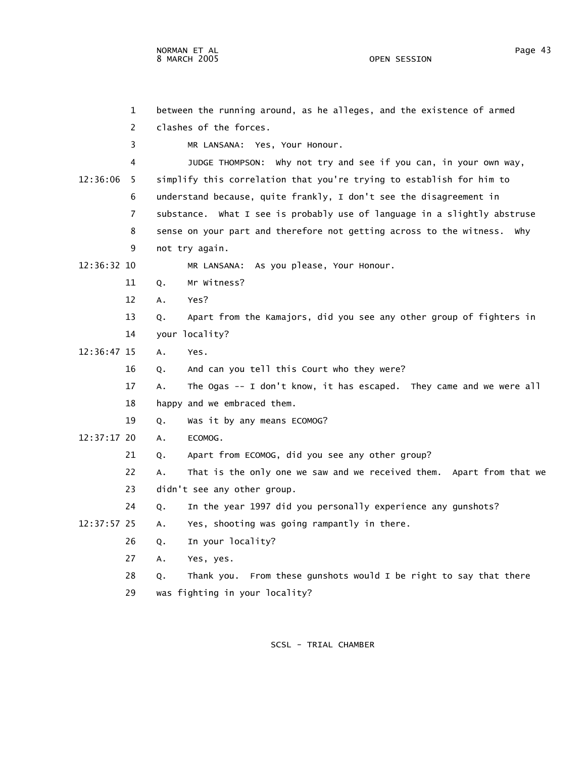between the running around, as he alleges, and the existence of armed clashes of the forces.

MR LANSANA: Yes, Your Honour.

JUDGE THOMPSON: Why not try and see if you can, in your own way, simplify this correlation that you're trying to establish for him to understand because, quite frankly, I don't see the disagreement in substance. What I see is probably use of language in a slightly abstruse sense on your part and therefore not getting across to the witness. Why not try again.

MR LANSANA: As you please, Your Honour.

Q. Mr Witness?

A. Yes?

Q. Apart from the Kamajors, did you see any other group of fighters in your locality?

A. Yes.

Q. And can you tell this Court who they were?

A. The Ogas -- I don't know, it has escaped. They came and we were all happy and we embraced them.

Q. Was it by any means ECOMOG?

A. ECOMOG.

Q. Apart from ECOMOG, did you see any other group?

A. That is the only one we saw and we received them. Apart from that we didn't see any other group.

Q. In the year 1997 did you personally experience any gunshots?

A. Yes, shooting was going rampantly in there.

Q. In your locality?

A. Yes, yes.

Q. Thank you. From these gunshots would I be right to say that there was fighting in your locality?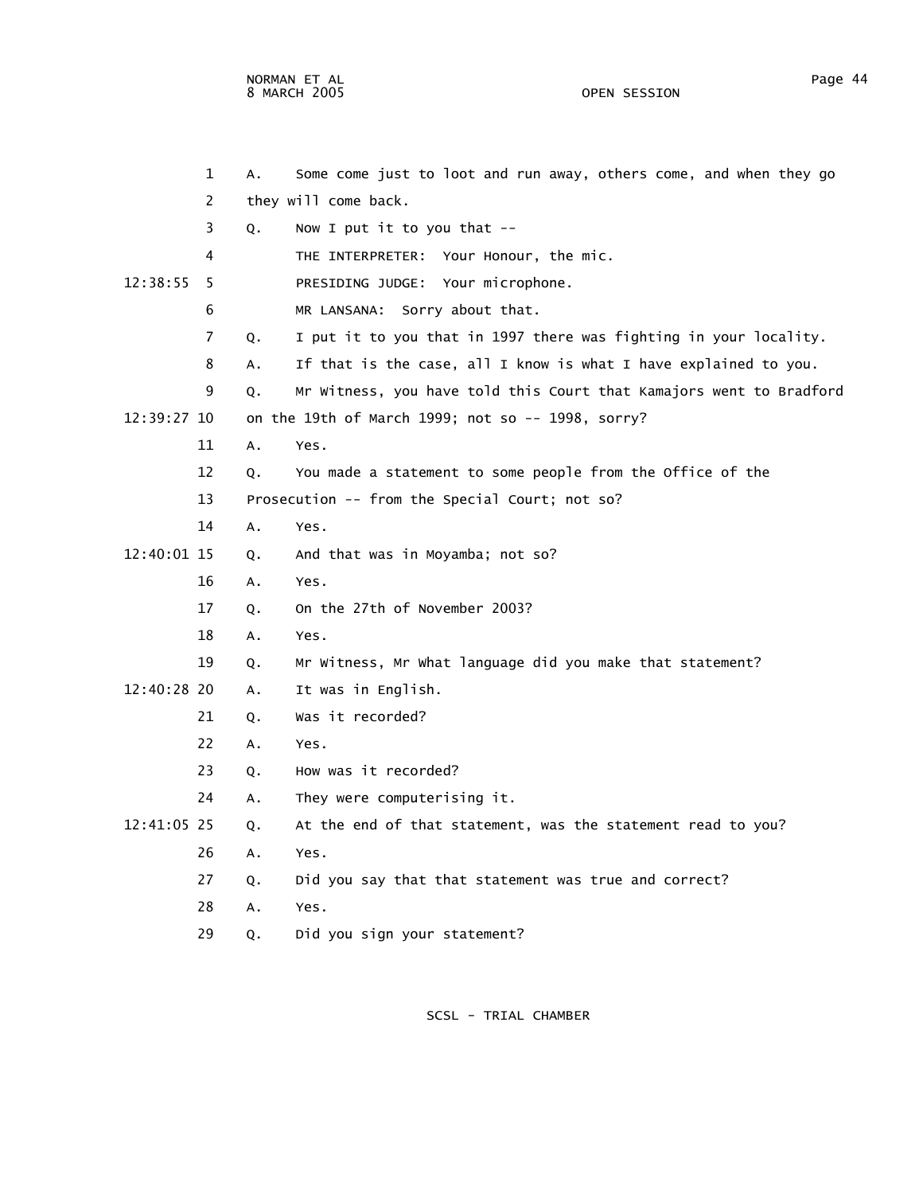A. Some come just to loot and run away, others come, and when they go they will come back.

Q. Now I put it to you that --

THE INTERPRETER: Your Honour, the mic.

PRESIDING JUDGE: Your microphone.

MR LANSANA: Sorry about that.

Q. I put it to you that in 1997 there was fighting in your locality.

A. If that is the case, all I know is what I have explained to you.

Q. Mr Witness, you have told this Court that Kamajors went to Bradford on the 19th of March 1999; not so -- 1998, sorry?

A. Yes.

Q. You made a statement to some people from the Office of the Prosecution -- from the Special Court; not so?

A. Yes.

Q. And that was in Moyamba; not so?

A. Yes.

Q. On the 27th of November 2003?

A. Yes.

Q. Mr Witness, Mr What language did you make that statement?

A. It was in English.

Q. Was it recorded?

A. Yes.

Q. How was it recorded?

A. They were computerising it.

Q. At the end of that statement, was the statement read to you?

A. Yes.

Q. Did you say that that statement was true and correct?

A. Yes.

Q. Did you sign your statement?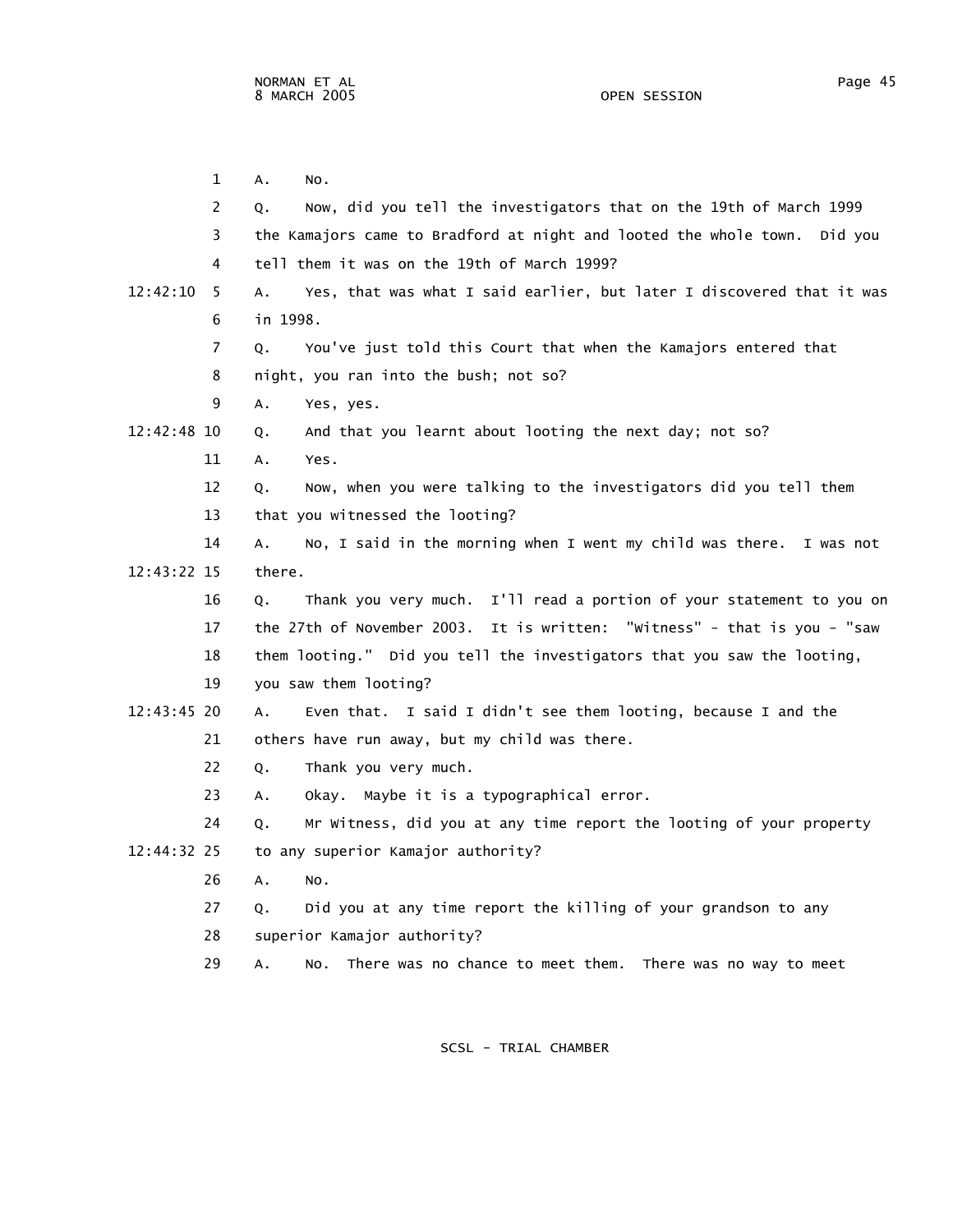1 A. No.

2 Q. Now, did you tell the investigators that on the 19th of March 1999

3 the Kamajors came to Bradford at night and looted the whole town. Did you

4 tell them it was on the 19th of March 1999?

12:42:10 5 A. Yes, that was what I said earlier, but later I discovered that it was

6 in 1998.

7 Q. You've just told this Court that when the Kamajors entered that

8 night, you ran into the bush; not so?

9 A. Yes, yes.

12:42:48 10 Q. And that you learnt about looting the next day; not so?

11 A. Yes.

12 Q. Now, when you were talking to the investigators did you tell them

13 that you witnessed the looting?

14 A. No, I said in the morning when I went my child was there. I was not

12:43:22 15 there.

16 Q. Thank you very much. I'll read a portion of your statement to you on

17 the 27th of November 2003. It is written: "Witness" - that is you - "saw

18 them looting." Did you tell the investigators that you saw the looting,

19 you saw them looting?

12:43:45 20 A. Even that. I said I didn't see them looting, because I and the

21 others have run away, but my child was there.

22 Q. Thank you very much.

23 A. Okay. Maybe it is a typographical error.

24 Q. Mr Witness, did you at any time report the looting of your property

12:44:32 25 to any superior Kamajor authority?

26 A. No.

27 Q. Did you at any time report the killing of your grandson to any

28 superior Kamajor authority?

29 A. No. There was no chance to meet them. There was no way to meet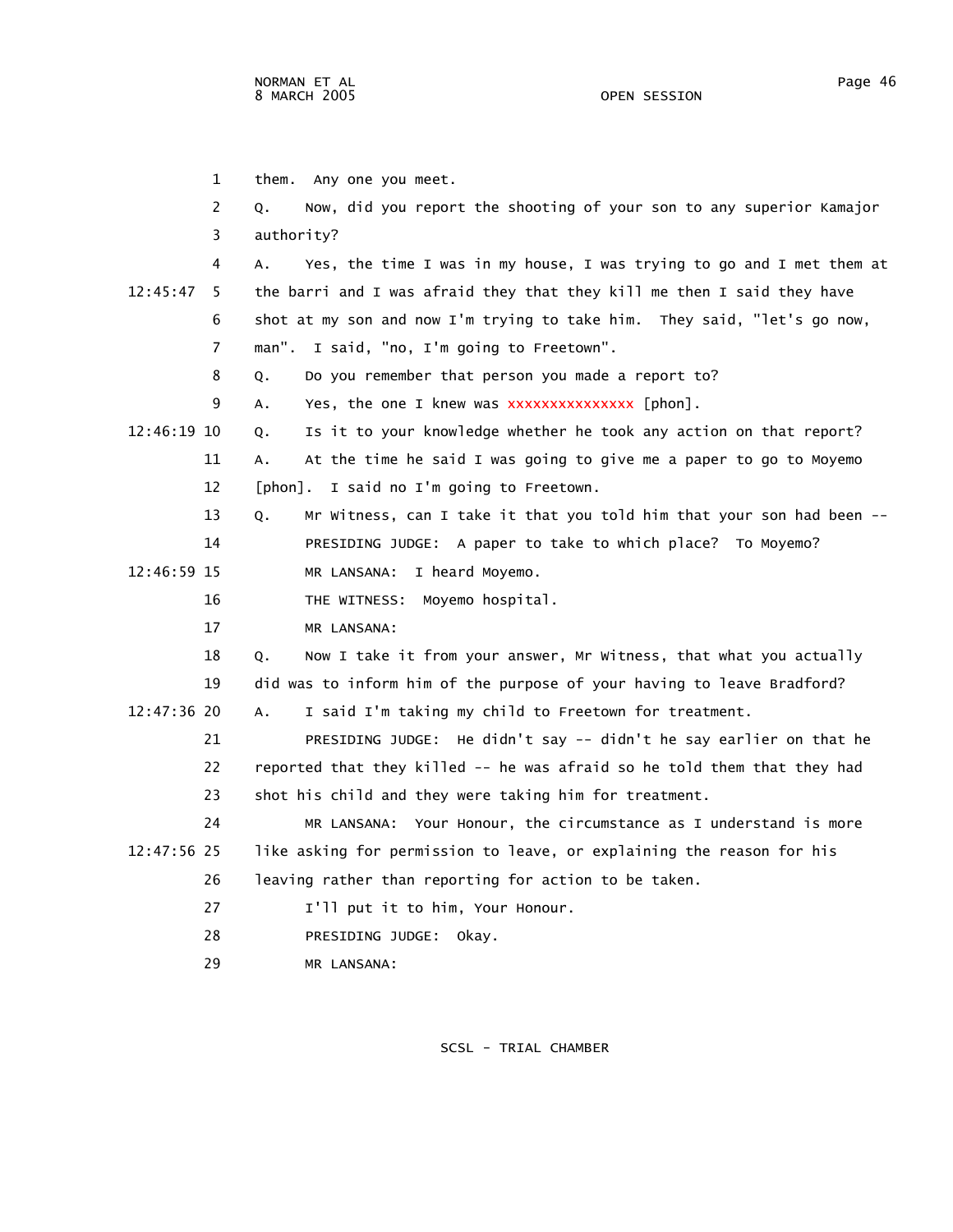them. Any one you meet.

Q. Now, did you report the shooting of your son to any superior Kamajor authority?

A. Yes, the time I was in my house, I was trying to go and I met them at the barri and I was afraid they that they kill me then I said they have shot at my son and now I'm trying to take him. They said, "let's go now, man". I said, "no, I'm going to Freetown".

Q. Do you remember that person you made a report to?

A. Yes, the one I knew was xxxxxxxxxxxxxxx [phon].

Q. Is it to your knowledge whether he took any action on that report?

A. At the time he said I was going to give me a paper to go to Moyemo [phon]. I said no I'm going to Freetown.

Q. Mr Witness, can I take it that you told him that your son had been --

PRESIDING JUDGE: A paper to take to which place? To Moyemo?

MR LANSANA: I heard Moyemo.

THE WITNESS: Moyemo hospital.

MR LANSANA:

Q. Now I take it from your answer, Mr Witness, that what you actually did was to inform him of the purpose of your having to leave Bradford?

A. I said I'm taking my child to Freetown for treatment.

PRESIDING JUDGE: He didn't say -- didn't he say earlier on that he reported that they killed -- he was afraid so he told them that they had shot his child and they were taking him for treatment.

MR LANSANA: Your Honour, the circumstance as I understand is more like asking for permission to leave, or explaining the reason for his leaving rather than reporting for action to be taken.

I'll put it to him, Your Honour.

PRESIDING JUDGE: Okay.

MR LANSANA: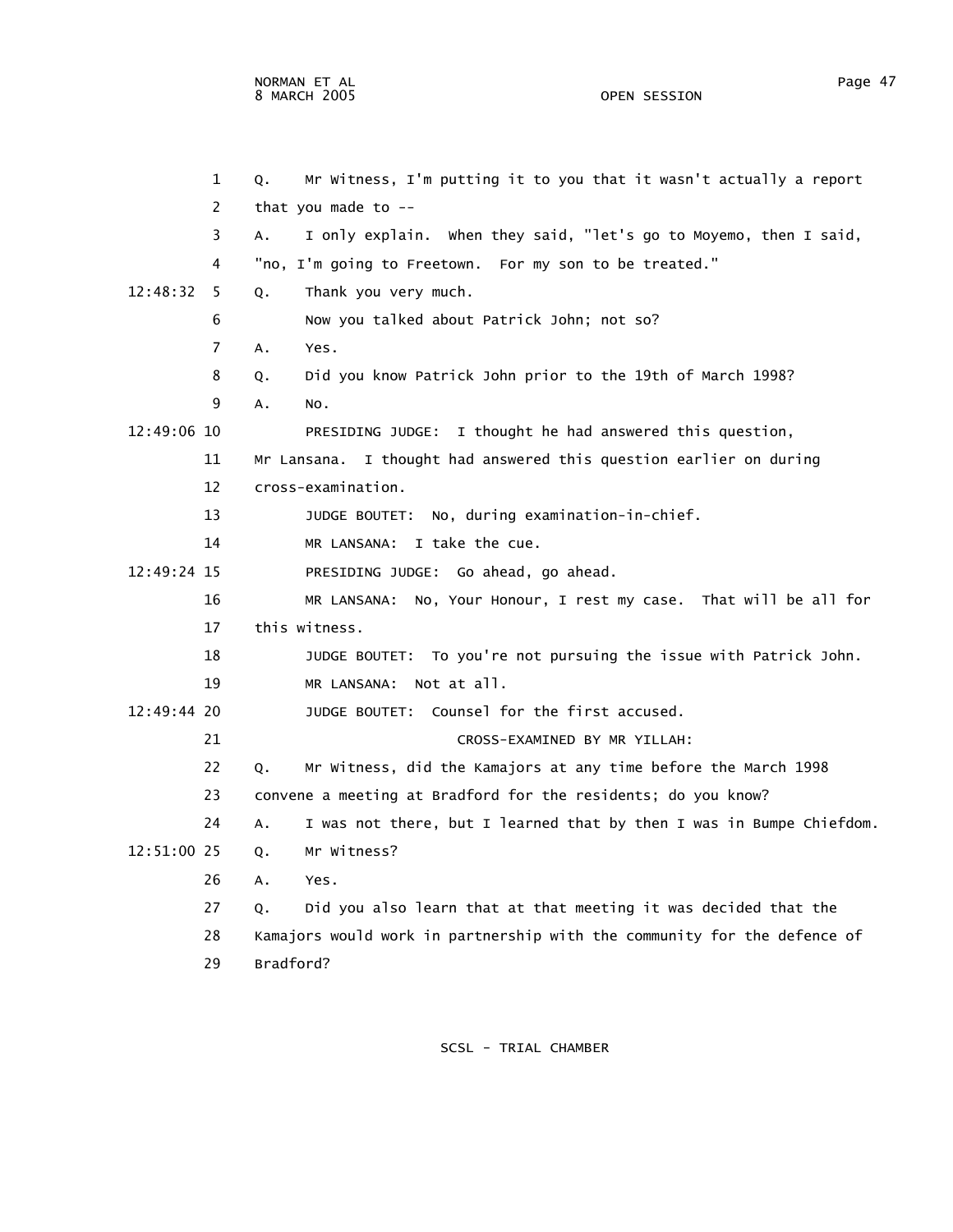1 Q. Mr Witness, I'm putting it to you that it wasn't actually a report

2 that you made to --

3 A. I only explain. When they said, "let's go to Moyemo, then I said,

4 "no, I'm going to Freetown. For my son to be treated."

12:48:32 5 Q. Thank you very much.

6 Now you talked about Patrick John; not so?

7 A. Yes.

8 Q. Did you know Patrick John prior to the 19th of March 1998?

9 A. No.

12:49:06 10 PRESIDING JUDGE: I thought he had answered this question,

11 Mr Lansana. I thought had answered this question earlier on during

12 cross-examination.

13 JUDGE BOUTET: No, during examination-in-chief.

14 MR LANSANA: I take the cue.

12:49:24 15 PRESIDING JUDGE: Go ahead, go ahead.

16 MR LANSANA: No, Your Honour, I rest my case. That will be all for

17 this witness.

18 JUDGE BOUTET: To you're not pursuing the issue with Patrick John.

19 MR LANSANA: Not at all.

12:49:44 20 JUDGE BOUTET: Counsel for the first accused.

21 CROSS-EXAMINED BY MR YILLAH:

22 Q. Mr Witness, did the Kamajors at any time before the March 1998

23 convene a meeting at Bradford for the residents; do you know?

24 A. I was not there, but I learned that by then I was in Bumpe Chiefdom.

12:51:00 25 Q. Mr Witness?

26 A. Yes.

27 Q. Did you also learn that at that meeting it was decided that the

28 Kamajors would work in partnership with the community for the defence of

29 Bradford?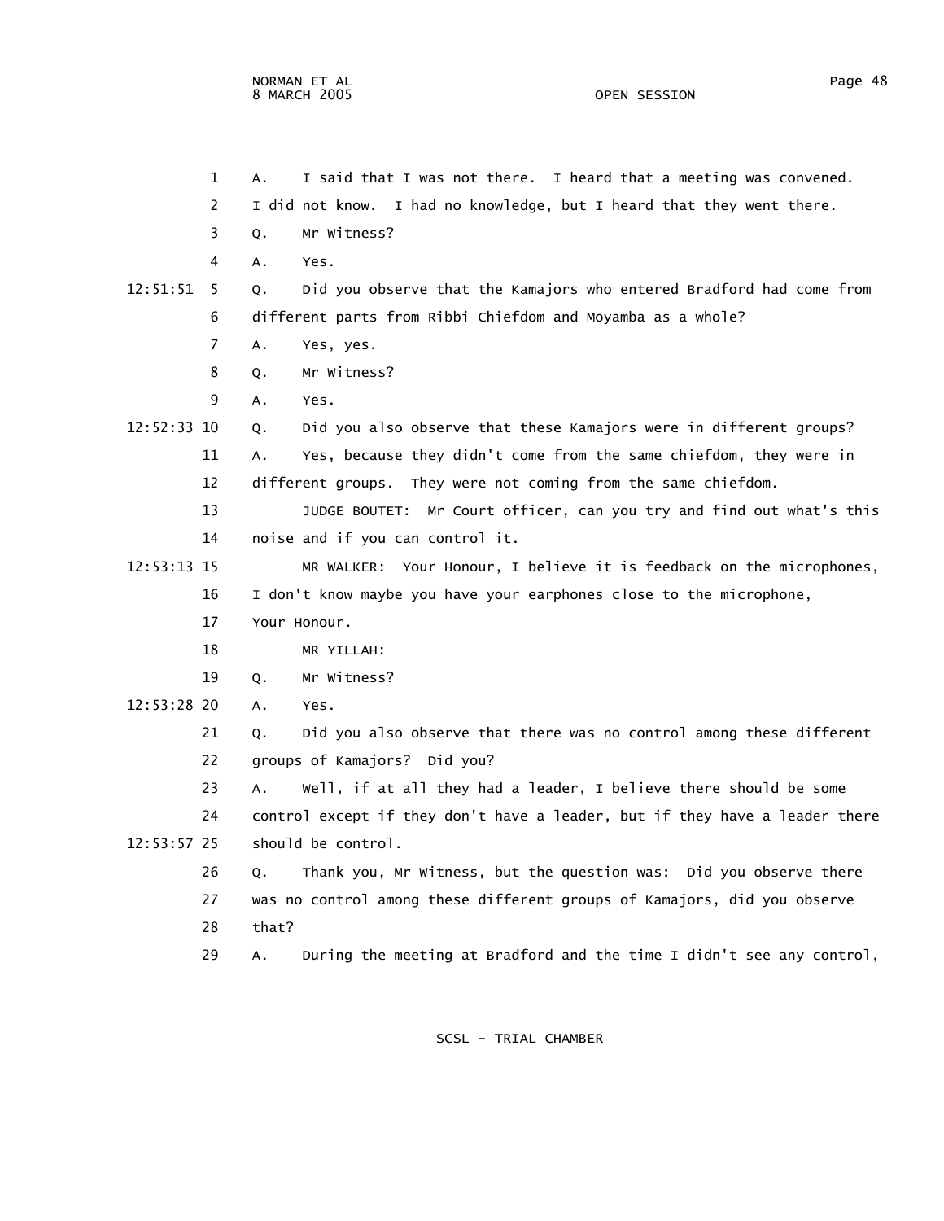A. I said that I was not there. I heard that a meeting was convened. I did not know. I had no knowledge, but I heard that they went there.

Q. Mr Witness?

A. Yes.

Q. Did you observe that the Kamajors who entered Bradford had come from different parts from Ribbi Chiefdom and Moyamba as a whole?

A. Yes, yes.

Q. Mr Witness?

A. Yes.

Q. Did you also observe that these Kamajors were in different groups?

A. Yes, because they didn't come from the same chiefdom, they were in different groups. They were not coming from the same chiefdom.

JUDGE BOUTET: Mr Court officer, can you try and find out what's this noise and if you can control it.

MR WALKER: Your Honour, I believe it is feedback on the microphones, I don't know maybe you have your earphones close to the microphone, Your Honour.

MR YILLAH:

Q. Mr Witness?

A. Yes.

Q. Did you also observe that there was no control among these different groups of Kamajors? Did you?

A. Well, if at all they had a leader, I believe there should be some control except if they don't have a leader, but if they have a leader there should be control.

Q. Thank you, Mr Witness, but the question was: Did you observe there was no control among these different groups of Kamajors, did you observe that?

A. During the meeting at Bradford and the time I didn't see any control,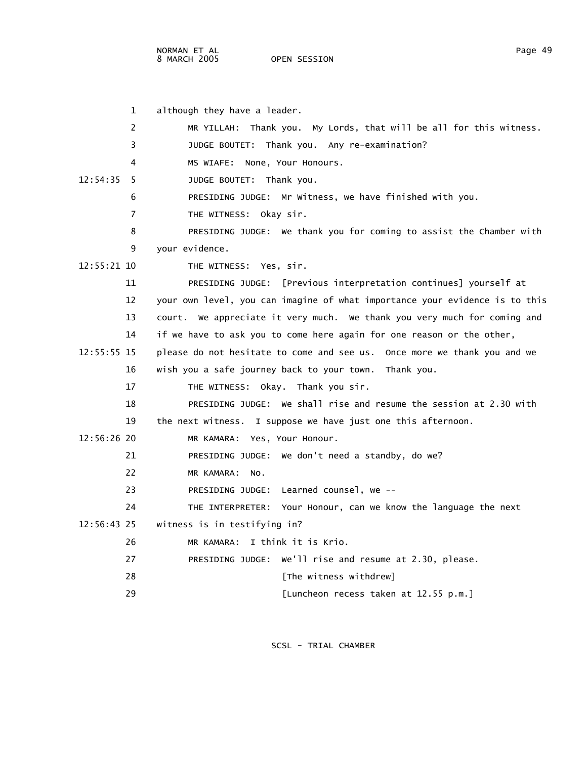although they have a leader.

MR YILLAH: Thank you. My Lords, that will be all for this witness.

JUDGE BOUTET: Thank you. Any re-examination?

MS WIAFE: None, Your Honours.

JUDGE BOUTET: Thank you.

PRESIDING JUDGE: Mr Witness, we have finished with you.

THE WITNESS: Okay sir.

PRESIDING JUDGE: We thank you for coming to assist the Chamber with your evidence.

THE WITNESS: Yes, sir.

PRESIDING JUDGE: [Previous interpretation continues] yourself at your own level, you can imagine of what importance your evidence is to this court. We appreciate it very much. We thank you very much for coming and if we have to ask you to come here again for one reason or the other, please do not hesitate to come and see us. Once more we thank you and we wish you a safe journey back to your town. Thank you.

THE WITNESS: Okay. Thank you sir.

PRESIDING JUDGE: We shall rise and resume the session at 2.30 with the next witness. I suppose we have just one this afternoon.

MR KAMARA: Yes, Your Honour.

PRESIDING JUDGE: We don't need a standby, do we?

MR KAMARA: No.

PRESIDING JUDGE: Learned counsel, we --

THE INTERPRETER: Your Honour, can we know the language the next witness is in testifying in?

MR KAMARA: I think it is Krio.

PRESIDING JUDGE: We'll rise and resume at 2.30, please.

[The witness withdrew]

[Luncheon recess taken at 12.55 p.m.]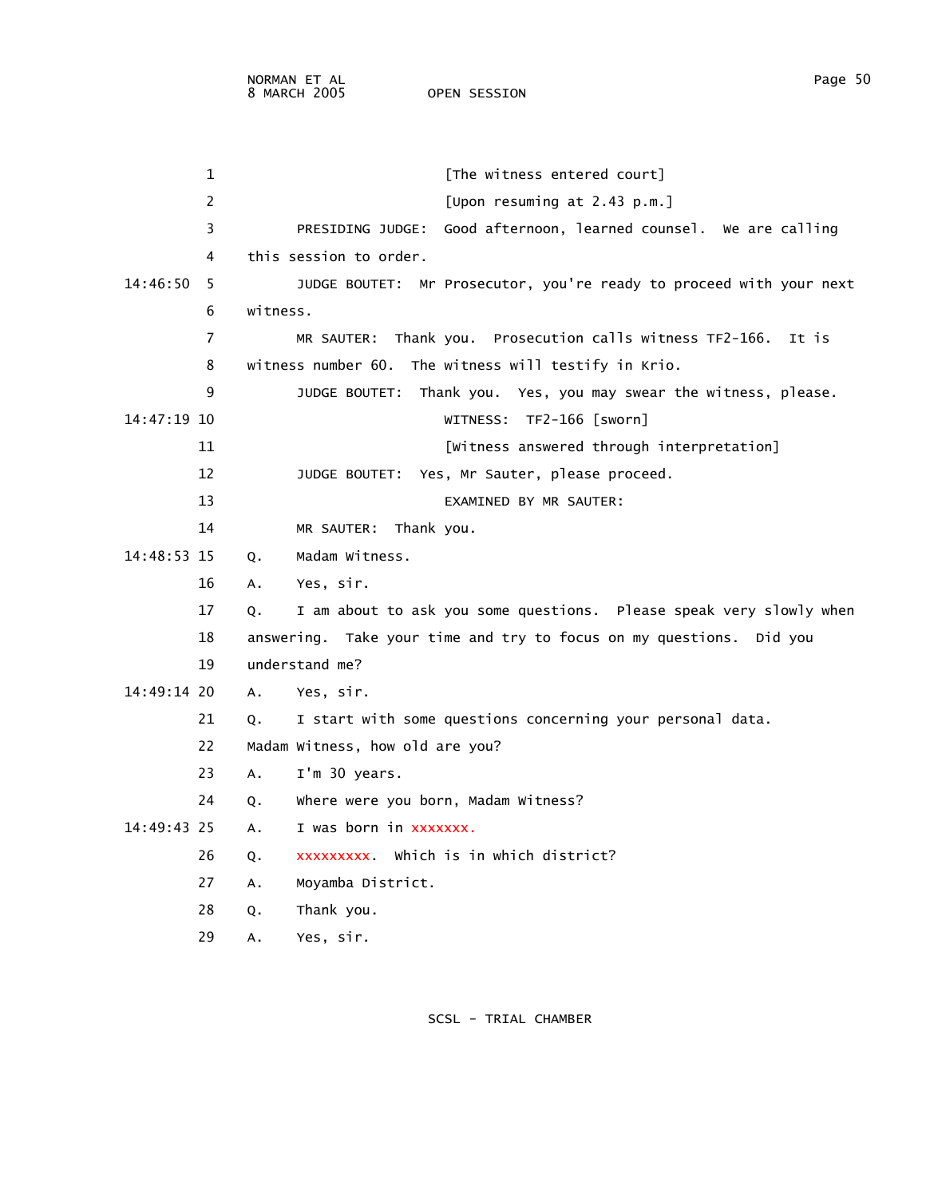[The witness entered court]

[Upon resuming at 2.43 p.m.]

PRESIDING JUDGE: Good afternoon, learned counsel. We are calling this session to order.

JUDGE BOUTET: Mr Prosecutor, you're ready to proceed with your next witness.

MR SAUTER: Thank you. Prosecution calls witness TF2-166. It is witness number 60. The witness will testify in Krio.

JUDGE BOUTET: Thank you. Yes, you may swear the witness, please.

WITNESS: TF2-166 [sworn]

[Witness answered through interpretation]

JUDGE BOUTET: Yes, Mr Sauter, please proceed.

EXAMINED BY MR SAUTER:

MR SAUTER: Thank you.

Q. Madam Witness.

A. Yes, sir.

Q. I am about to ask you some questions. Please speak very slowly when answering. Take your time and try to focus on my questions. Did you understand me?

A. Yes, sir.

Q. I start with some questions concerning your personal data. Madam Witness, how old are you?

A. I'm 30 years.

Q. Where were you born, Madam Witness?

A. I was born in xxxxxxx.

Q. xxxxxxxxx. Which is in which district?

A. Moyamba District.

Q. Thank you.

A. Yes, sir.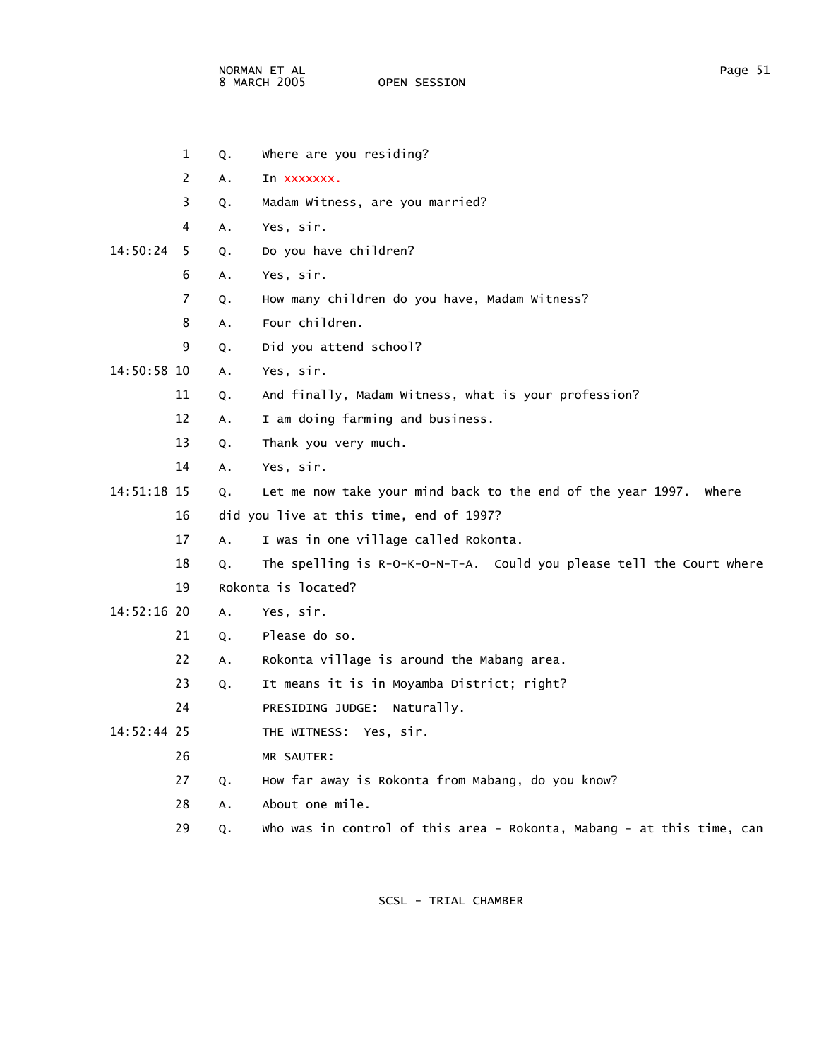Q. Where are you residing?

A. In xxxxxxx.

Q. Madam Witness, are you married?

A. Yes, sir.

Q. Do you have children?

A. Yes, sir.

Q. How many children do you have, Madam Witness?

A. Four children.

Q. Did you attend school?

A. Yes, sir.

Q. And finally, Madam Witness, what is your profession?

A. I am doing farming and business.

Q. Thank you very much.

A. Yes, sir.

Q. Let me now take your mind back to the end of the year 1997. Where did you live at this time, end of 1997?

A. I was in one village called Rokonta.

Q. The spelling is R-O-K-O-N-T-A. Could you please tell the Court where Rokonta is located?

A. Yes, sir.

Q. Please do so.

A. Rokonta village is around the Mabang area.

Q. It means it is in Moyamba District; right?

PRESIDING JUDGE: Naturally.

THE WITNESS: Yes, sir.

MR SAUTER:

Q. How far away is Rokonta from Mabang, do you know?

A. About one mile.

Q. Who was in control of this area - Rokonta, Mabang - at this time, can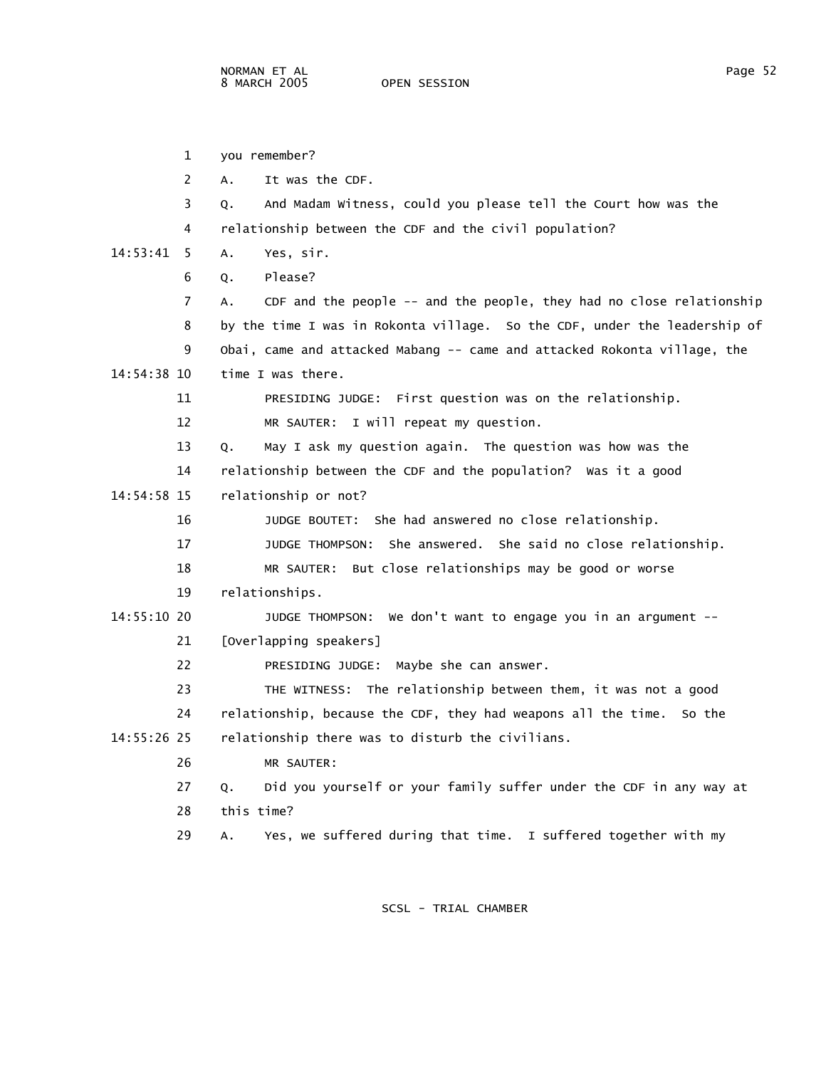you remember?

A. It was the CDF.

Q. And Madam Witness, could you please tell the Court how was the relationship between the CDF and the civil population?

A. Yes, sir.

Q. Please?

A. CDF and the people -- and the people, they had no close relationship by the time I was in Rokonta village. So the CDF, under the leadership of Obai, came and attacked Mabang -- came and attacked Rokonta village, the time I was there.

PRESIDING JUDGE: First question was on the relationship.

MR SAUTER: I will repeat my question.

Q. May I ask my question again. The question was how was the relationship between the CDF and the population? Was it a good relationship or not?

JUDGE BOUTET: She had answered no close relationship.

JUDGE THOMPSON: She answered. She said no close relationship.

MR SAUTER: But close relationships may be good or worse relationships.

JUDGE THOMPSON: We don't want to engage you in an argument --

[Overlapping speakers]

PRESIDING JUDGE: Maybe she can answer.

THE WITNESS: The relationship between them, it was not a good relationship, because the CDF, they had weapons all the time. So the relationship there was to disturb the civilians.

MR SAUTER:

Q. Did you yourself or your family suffer under the CDF in any way at this time?

A. Yes, we suffered during that time. I suffered together with my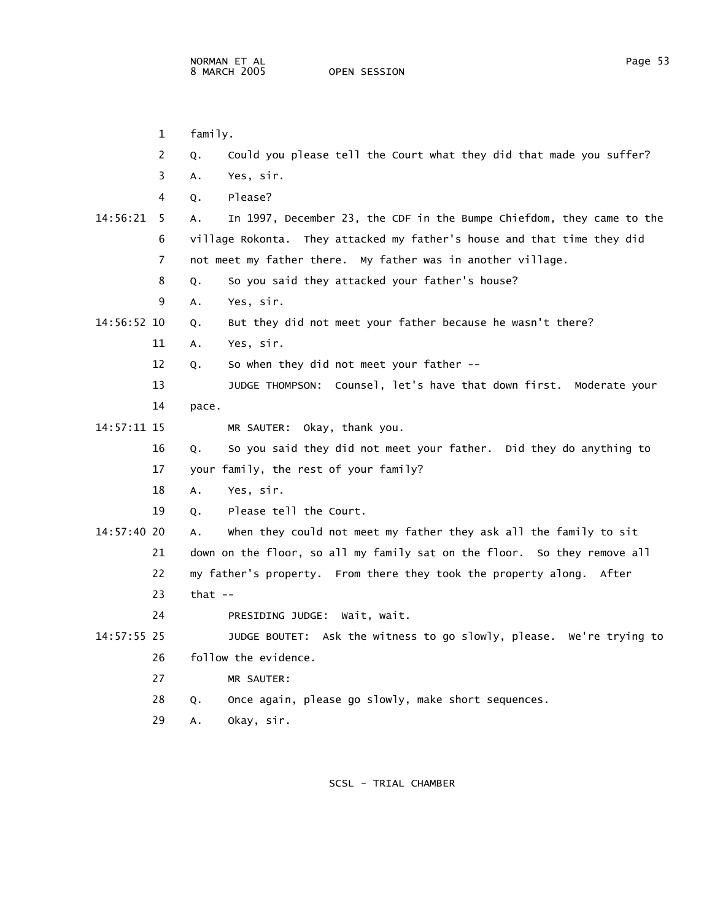1 family.

2 Q. Could you please tell the Court what they did that made you suffer?

3 A. Yes, sir.

4 Q. Please?

14:56:21 5 A. In 1997, December 23, the CDF in the Bumpe Chiefdom, they came to the

6 village Rokonta. They attacked my father's house and that time they did

7 not meet my father there. My father was in another village.

8 Q. So you said they attacked your father's house?

9 A. Yes, sir.

14:56:52 10 Q. But they did not meet your father because he wasn't there?

11 A. Yes, sir.

12 Q. So when they did not meet your father --

13 JUDGE THOMPSON: Counsel, let's have that down first. Moderate your

14 pace.

14:57:11 15 MR SAUTER: Okay, thank you.

16 Q. So you said they did not meet your father. Did they do anything to

17 your family, the rest of your family?

18 A. Yes, sir.

19 Q. Please tell the Court.

14:57:40 20 A. When they could not meet my father they ask all the family to sit

21 down on the floor, so all my family sat on the floor. So they remove all

22 my father's property. From there they took the property along. After

23 that --

24 PRESIDING JUDGE: Wait, wait.

14:57:55 25 JUDGE BOUTET: Ask the witness to go slowly, please. We're trying to

26 follow the evidence.

27 MR SAUTER:

28 Q. Once again, please go slowly, make short sequences.

29 A. Okay, sir.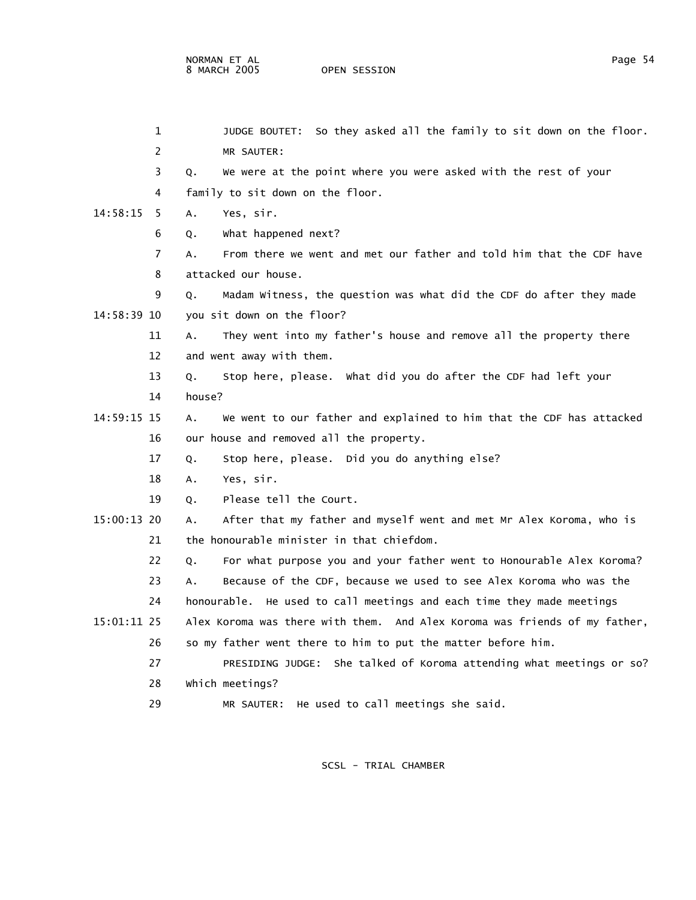JUDGE BOUTET: So they asked all the family to sit down on the floor.

MR SAUTER:

Q. We were at the point where you were asked with the rest of your family to sit down on the floor.

A. Yes, sir.

Q. What happened next?

A. From there we went and met our father and told him that the CDF have attacked our house.

Q. Madam Witness, the question was what did the CDF do after they made you sit down on the floor?

A. They went into my father's house and remove all the property there and went away with them.

Q. Stop here, please. What did you do after the CDF had left your house?

A. We went to our father and explained to him that the CDF has attacked our house and removed all the property.

Q. Stop here, please. Did you do anything else?

A. Yes, sir.

Q. Please tell the Court.

A. After that my father and myself went and met Mr Alex Koroma, who is the honourable minister in that chiefdom.

Q. For what purpose you and your father went to Honourable Alex Koroma?

A. Because of the CDF, because we used to see Alex Koroma who was the honourable. He used to call meetings and each time they made meetings Alex Koroma was there with them. And Alex Koroma was friends of my father, so my father went there to him to put the matter before him.

PRESIDING JUDGE: She talked of Koroma attending what meetings or so? Which meetings?

MR SAUTER: He used to call meetings she said.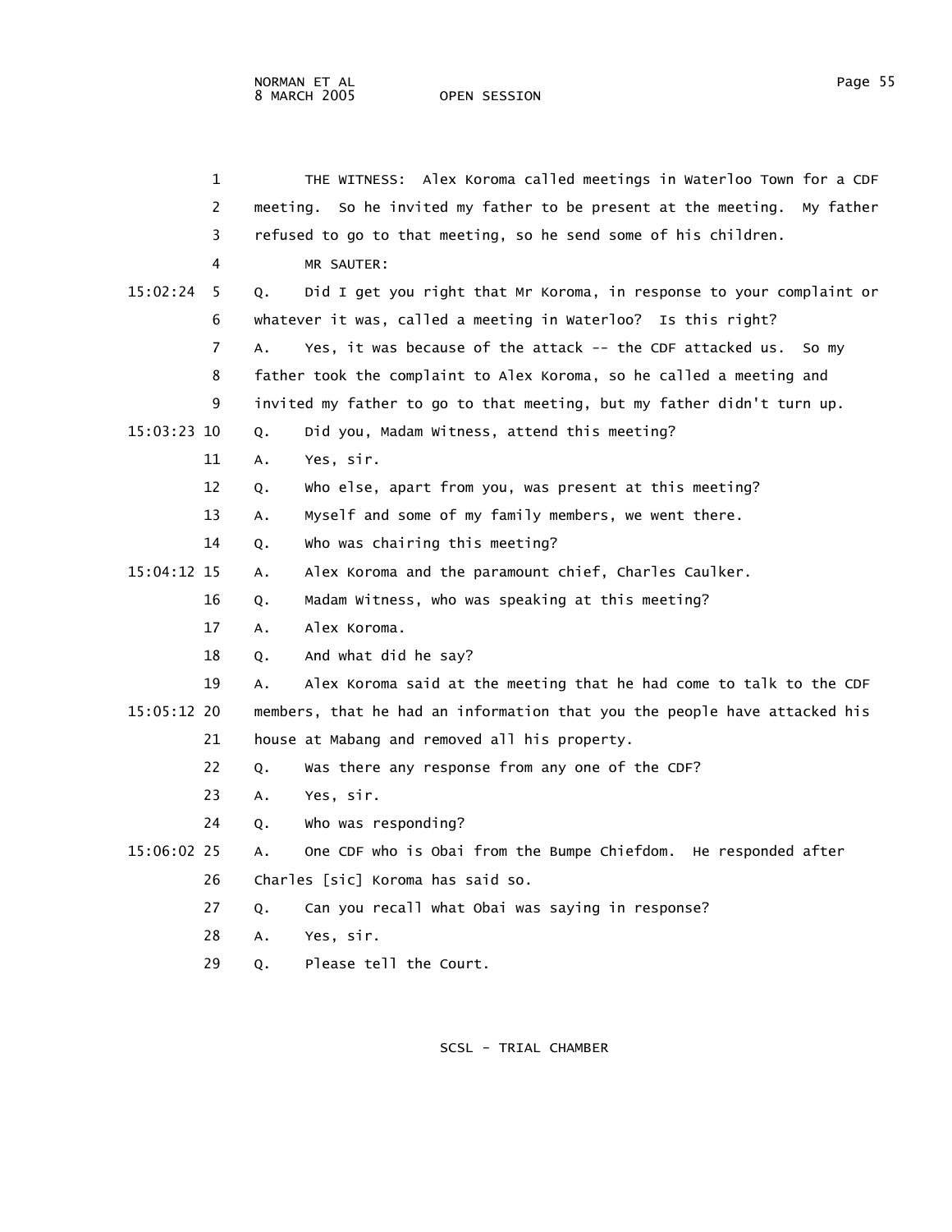THE WITNESS: Alex Koroma called meetings in Waterloo Town for a CDF meeting. So he invited my father to be present at the meeting. My father refused to go to that meeting, so he send some of his children.

MR SAUTER:

Q. Did I get you right that Mr Koroma, in response to your complaint or whatever it was, called a meeting in Waterloo? Is this right?

A. Yes, it was because of the attack -- the CDF attacked us. So my father took the complaint to Alex Koroma, so he called a meeting and invited my father to go to that meeting, but my father didn't turn up.

Q. Did you, Madam Witness, attend this meeting?

A. Yes, sir.

Q. Who else, apart from you, was present at this meeting?

A. Myself and some of my family members, we went there.

Q. Who was chairing this meeting?

A. Alex Koroma and the paramount chief, Charles Caulker.

Q. Madam Witness, who was speaking at this meeting?

A. Alex Koroma.

Q. And what did he say?

A. Alex Koroma said at the meeting that he had come to talk to the CDF members, that he had an information that you the people have attacked his house at Mabang and removed all his property.

Q. Was there any response from any one of the CDF?

A. Yes, sir.

Q. Who was responding?

A. One CDF who is Obai from the Bumpe Chiefdom. He responded after Charles [sic] Koroma has said so.

Q. Can you recall what Obai was saying in response?

A. Yes, sir.

Q. Please tell the Court.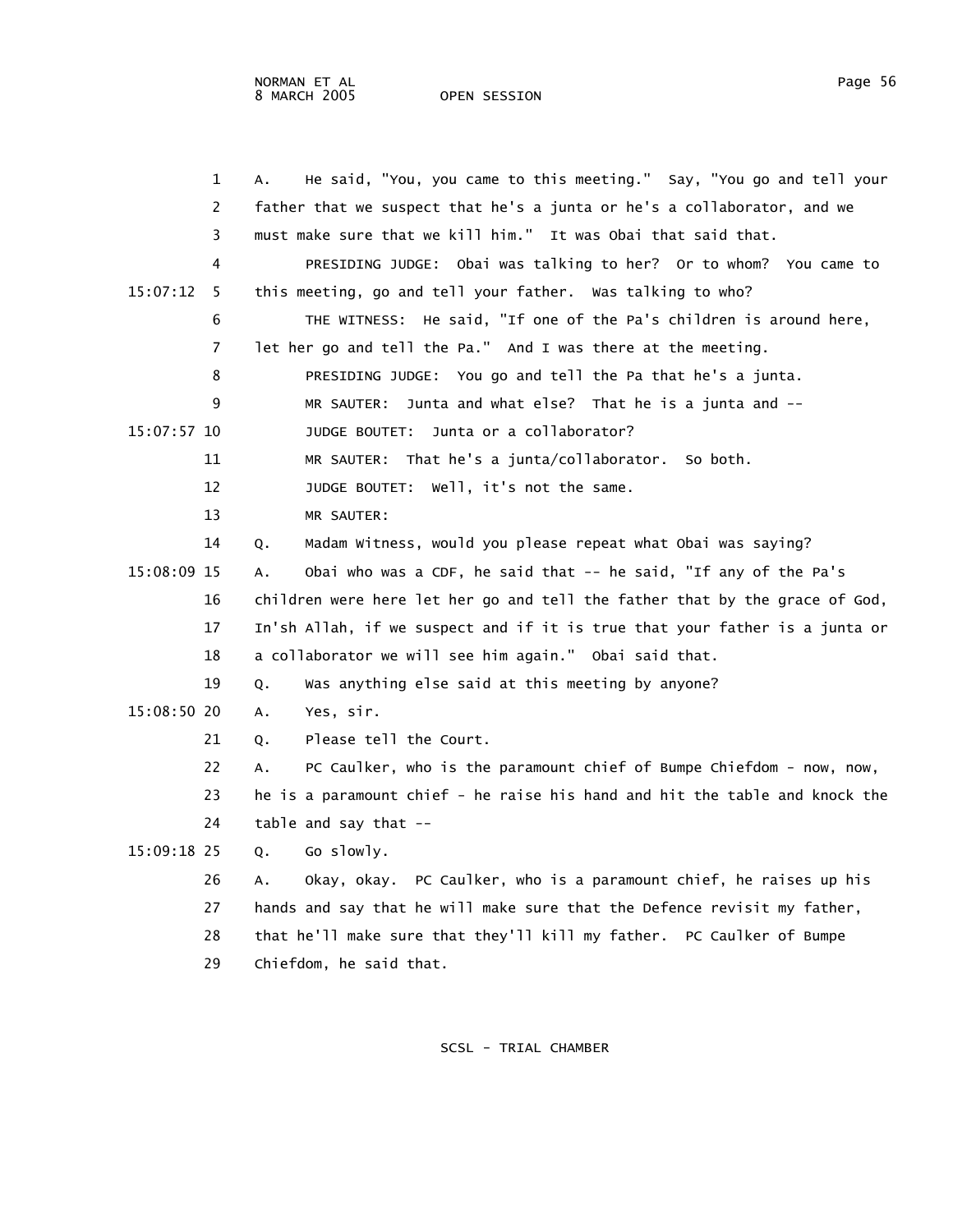1 A. He said, "You, you came to this meeting." Say, "You go and tell your

2 father that we suspect that he's a junta or he's a collaborator, and we

3 must make sure that we kill him." It was Obai that said that.

4 PRESIDING JUDGE: Obai was talking to her? Or to whom? You came to

15:07:12 5 this meeting, go and tell your father. Was talking to who?

6 THE WITNESS: He said, "If one of the Pa's children is around here,

7 let her go and tell the Pa." And I was there at the meeting.

8 PRESIDING JUDGE: You go and tell the Pa that he's a junta.

9 MR SAUTER: Junta and what else? That he is a junta and --

15:07:57 10 JUDGE BOUTET: Junta or a collaborator?

11 MR SAUTER: That he's a junta/collaborator. So both.

12 JUDGE BOUTET: Well, it's not the same.

13 MR SAUTER:

14 Q. Madam Witness, would you please repeat what Obai was saying?

15:08:09 15 A. Obai who was a CDF, he said that -- he said, "If any of the Pa's

16 children were here let her go and tell the father that by the grace of God,

17 In'sh Allah, if we suspect and if it is true that your father is a junta or

18 a collaborator we will see him again." Obai said that.

19 Q. Was anything else said at this meeting by anyone?

15:08:50 20 A. Yes, sir.

21 Q. Please tell the Court.

22 A. PC Caulker, who is the paramount chief of Bumpe Chiefdom - now, now,

23 he is a paramount chief - he raise his hand and hit the table and knock the

24 table and say that --

15:09:18 25 Q. Go slowly.

26 A. Okay, okay. PC Caulker, who is a paramount chief, he raises up his

27 hands and say that he will make sure that the Defence revisit my father,

28 that he'll make sure that they'll kill my father. PC Caulker of Bumpe

29 Chiefdom, he said that.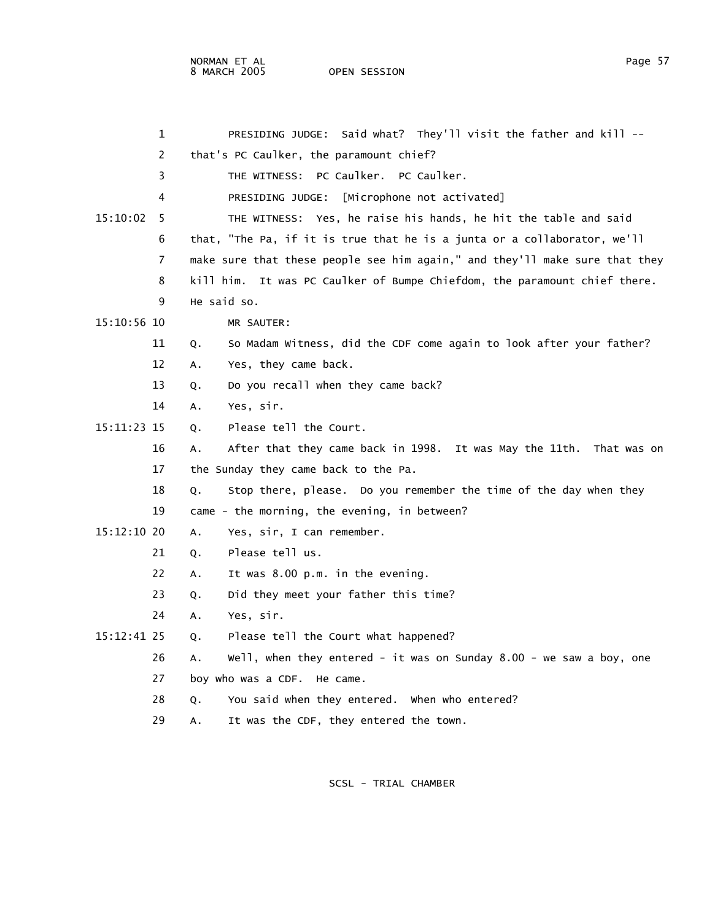PRESIDING JUDGE: Said what? They'll visit the father and kill -- that's PC Caulker, the paramount chief?

THE WITNESS: PC Caulker. PC Caulker.

PRESIDING JUDGE: [Microphone not activated]

THE WITNESS: Yes, he raise his hands, he hit the table and said that, "The Pa, if it is true that he is a junta or a collaborator, we'll make sure that these people see him again," and they'll make sure that they kill him. It was PC Caulker of Bumpe Chiefdom, the paramount chief there. He said so.

MR SAUTER:

Q. So Madam Witness, did the CDF come again to look after your father?

A. Yes, they came back.

Q. Do you recall when they came back?

A. Yes, sir.

Q. Please tell the Court.

A. After that they came back in 1998. It was May the 11th. That was on the Sunday they came back to the Pa.

Q. Stop there, please. Do you remember the time of the day when they came - the morning, the evening, in between?

A. Yes, sir, I can remember.

Q. Please tell us.

A. It was 8.00 p.m. in the evening.

Q. Did they meet your father this time?

A. Yes, sir.

Q. Please tell the Court what happened?

A. Well, when they entered - it was on Sunday 8.00 - we saw a boy, one boy who was a CDF. He came.

Q. You said when they entered. When who entered?

A. It was the CDF, they entered the town.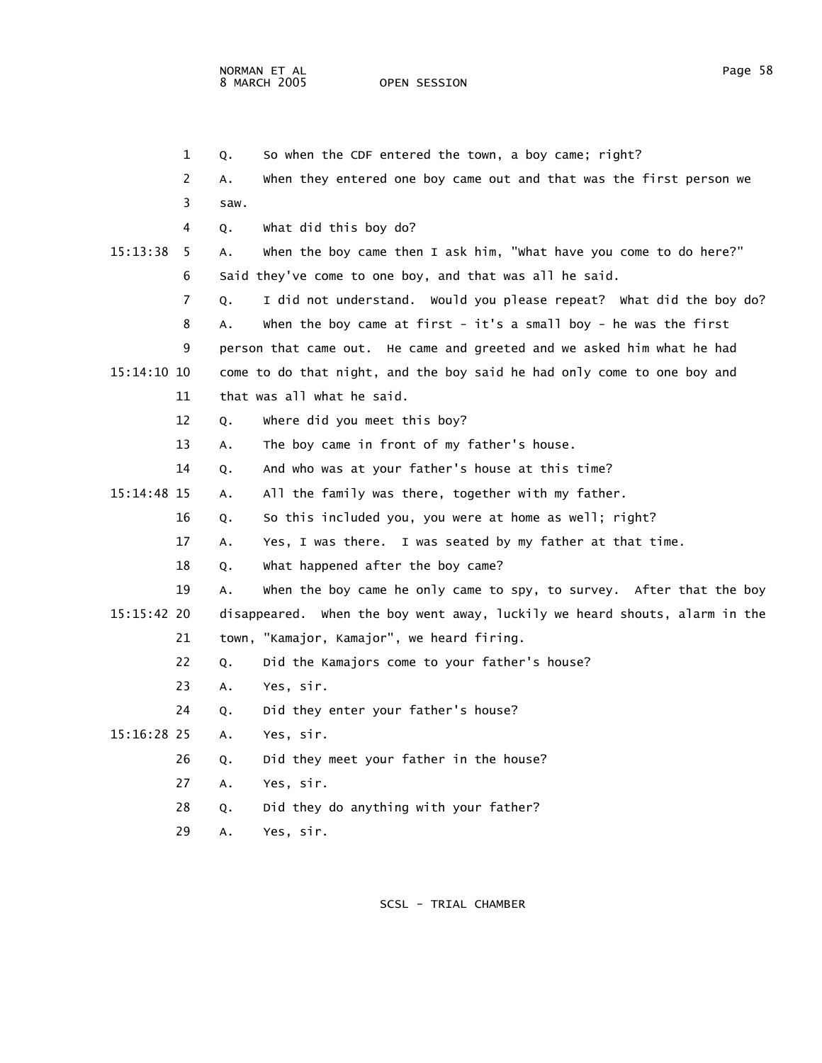Q. So when the CDF entered the town, a boy came; right?

A. When they entered one boy came out and that was the first person we saw.

Q. What did this boy do?

A. When the boy came then I ask him, "What have you come to do here?" Said they've come to one boy, and that was all he said.

Q. I did not understand. Would you please repeat? What did the boy do?

A. When the boy came at first - it's a small boy - he was the first person that came out. He came and greeted and we asked him what he had come to do that night, and the boy said he had only come to one boy and that was all what he said.

Q. Where did you meet this boy?

A. The boy came in front of my father's house.

Q. And who was at your father's house at this time?

A. All the family was there, together with my father.

Q. So this included you, you were at home as well; right?

A. Yes, I was there. I was seated by my father at that time.

Q. What happened after the boy came?

A. When the boy came he only came to spy, to survey. After that the boy disappeared. When the boy went away, luckily we heard shouts, alarm in the town, "Kamajor, Kamajor", we heard firing.

Q. Did the Kamajors come to your father's house?

A. Yes, sir.

Q. Did they enter your father's house?

A. Yes, sir.

Q. Did they meet your father in the house?

A. Yes, sir.

Q. Did they do anything with your father?

A. Yes, sir.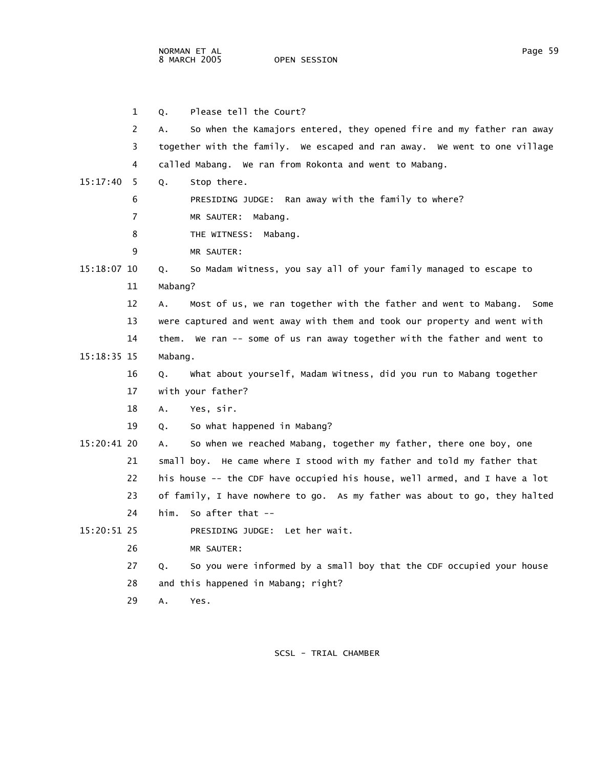Q. Please tell the Court?

A. So when the Kamajors entered, they opened fire and my father ran away together with the family. We escaped and ran away. We went to one village called Mabang. We ran from Rokonta and went to Mabang.

Q. Stop there.

PRESIDING JUDGE: Ran away with the family to where?

MR SAUTER: Mabang.

THE WITNESS: Mabang.

MR SAUTER:

Q. So Madam Witness, you say all of your family managed to escape to Mabang?

A. Most of us, we ran together with the father and went to Mabang. Some were captured and went away with them and took our property and went with them. We ran -- some of us ran away together with the father and went to Mabang.

Q. What about yourself, Madam Witness, did you run to Mabang together with your father?

A. Yes, sir.

Q. So what happened in Mabang?

A. So when we reached Mabang, together my father, there one boy, one small boy. He came where I stood with my father and told my father that his house -- the CDF have occupied his house, well armed, and I have a lot of family, I have nowhere to go. As my father was about to go, they halted him. So after that --

PRESIDING JUDGE: Let her wait.

MR SAUTER:

Q. So you were informed by a small boy that the CDF occupied your house and this happened in Mabang; right?

A. Yes.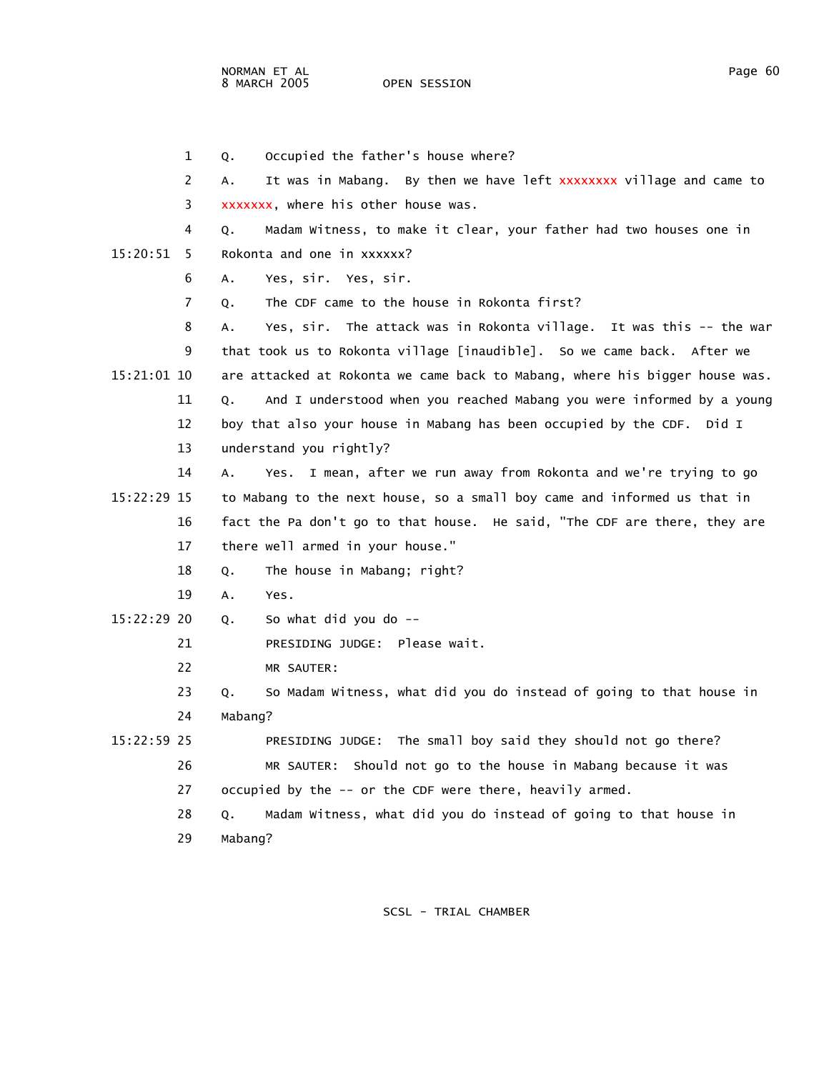Q. Occupied the father's house where?

A. It was in Mabang. By then we have left xxxxxxxx village and came to xxxxxxx, where his other house was.

Q. Madam Witness, to make it clear, your father had two houses one in Rokonta and one in xxxxxx?

A. Yes, sir. Yes, sir.

Q. The CDF came to the house in Rokonta first?

A. Yes, sir. The attack was in Rokonta village. It was this -- the war that took us to Rokonta village [inaudible]. So we came back. After we are attacked at Rokonta we came back to Mabang, where his bigger house was.

Q. And I understood when you reached Mabang you were informed by a young boy that also your house in Mabang has been occupied by the CDF. Did I understand you rightly?

A. Yes. I mean, after we run away from Rokonta and we're trying to go to Mabang to the next house, so a small boy came and informed us that in fact the Pa don't go to that house. He said, "The CDF are there, they are there well armed in your house."

Q. The house in Mabang; right?

A. Yes.

Q. So what did you do --

PRESIDING JUDGE: Please wait.

MR SAUTER:

Q. So Madam Witness, what did you do instead of going to that house in Mabang?

PRESIDING JUDGE: The small boy said they should not go there?

MR SAUTER: Should not go to the house in Mabang because it was occupied by the -- or the CDF were there, heavily armed.

Q. Madam Witness, what did you do instead of going to that house in Mabang?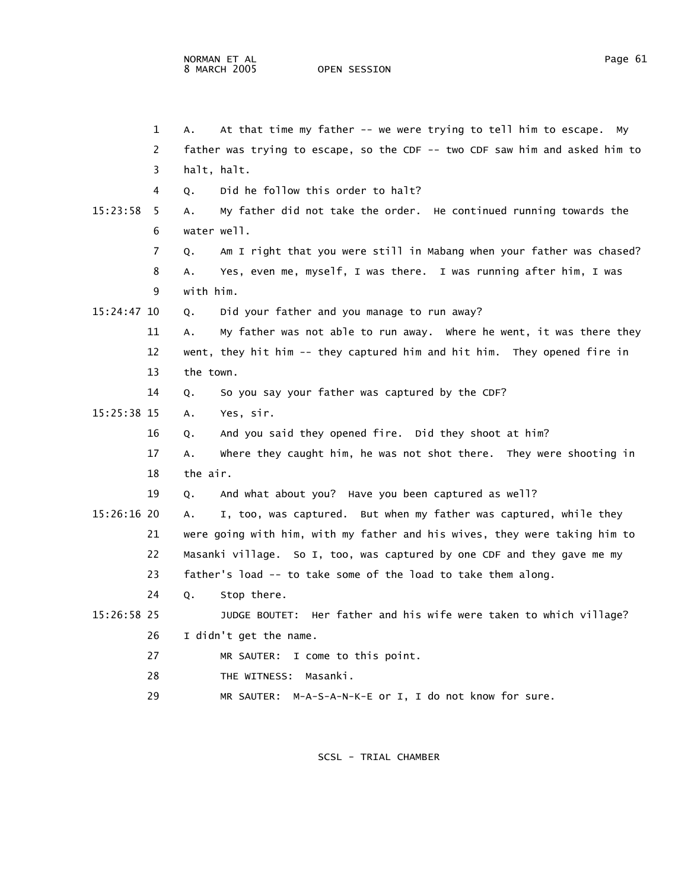A. At that time my father -- we were trying to tell him to escape. My father was trying to escape, so the CDF -- two CDF saw him and asked him to halt, halt.

Q. Did he follow this order to halt?

A. My father did not take the order. He continued running towards the water well.

Q. Am I right that you were still in Mabang when your father was chased?

A. Yes, even me, myself, I was there. I was running after him, I was with him.

Q. Did your father and you manage to run away?

A. My father was not able to run away. Where he went, it was there they went, they hit him -- they captured him and hit him. They opened fire in the town.

Q. So you say your father was captured by the CDF?

A. Yes, sir.

Q. And you said they opened fire. Did they shoot at him?

A. Where they caught him, he was not shot there. They were shooting in the air.

Q. And what about you? Have you been captured as well?

A. I, too, was captured. But when my father was captured, while they were going with him, with my father and his wives, they were taking him to Masanki village. So I, too, was captured by one CDF and they gave me my father's load -- to take some of the load to take them along.

Q. Stop there.

JUDGE BOUTET: Her father and his wife were taken to which village? I didn't get the name.

MR SAUTER: I come to this point.

THE WITNESS: Masanki.

MR SAUTER: M-A-S-A-N-K-E or I, I do not know for sure.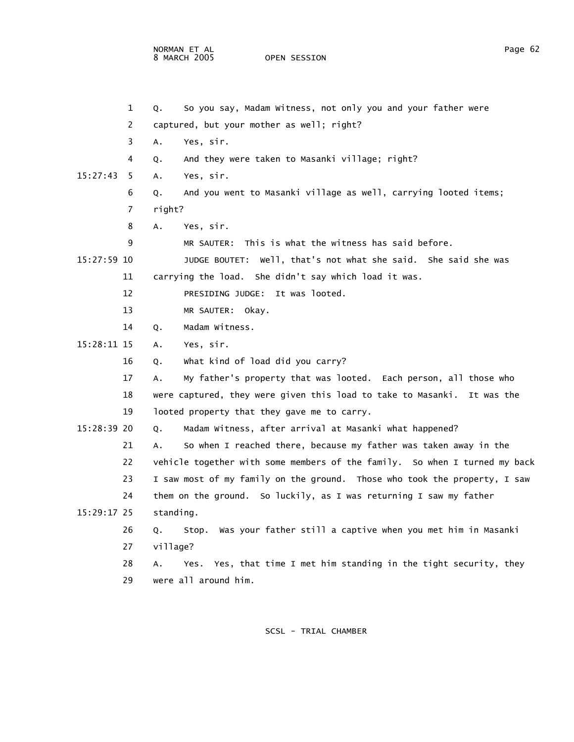1 Q. So you say, Madam Witness, not only you and your father were

2 captured, but your mother as well; right?

3 A. Yes, sir.

4 Q. And they were taken to Masanki village; right?

15:27:43 5 A. Yes, sir.

6 Q. And you went to Masanki village as well, carrying looted items;

7 right?

8 A. Yes, sir.

9 MR SAUTER: This is what the witness has said before.

15:27:59 10 JUDGE BOUTET: Well, that's not what she said. She said she was

11 carrying the load. She didn't say which load it was.

12 PRESIDING JUDGE: It was looted.

13 MR SAUTER: Okay.

14 Q. Madam Witness.

15:28:11 15 A. Yes, sir.

16 Q. What kind of load did you carry?

17 A. My father's property that was looted. Each person, all those who

18 were captured, they were given this load to take to Masanki. It was the

19 looted property that they gave me to carry.

15:28:39 20 Q. Madam Witness, after arrival at Masanki what happened?

21 A. So when I reached there, because my father was taken away in the

22 vehicle together with some members of the family. So when I turned my back

23 I saw most of my family on the ground. Those who took the property, I saw

24 them on the ground. So luckily, as I was returning I saw my father

15:29:17 25 standing.

26 Q. Stop. Was your father still a captive when you met him in Masanki

27 village?

28 A. Yes. Yes, that time I met him standing in the tight security, they

29 were all around him.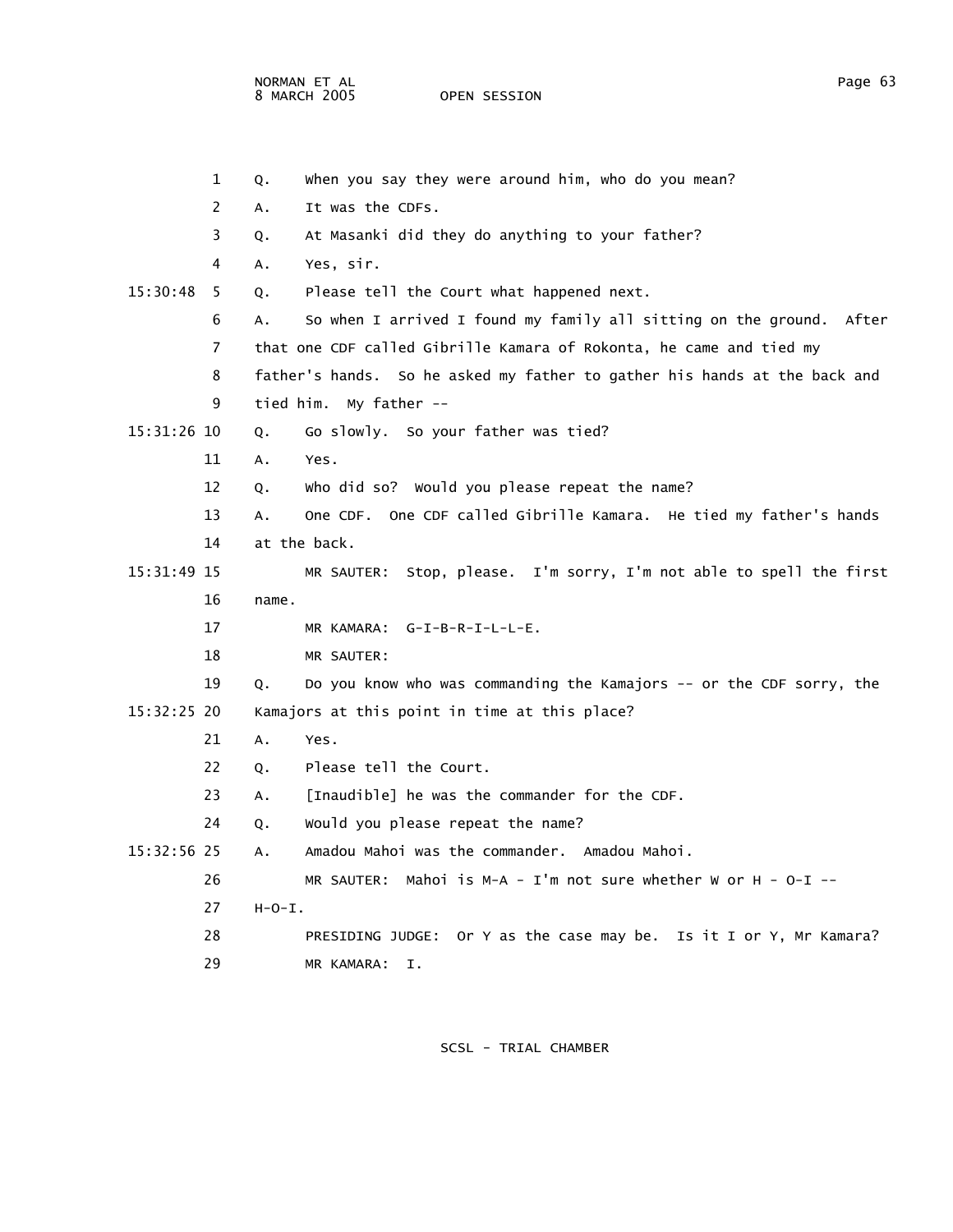1 Q. When you say they were around him, who do you mean?

2 A. It was the CDFs.

3 Q. At Masanki did they do anything to your father?

4 A. Yes, sir.

15:30:48 5 Q. Please tell the Court what happened next.

6 A. So when I arrived I found my family all sitting on the ground. After

7 that one CDF called Gibrille Kamara of Rokonta, he came and tied my

8 father's hands. So he asked my father to gather his hands at the back and

9 tied him. My father --

15:31:26 10 Q. Go slowly. So your father was tied?

11 A. Yes.

12 Q. Who did so? Would you please repeat the name?

13 A. One CDF. One CDF called Gibrille Kamara. He tied my father's hands

14 at the back.

15:31:49 15 MR SAUTER: Stop, please. I'm sorry, I'm not able to spell the first

16 name.

17 MR KAMARA: G-I-B-R-I-L-L-E.

18 MR SAUTER:

19 Q. Do you know who was commanding the Kamajors -- or the CDF sorry, the

15:32:25 20 Kamajors at this point in time at this place?

21 A. Yes.

22 Q. Please tell the Court.

23 A. [Inaudible] he was the commander for the CDF.

24 Q. Would you please repeat the name?

15:32:56 25 A. Amadou Mahoi was the commander. Amadou Mahoi.

26 MR SAUTER: Mahoi is M-A - I'm not sure whether W or H - O-I --

27 H-O-I.

28 PRESIDING JUDGE: Or Y as the case may be. Is it I or Y, Mr Kamara?

29 MR KAMARA: I.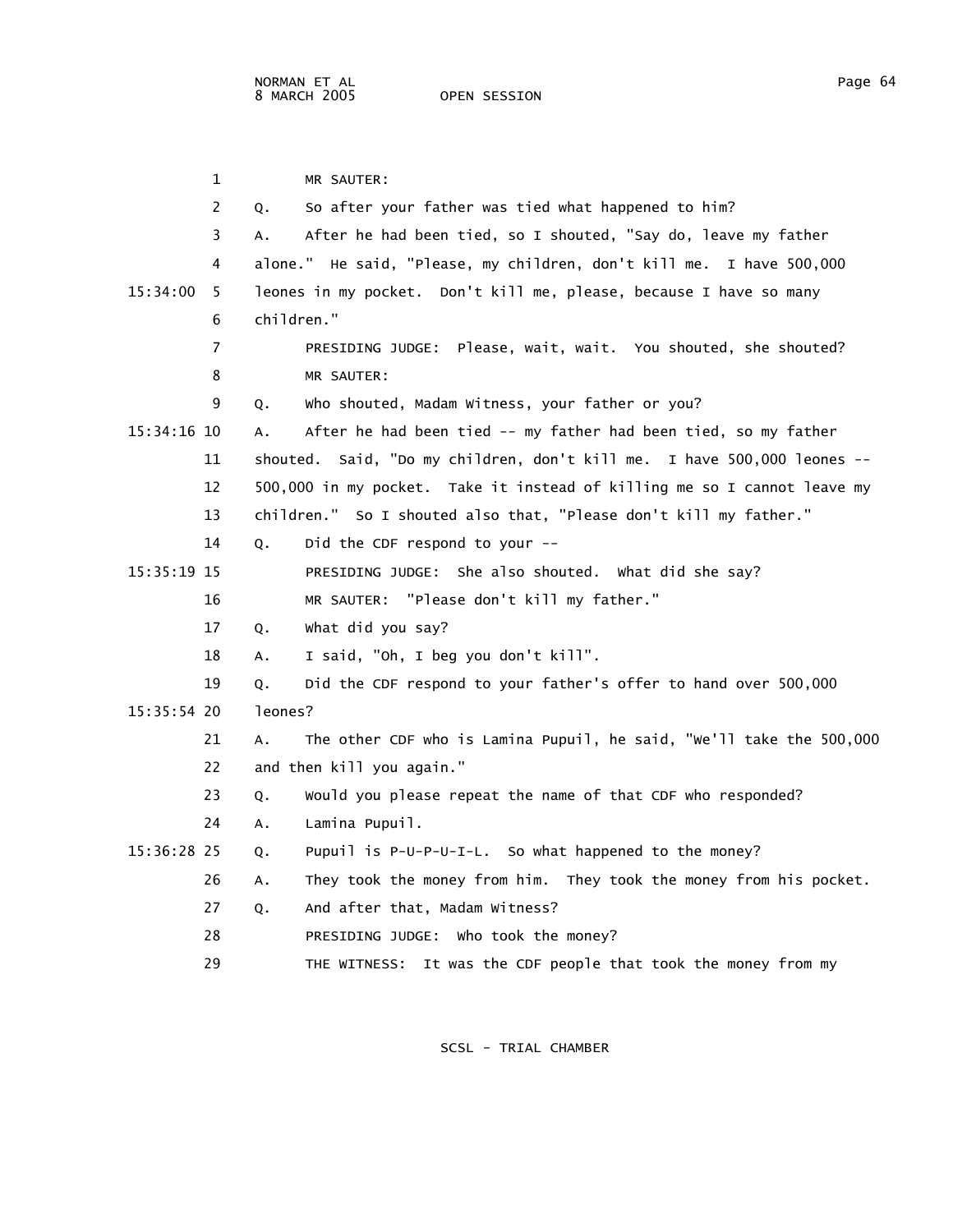MR SAUTER:

Q. So after your father was tied what happened to him?

A. After he had been tied, so I shouted, "Say do, leave my father alone." He said, "Please, my children, don't kill me. I have 500,000 leones in my pocket. Don't kill me, please, because I have so many children."

PRESIDING JUDGE: Please, wait, wait. You shouted, she shouted?

MR SAUTER:

Q. Who shouted, Madam Witness, your father or you?

A. After he had been tied -- my father had been tied, so my father shouted. Said, "Do my children, don't kill me. I have 500,000 leones -- 500,000 in my pocket. Take it instead of killing me so I cannot leave my children." So I shouted also that, "Please don't kill my father."

Q. Did the CDF respond to your --

PRESIDING JUDGE: She also shouted. What did she say?

MR SAUTER: "Please don't kill my father."

Q. What did you say?

A. I said, "Oh, I beg you don't kill".

Q. Did the CDF respond to your father's offer to hand over 500,000 leones?

A. The other CDF who is Lamina Pupuil, he said, "We'll take the 500,000 and then kill you again."

Q. Would you please repeat the name of that CDF who responded?

A. Lamina Pupuil.

Q. Pupuil is P-U-P-U-I-L. So what happened to the money?

A. They took the money from him. They took the money from his pocket.

Q. And after that, Madam Witness?

PRESIDING JUDGE: Who took the money?

THE WITNESS: It was the CDF people that took the money from my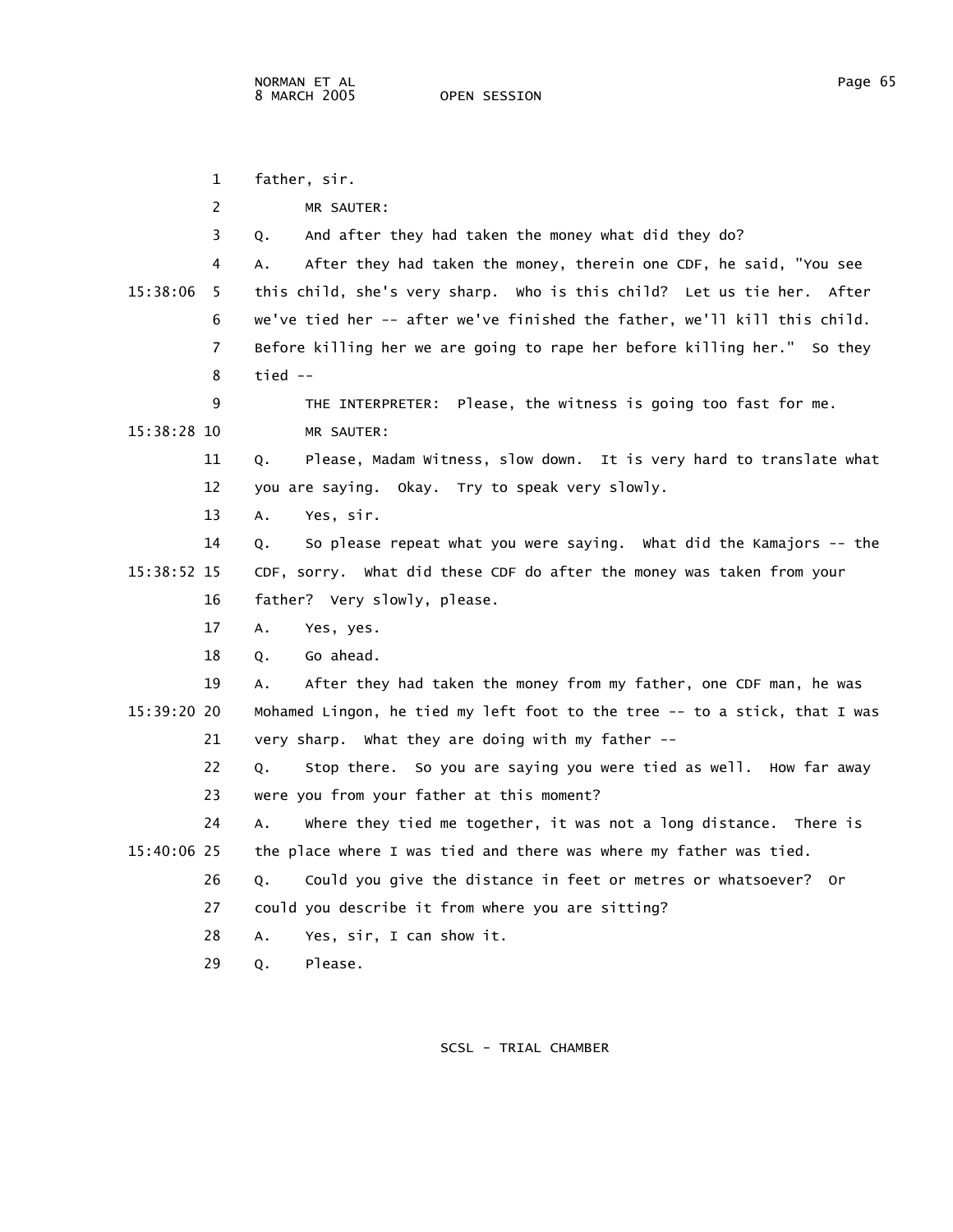father, sir.

MR SAUTER:

Q. And after they had taken the money what did they do?

A. After they had taken the money, therein one CDF, he said, "You see this child, she's very sharp. Who is this child? Let us tie her. After we've tied her -- after we've finished the father, we'll kill this child. Before killing her we are going to rape her before killing her." So they tied --

THE INTERPRETER: Please, the witness is going too fast for me.

MR SAUTER:

Q. Please, Madam Witness, slow down. It is very hard to translate what you are saying. Okay. Try to speak very slowly.

A. Yes, sir.

Q. So please repeat what you were saying. What did the Kamajors -- the CDF, sorry. What did these CDF do after the money was taken from your father? Very slowly, please.

A. Yes, yes.

Q. Go ahead.

A. After they had taken the money from my father, one CDF man, he was Mohamed Lingon, he tied my left foot to the tree -- to a stick, that I was very sharp. What they are doing with my father --

Q. Stop there. So you are saying you were tied as well. How far away were you from your father at this moment?

A. Where they tied me together, it was not a long distance. There is the place where I was tied and there was where my father was tied.

Q. Could you give the distance in feet or metres or whatsoever? Or could you describe it from where you are sitting?

A. Yes, sir, I can show it.

Q. Please.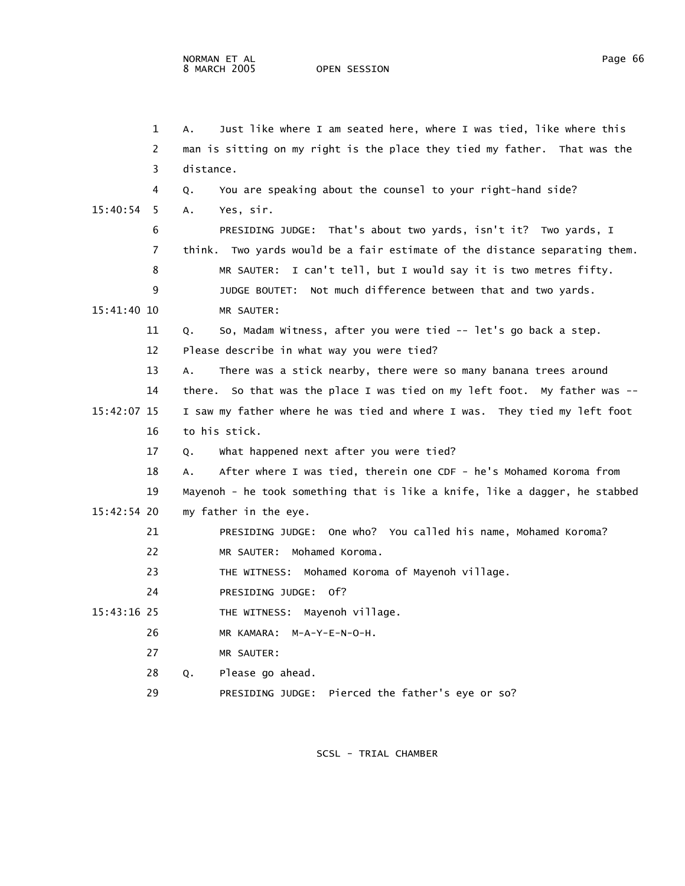1 A. Just like where I am seated here, where I was tied, like where this
2 man is sitting on my right is the place they tied my father. That was the
3 distance.
4 Q. You are speaking about the counsel to your right-hand side?
15:40:54 5 A. Yes, sir.
6 PRESIDING JUDGE: That's about two yards, isn't it? Two yards, I
7 think. Two yards would be a fair estimate of the distance separating them.
8 MR SAUTER: I can't tell, but I would say it is two metres fifty.
9 JUDGE BOUTET: Not much difference between that and two yards.
15:41:40 10 MR SAUTER:
11 Q. So, Madam Witness, after you were tied -- let's go back a step.
12 Please describe in what way you were tied?
13 A. There was a stick nearby, there were so many banana trees around
14 there. So that was the place I was tied on my left foot. My father was --
15:42:07 15 I saw my father where he was tied and where I was. They tied my left foot
16 to his stick.
17 Q. What happened next after you were tied?
18 A. After where I was tied, therein one CDF - he's Mohamed Koroma from
19 Mayenoh - he took something that is like a knife, like a dagger, he stabbed
15:42:54 20 my father in the eye.
21 PRESIDING JUDGE: One who? You called his name, Mohamed Koroma?
22 MR SAUTER: Mohamed Koroma.
23 THE WITNESS: Mohamed Koroma of Mayenoh village.
24 PRESIDING JUDGE: Of?
15:43:16 25 THE WITNESS: Mayenoh village.
26 MR KAMARA: M-A-Y-E-N-O-H.
27 MR SAUTER:
28 Q. Please go ahead.
29 PRESIDING JUDGE: Pierced the father's eye or so?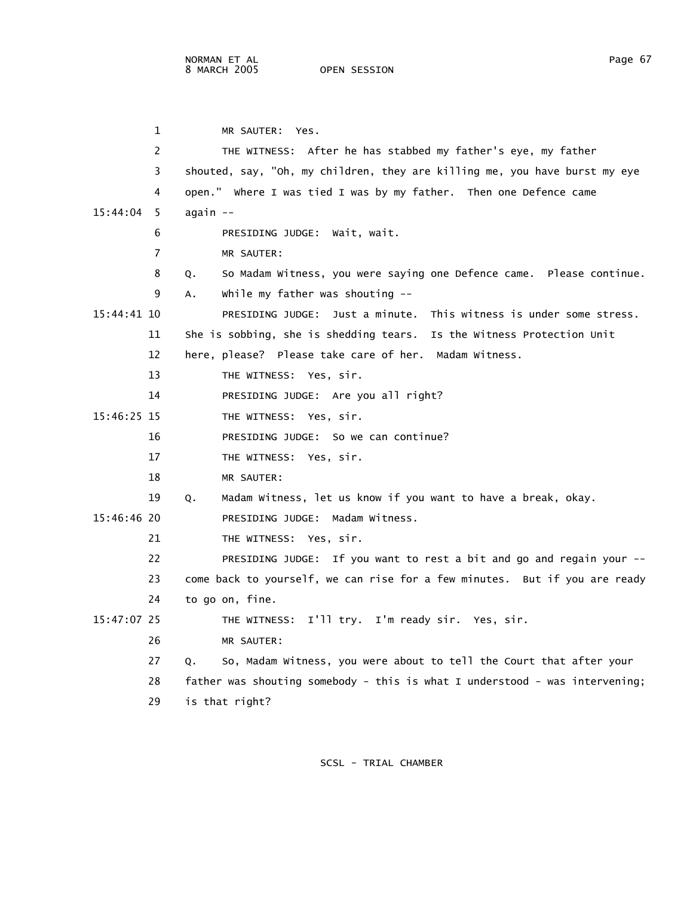MR SAUTER: Yes.

THE WITNESS: After he has stabbed my father's eye, my father shouted, say, "Oh, my children, they are killing me, you have burst my eye open." Where I was tied I was by my father. Then one Defence came again --

PRESIDING JUDGE: Wait, wait.

MR SAUTER:

Q. So Madam Witness, you were saying one Defence came. Please continue.

A. While my father was shouting --

PRESIDING JUDGE: Just a minute. This witness is under some stress. She is sobbing, she is shedding tears. Is the Witness Protection Unit here, please? Please take care of her. Madam Witness.

THE WITNESS: Yes, sir.

PRESIDING JUDGE: Are you all right?

THE WITNESS: Yes, sir.

PRESIDING JUDGE: So we can continue?

THE WITNESS: Yes, sir.

MR SAUTER:

Q. Madam Witness, let us know if you want to have a break, okay.

PRESIDING JUDGE: Madam Witness.

THE WITNESS: Yes, sir.

PRESIDING JUDGE: If you want to rest a bit and go and regain your -- come back to yourself, we can rise for a few minutes. But if you are ready to go on, fine.

THE WITNESS: I'll try. I'm ready sir. Yes, sir.

MR SAUTER:

Q. So, Madam Witness, you were about to tell the Court that after your father was shouting somebody - this is what I understood - was intervening; is that right?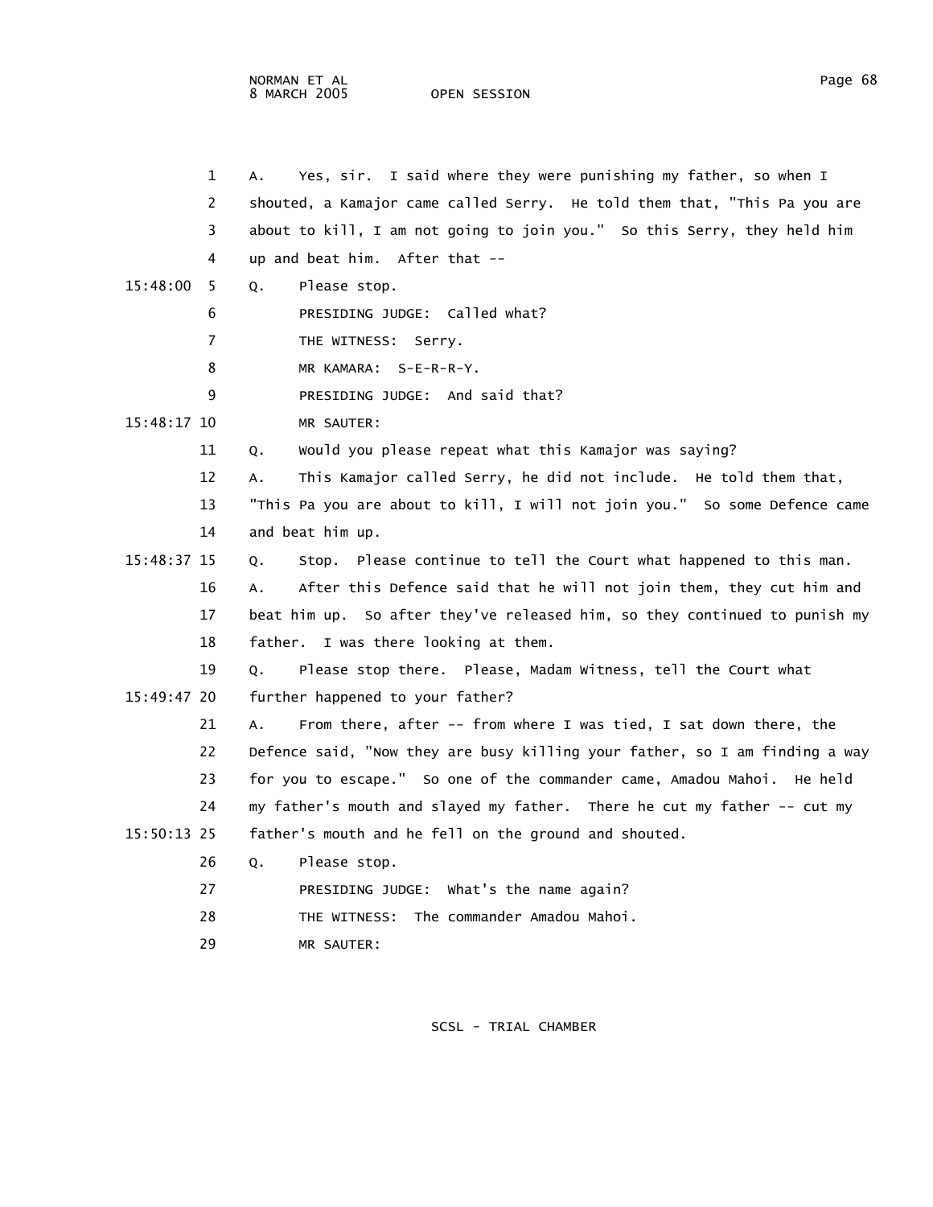A. Yes, sir. I said where they were punishing my father, so when I shouted, a Kamajor came called Serry. He told them that, "This Pa you are about to kill, I am not going to join you." So this Serry, they held him up and beat him. After that --

Q. Please stop.

PRESIDING JUDGE: Called what?

THE WITNESS: Serry.

MR KAMARA: S-E-R-R-Y.

PRESIDING JUDGE: And said that?

MR SAUTER:

Q. Would you please repeat what this Kamajor was saying?

A. This Kamajor called Serry, he did not include. He told them that, "This Pa you are about to kill, I will not join you." So some Defence came and beat him up.

Q. Stop. Please continue to tell the Court what happened to this man.

A. After this Defence said that he will not join them, they cut him and beat him up. So after they've released him, so they continued to punish my father. I was there looking at them.

Q. Please stop there. Please, Madam Witness, tell the Court what further happened to your father?

A. From there, after -- from where I was tied, I sat down there, the Defence said, "Now they are busy killing your father, so I am finding a way for you to escape." So one of the commander came, Amadou Mahoi. He held my father's mouth and slayed my father. There he cut my father -- cut my father's mouth and he fell on the ground and shouted.

Q. Please stop.

PRESIDING JUDGE: What's the name again?

THE WITNESS: The commander Amadou Mahoi.

MR SAUTER: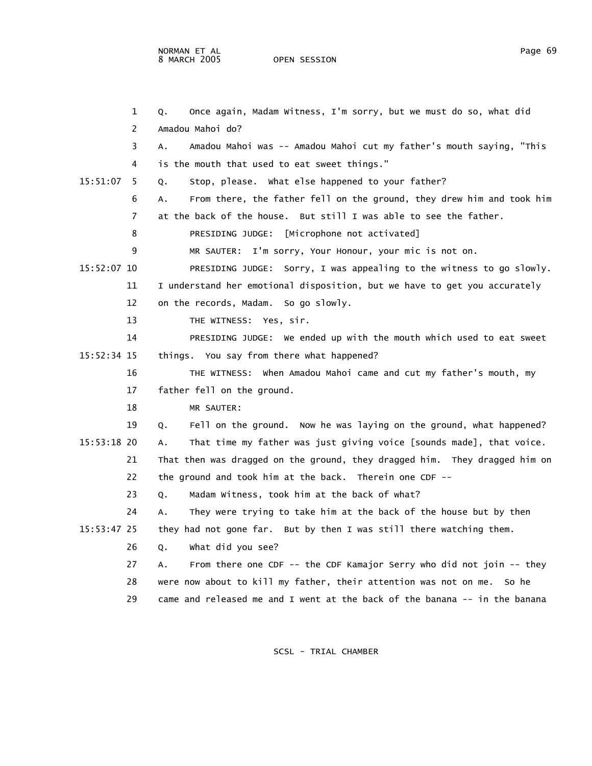Q. Once again, Madam Witness, I'm sorry, but we must do so, what did Amadou Mahoi do?

A. Amadou Mahoi was -- Amadou Mahoi cut my father's mouth saying, "This is the mouth that used to eat sweet things."

Q. Stop, please. What else happened to your father?

A. From there, the father fell on the ground, they drew him and took him at the back of the house. But still I was able to see the father.

PRESIDING JUDGE: [Microphone not activated]

MR SAUTER: I'm sorry, Your Honour, your mic is not on.

PRESIDING JUDGE: Sorry, I was appealing to the witness to go slowly. I understand her emotional disposition, but we have to get you accurately on the records, Madam. So go slowly.

THE WITNESS: Yes, sir.

PRESIDING JUDGE: We ended up with the mouth which used to eat sweet things. You say from there what happened?

THE WITNESS: When Amadou Mahoi came and cut my father's mouth, my father fell on the ground.

MR SAUTER:

Q. Fell on the ground. Now he was laying on the ground, what happened?

A. That time my father was just giving voice [sounds made], that voice. That then was dragged on the ground, they dragged him. They dragged him on the ground and took him at the back. Therein one CDF --

Q. Madam Witness, took him at the back of what?

A. They were trying to take him at the back of the house but by then they had not gone far. But by then I was still there watching them.

Q. What did you see?

A. From there one CDF -- the CDF Kamajor Serry who did not join -- they were now about to kill my father, their attention was not on me. So he came and released me and I went at the back of the banana -- in the banana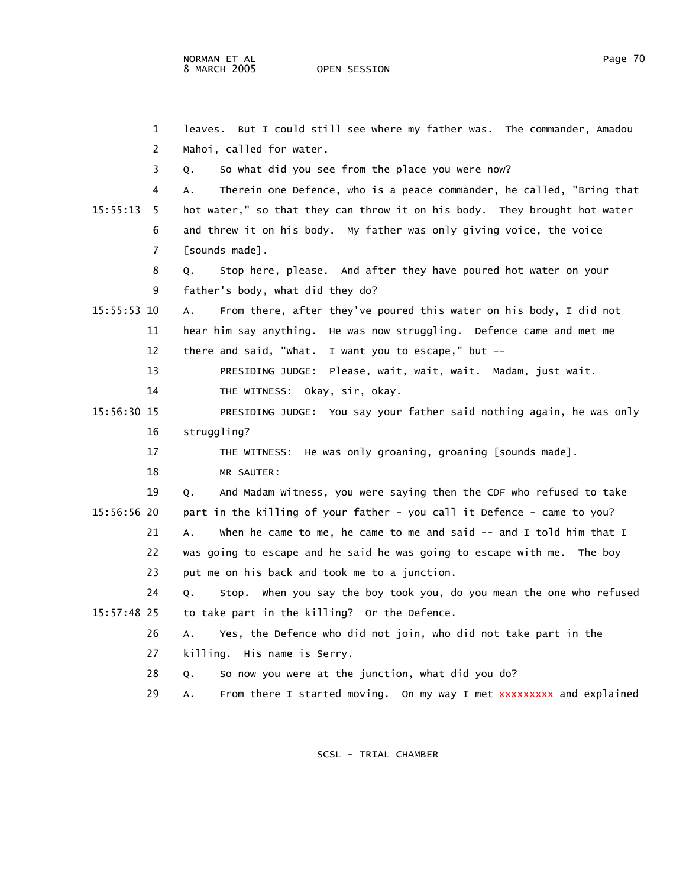leaves. But I could still see where my father was. The commander, Amadou Mahoi, called for water.

Q. So what did you see from the place you were now?

A. Therein one Defence, who is a peace commander, he called, "Bring that hot water," so that they can throw it on his body. They brought hot water and threw it on his body. My father was only giving voice, the voice [sounds made].

Q. Stop here, please. And after they have poured hot water on your father's body, what did they do?

A. From there, after they've poured this water on his body, I did not hear him say anything. He was now struggling. Defence came and met me there and said, "What. I want you to escape," but --

PRESIDING JUDGE: Please, wait, wait, wait. Madam, just wait.

THE WITNESS: Okay, sir, okay.

PRESIDING JUDGE: You say your father said nothing again, he was only struggling?

THE WITNESS: He was only groaning, groaning [sounds made].

MR SAUTER:

Q. And Madam Witness, you were saying then the CDF who refused to take part in the killing of your father - you call it Defence - came to you?

A. When he came to me, he came to me and said -- and I told him that I was going to escape and he said he was going to escape with me. The boy put me on his back and took me to a junction.

Q. Stop. When you say the boy took you, do you mean the one who refused to take part in the killing? Or the Defence.

A. Yes, the Defence who did not join, who did not take part in the killing. His name is Serry.

Q. So now you were at the junction, what did you do?

A. From there I started moving. On my way I met xxxxxxxxx and explained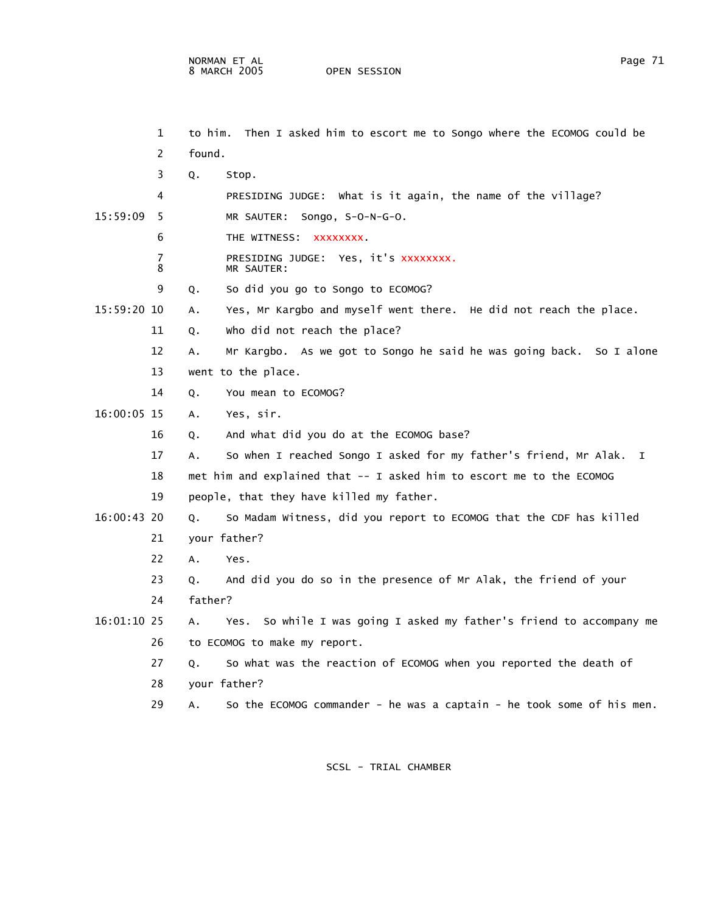1 to him. Then I asked him to escort me to Songo where the ECOMOG could be

2 found.

3 Q. Stop.

4 PRESIDING JUDGE: What is it again, the name of the village?

15:59:09 5 MR SAUTER: Songo, S-O-N-G-O.

6 THE WITNESS: xxxxxxxx.

7 PRESIDING JUDGE: Yes, it's xxxxxxxx.

8 MR SAUTER:

9 Q. So did you go to Songo to ECOMOG?

15:59:20 10 A. Yes, Mr Kargbo and myself went there. He did not reach the place.

11 Q. Who did not reach the place?

12 A. Mr Kargbo. As we got to Songo he said he was going back. So I alone

13 went to the place.

14 Q. You mean to ECOMOG?

16:00:05 15 A. Yes, sir.

16 Q. And what did you do at the ECOMOG base?

17 A. So when I reached Songo I asked for my father's friend, Mr Alak. I

18 met him and explained that -- I asked him to escort me to the ECOMOG

19 people, that they have killed my father.

16:00:43 20 Q. So Madam Witness, did you report to ECOMOG that the CDF has killed

21 your father?

22 A. Yes.

23 Q. And did you do so in the presence of Mr Alak, the friend of your

24 father?

16:01:10 25 A. Yes. So while I was going I asked my father's friend to accompany me

26 to ECOMOG to make my report.

27 Q. So what was the reaction of ECOMOG when you reported the death of

28 your father?

29 A. So the ECOMOG commander - he was a captain - he took some of his men.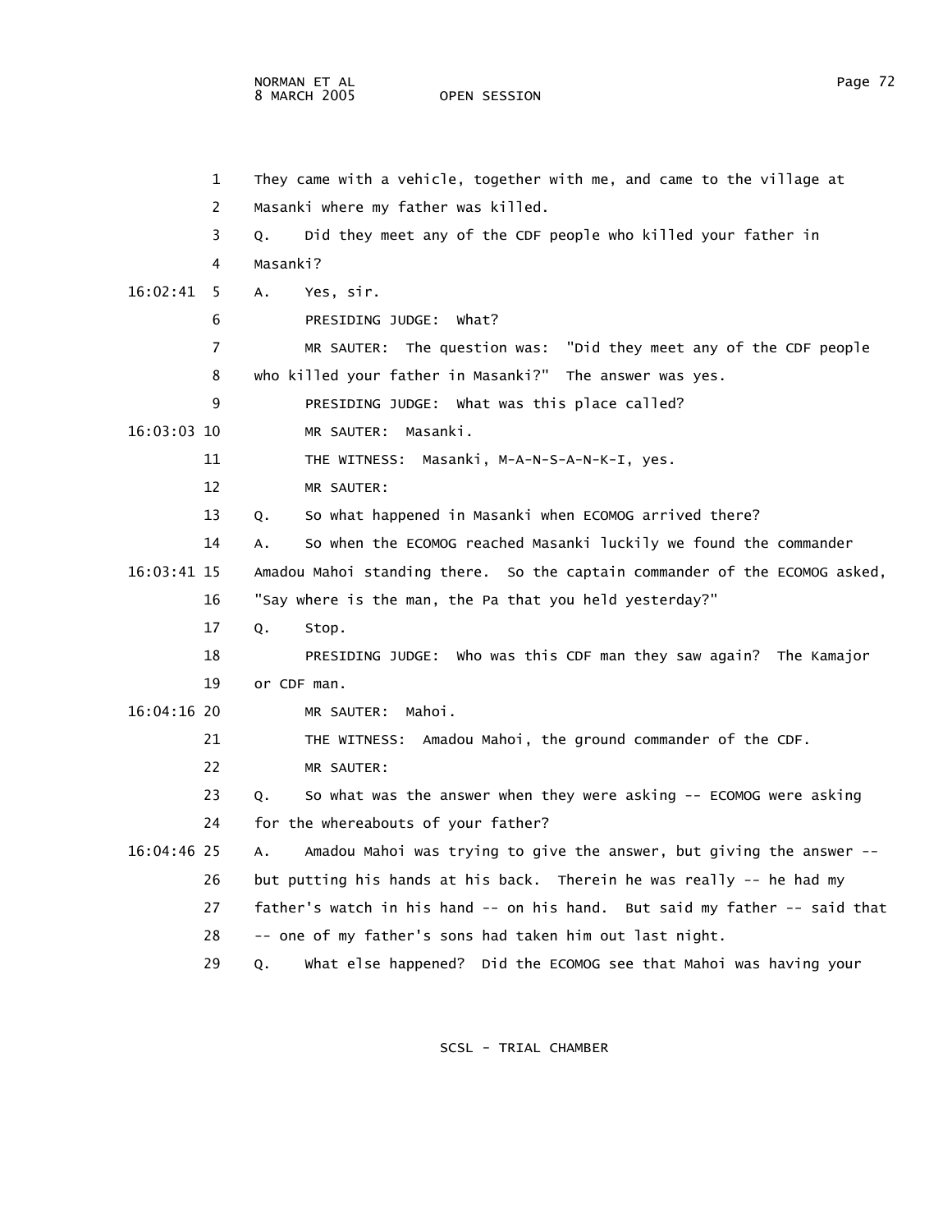1 They came with a vehicle, together with me, and came to the village at

2 Masanki where my father was killed.

3 Q. Did they meet any of the CDF people who killed your father in

4 Masanki?

16:02:41 5 A. Yes, sir.

6 PRESIDING JUDGE: What?

7 MR SAUTER: The question was: "Did they meet any of the CDF people

8 who killed your father in Masanki?" The answer was yes.

9 PRESIDING JUDGE: What was this place called?

16:03:03 10 MR SAUTER: Masanki.

11 THE WITNESS: Masanki, M-A-N-S-A-N-K-I, yes.

12 MR SAUTER:

13 Q. So what happened in Masanki when ECOMOG arrived there?

14 A. So when the ECOMOG reached Masanki luckily we found the commander

16:03:41 15 Amadou Mahoi standing there. So the captain commander of the ECOMOG asked,

16 "Say where is the man, the Pa that you held yesterday?"

17 Q. Stop.

18 PRESIDING JUDGE: Who was this CDF man they saw again? The Kamajor

19 or CDF man.

16:04:16 20 MR SAUTER: Mahoi.

21 THE WITNESS: Amadou Mahoi, the ground commander of the CDF.

22 MR SAUTER:

23 Q. So what was the answer when they were asking -- ECOMOG were asking

24 for the whereabouts of your father?

16:04:46 25 A. Amadou Mahoi was trying to give the answer, but giving the answer --

26 but putting his hands at his back. Therein he was really -- he had my

27 father's watch in his hand -- on his hand. But said my father -- said that

28 -- one of my father's sons had taken him out last night.

29 Q. What else happened? Did the ECOMOG see that Mahoi was having your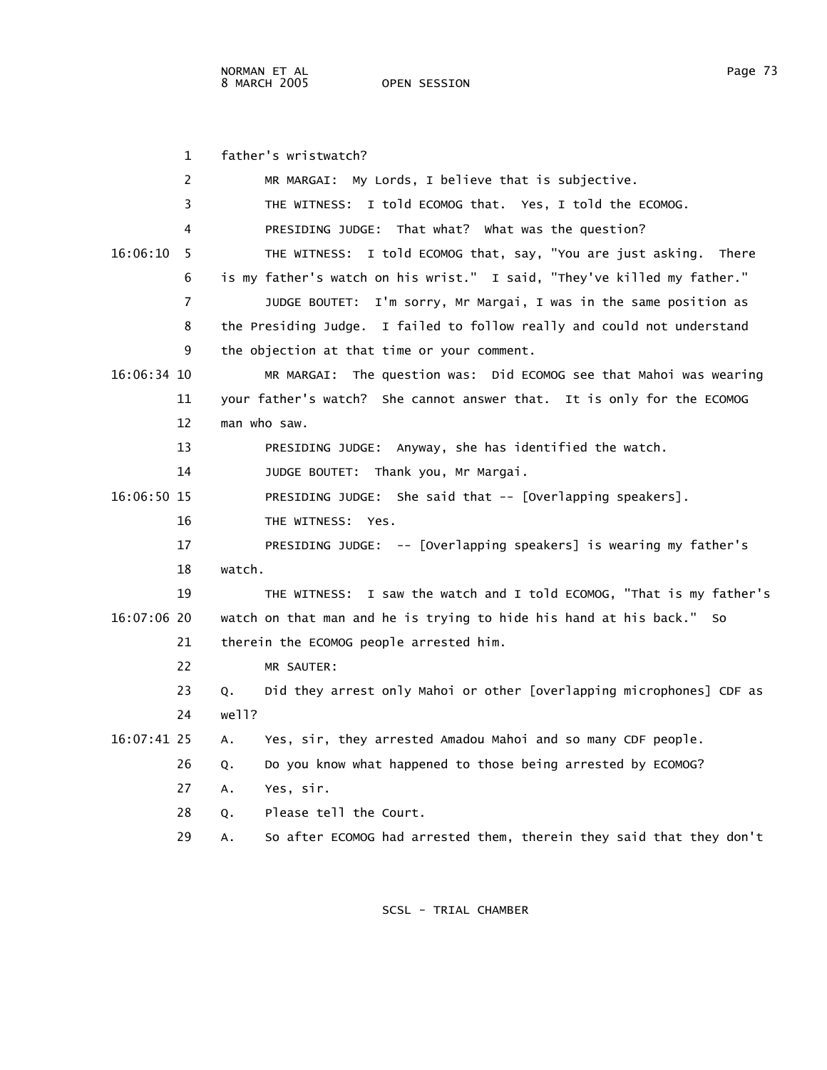father's wristwatch?

MR MARGAI: My Lords, I believe that is subjective.

THE WITNESS: I told ECOMOG that. Yes, I told the ECOMOG.

PRESIDING JUDGE: That what? What was the question?

THE WITNESS: I told ECOMOG that, say, "You are just asking. There is my father's watch on his wrist." I said, "They've killed my father."

JUDGE BOUTET: I'm sorry, Mr Margai, I was in the same position as the Presiding Judge. I failed to follow really and could not understand the objection at that time or your comment.

MR MARGAI: The question was: Did ECOMOG see that Mahoi was wearing your father's watch? She cannot answer that. It is only for the ECOMOG man who saw.

PRESIDING JUDGE: Anyway, she has identified the watch.

JUDGE BOUTET: Thank you, Mr Margai.

PRESIDING JUDGE: She said that -- [Overlapping speakers].

THE WITNESS: Yes.

PRESIDING JUDGE: -- [Overlapping speakers] is wearing my father's watch.

THE WITNESS: I saw the watch and I told ECOMOG, "That is my father's watch on that man and he is trying to hide his hand at his back." So therein the ECOMOG people arrested him.

MR SAUTER:

Q. Did they arrest only Mahoi or other [overlapping microphones] CDF as well?

A. Yes, sir, they arrested Amadou Mahoi and so many CDF people.

Q. Do you know what happened to those being arrested by ECOMOG?

A. Yes, sir.

Q. Please tell the Court.

A. So after ECOMOG had arrested them, therein they said that they don't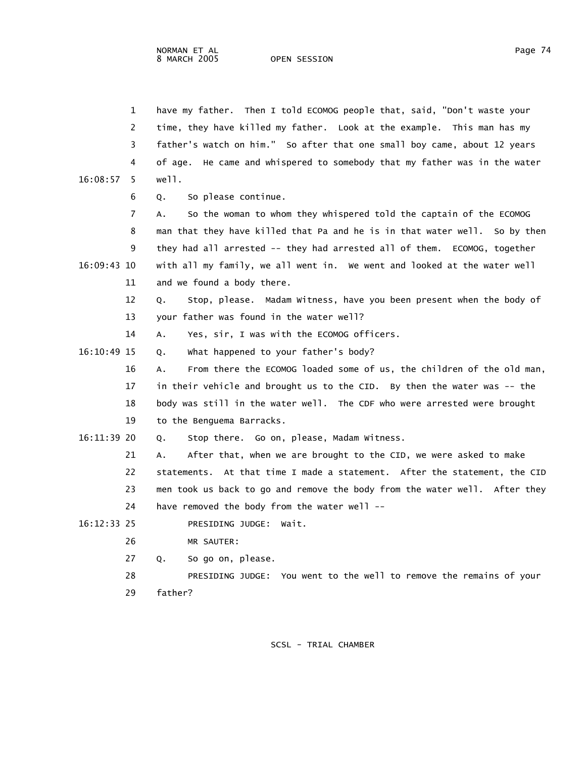have my father. Then I told ECOMOG people that, said, "Don't waste your time, they have killed my father. Look at the example. This man has my father's watch on him." So after that one small boy came, about 12 years of age. He came and whispered to somebody that my father was in the water well.

Q. So please continue.

A. So the woman to whom they whispered told the captain of the ECOMOG man that they have killed that Pa and he is in that water well. So by then they had all arrested -- they had arrested all of them. ECOMOG, together with all my family, we all went in. We went and looked at the water well and we found a body there.

Q. Stop, please. Madam Witness, have you been present when the body of your father was found in the water well?

A. Yes, sir, I was with the ECOMOG officers.

Q. What happened to your father's body?

A. From there the ECOMOG loaded some of us, the children of the old man, in their vehicle and brought us to the CID. By then the water was -- the body was still in the water well. The CDF who were arrested were brought to the Benguema Barracks.

Q. Stop there. Go on, please, Madam Witness.

A. After that, when we are brought to the CID, we were asked to make statements. At that time I made a statement. After the statement, the CID men took us back to go and remove the body from the water well. After they have removed the body from the water well --

PRESIDING JUDGE: Wait.

MR SAUTER:

Q. So go on, please.

PRESIDING JUDGE: You went to the well to remove the remains of your father?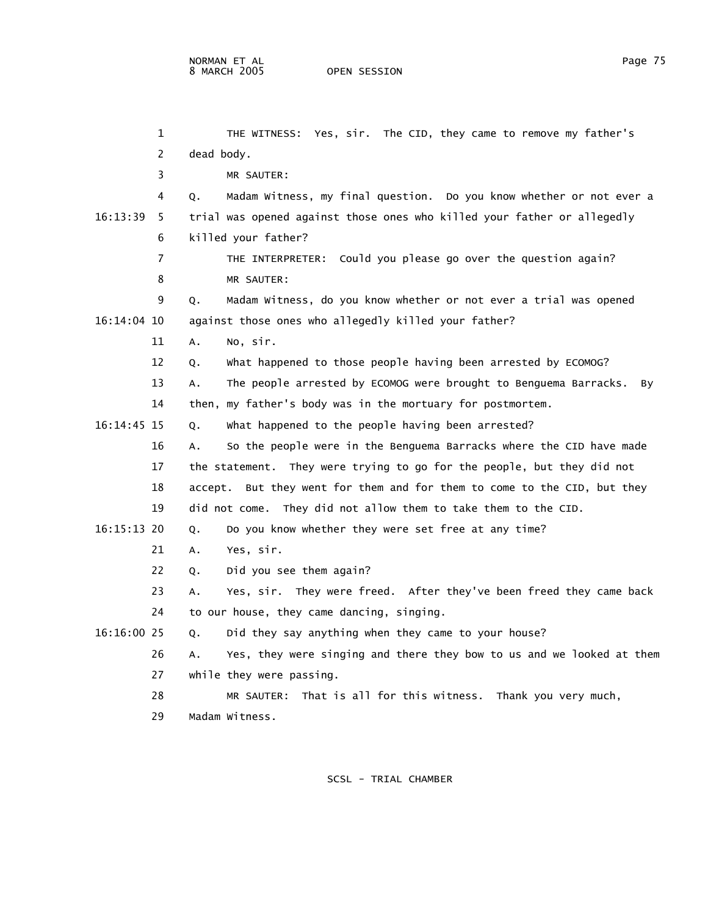THE WITNESS: Yes, sir. The CID, they came to remove my father's dead body.

MR SAUTER:

Q. Madam Witness, my final question. Do you know whether or not ever a trial was opened against those ones who killed your father or allegedly killed your father?

THE INTERPRETER: Could you please go over the question again?

MR SAUTER:

Q. Madam Witness, do you know whether or not ever a trial was opened against those ones who allegedly killed your father?

A. No, sir.

Q. What happened to those people having been arrested by ECOMOG?

A. The people arrested by ECOMOG were brought to Benguema Barracks. By then, my father's body was in the mortuary for postmortem.

Q. What happened to the people having been arrested?

A. So the people were in the Benguema Barracks where the CID have made the statement. They were trying to go for the people, but they did not accept. But they went for them and for them to come to the CID, but they did not come. They did not allow them to take them to the CID.

Q. Do you know whether they were set free at any time?

A. Yes, sir.

Q. Did you see them again?

A. Yes, sir. They were freed. After they've been freed they came back to our house, they came dancing, singing.

Q. Did they say anything when they came to your house?

A. Yes, they were singing and there they bow to us and we looked at them while they were passing.

MR SAUTER: That is all for this witness. Thank you very much, Madam Witness.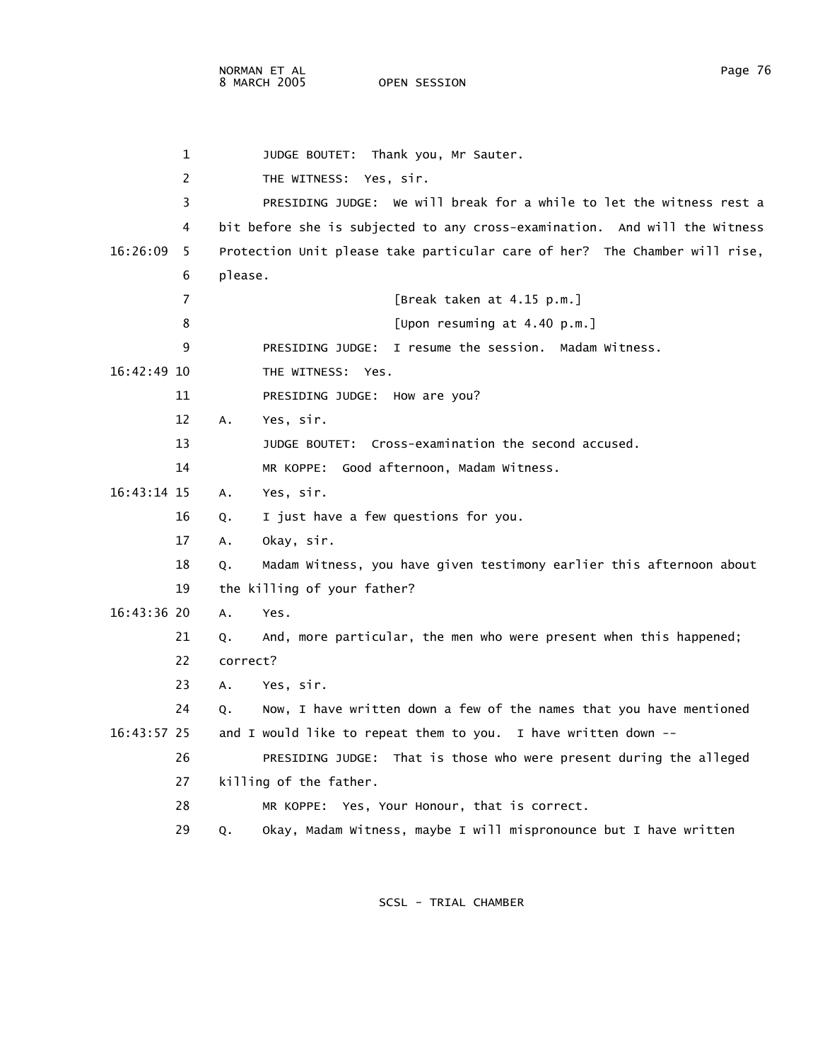1 JUDGE BOUTET: Thank you, Mr Sauter.

2 THE WITNESS: Yes, sir.

3 PRESIDING JUDGE: We will break for a while to let the witness rest a

4 bit before she is subjected to any cross-examination. And will the Witness

16:26:09 5 Protection Unit please take particular care of her? The Chamber will rise,

6 please.

7 [Break taken at 4.15 p.m.]

8 [Upon resuming at 4.40 p.m.]

9 PRESIDING JUDGE: I resume the session. Madam Witness.

16:42:49 10 THE WITNESS: Yes.

11 PRESIDING JUDGE: How are you?

12 A. Yes, sir.

13 JUDGE BOUTET: Cross-examination the second accused.

14 MR KOPPE: Good afternoon, Madam Witness.

16:43:14 15 A. Yes, sir.

16 Q. I just have a few questions for you.

17 A. Okay, sir.

18 Q. Madam Witness, you have given testimony earlier this afternoon about

19 the killing of your father?

16:43:36 20 A. Yes.

21 Q. And, more particular, the men who were present when this happened;

22 correct?

23 A. Yes, sir.

24 Q. Now, I have written down a few of the names that you have mentioned

16:43:57 25 and I would like to repeat them to you. I have written down --

26 PRESIDING JUDGE: That is those who were present during the alleged

27 killing of the father.

28 MR KOPPE: Yes, Your Honour, that is correct.

29 Q. Okay, Madam Witness, maybe I will mispronounce but I have written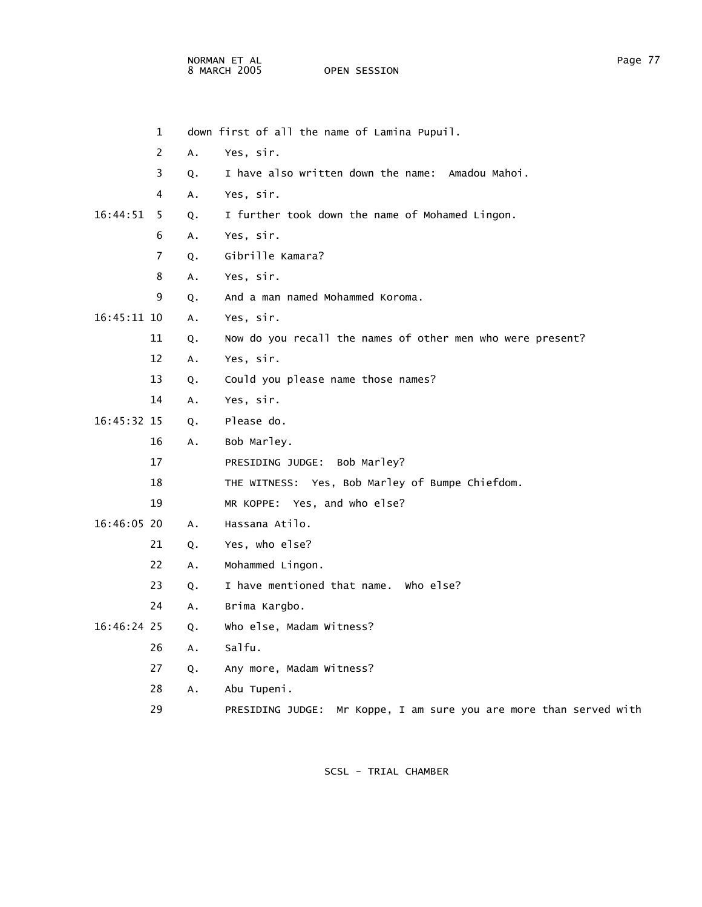1 down first of all the name of Lamina Pupuil.

2 A. Yes, sir.

3 Q. I have also written down the name: Amadou Mahoi.

4 A. Yes, sir.

16:44:51 5 Q. I further took down the name of Mohamed Lingon.

6 A. Yes, sir.

7 Q. Gibrille Kamara?

8 A. Yes, sir.

9 Q. And a man named Mohammed Koroma.

16:45:11 10 A. Yes, sir.

11 Q. Now do you recall the names of other men who were present?

12 A. Yes, sir.

13 Q. Could you please name those names?

14 A. Yes, sir.

16:45:32 15 Q. Please do.

16 A. Bob Marley.

17 PRESIDING JUDGE: Bob Marley?

18 THE WITNESS: Yes, Bob Marley of Bumpe Chiefdom.

19 MR KOPPE: Yes, and who else?

16:46:05 20 A. Hassana Atilo.

21 Q. Yes, who else?

22 A. Mohammed Lingon.

23 Q. I have mentioned that name. Who else?

24 A. Brima Kargbo.

16:46:24 25 Q. Who else, Madam Witness?

26 A. Salfu.

27 Q. Any more, Madam Witness?

28 A. Abu Tupeni.

29 PRESIDING JUDGE: Mr Koppe, I am sure you are more than served with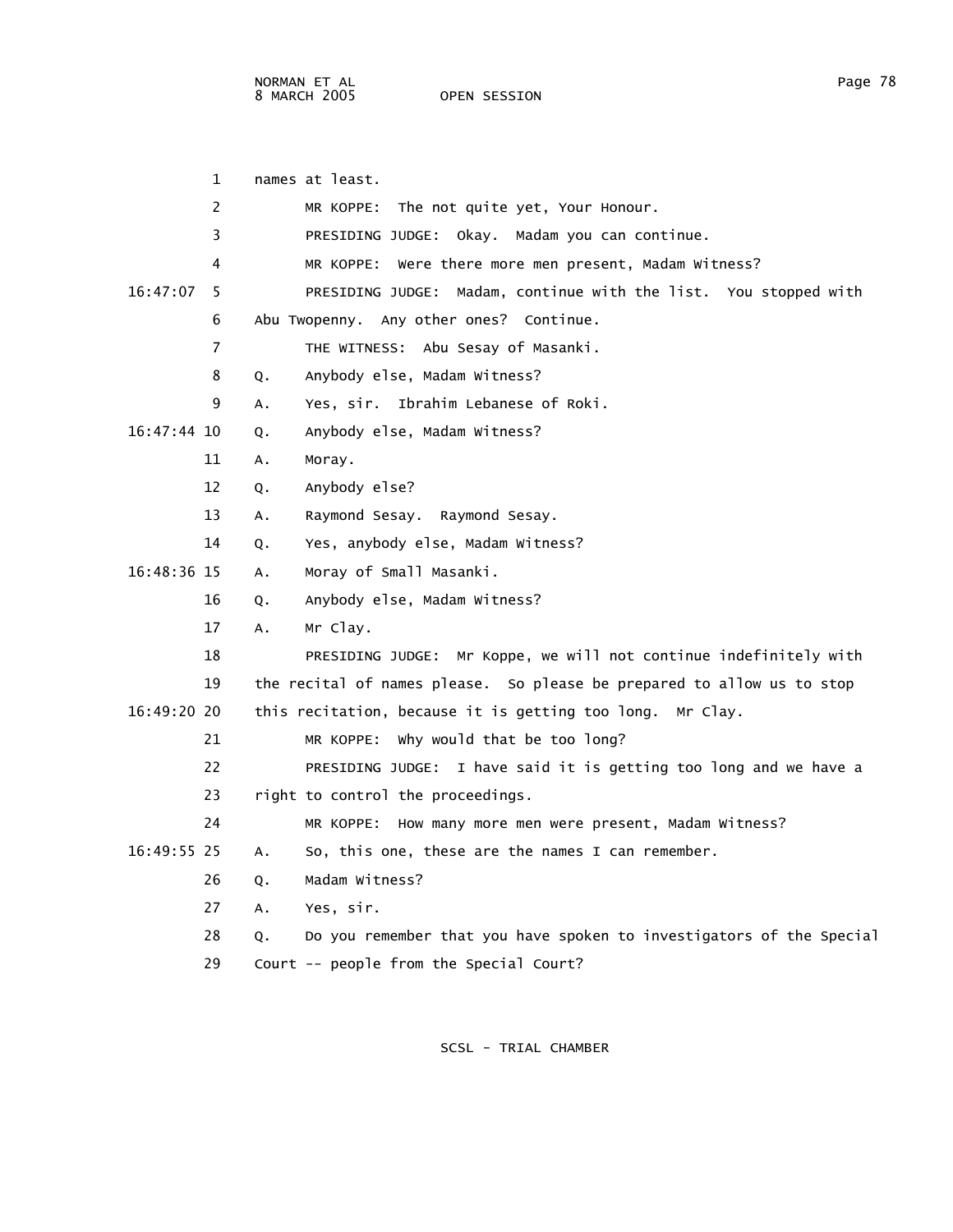names at least.

MR KOPPE: The not quite yet, Your Honour.

PRESIDING JUDGE: Okay. Madam you can continue.

MR KOPPE: Were there more men present, Madam Witness?

PRESIDING JUDGE: Madam, continue with the list. You stopped with Abu Twopenny. Any other ones? Continue.

THE WITNESS: Abu Sesay of Masanki.

Q. Anybody else, Madam Witness?

A. Yes, sir. Ibrahim Lebanese of Roki.

Q. Anybody else, Madam Witness?

A. Moray.

Q. Anybody else?

A. Raymond Sesay. Raymond Sesay.

Q. Yes, anybody else, Madam Witness?

A. Moray of Small Masanki.

Q. Anybody else, Madam Witness?

A. Mr Clay.

PRESIDING JUDGE: Mr Koppe, we will not continue indefinitely with the recital of names please. So please be prepared to allow us to stop this recitation, because it is getting too long. Mr Clay.

MR KOPPE: Why would that be too long?

PRESIDING JUDGE: I have said it is getting too long and we have a right to control the proceedings.

MR KOPPE: How many more men were present, Madam Witness?

A. So, this one, these are the names I can remember.

Q. Madam Witness?

A. Yes, sir.

Q. Do you remember that you have spoken to investigators of the Special Court -- people from the Special Court?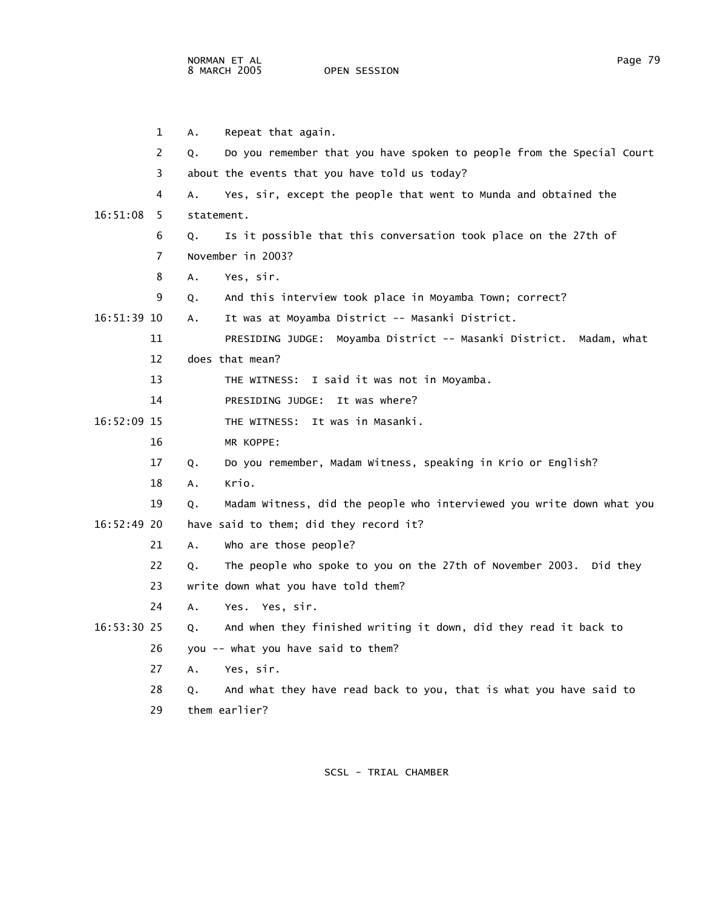A. Repeat that again.

Q. Do you remember that you have spoken to people from the Special Court about the events that you have told us today?

A. Yes, sir, except the people that went to Munda and obtained the statement.

Q. Is it possible that this conversation took place on the 27th of November in 2003?

A. Yes, sir.

Q. And this interview took place in Moyamba Town; correct?

A. It was at Moyamba District -- Masanki District.

PRESIDING JUDGE: Moyamba District -- Masanki District. Madam, what does that mean?

THE WITNESS: I said it was not in Moyamba.

PRESIDING JUDGE: It was where?

THE WITNESS: It was in Masanki.

MR KOPPE:

Q. Do you remember, Madam Witness, speaking in Krio or English?

A. Krio.

Q. Madam Witness, did the people who interviewed you write down what you have said to them; did they record it?

A. Who are those people?

Q. The people who spoke to you on the 27th of November 2003. Did they write down what you have told them?

A. Yes. Yes, sir.

Q. And when they finished writing it down, did they read it back to you -- what you have said to them?

A. Yes, sir.

Q. And what they have read back to you, that is what you have said to them earlier?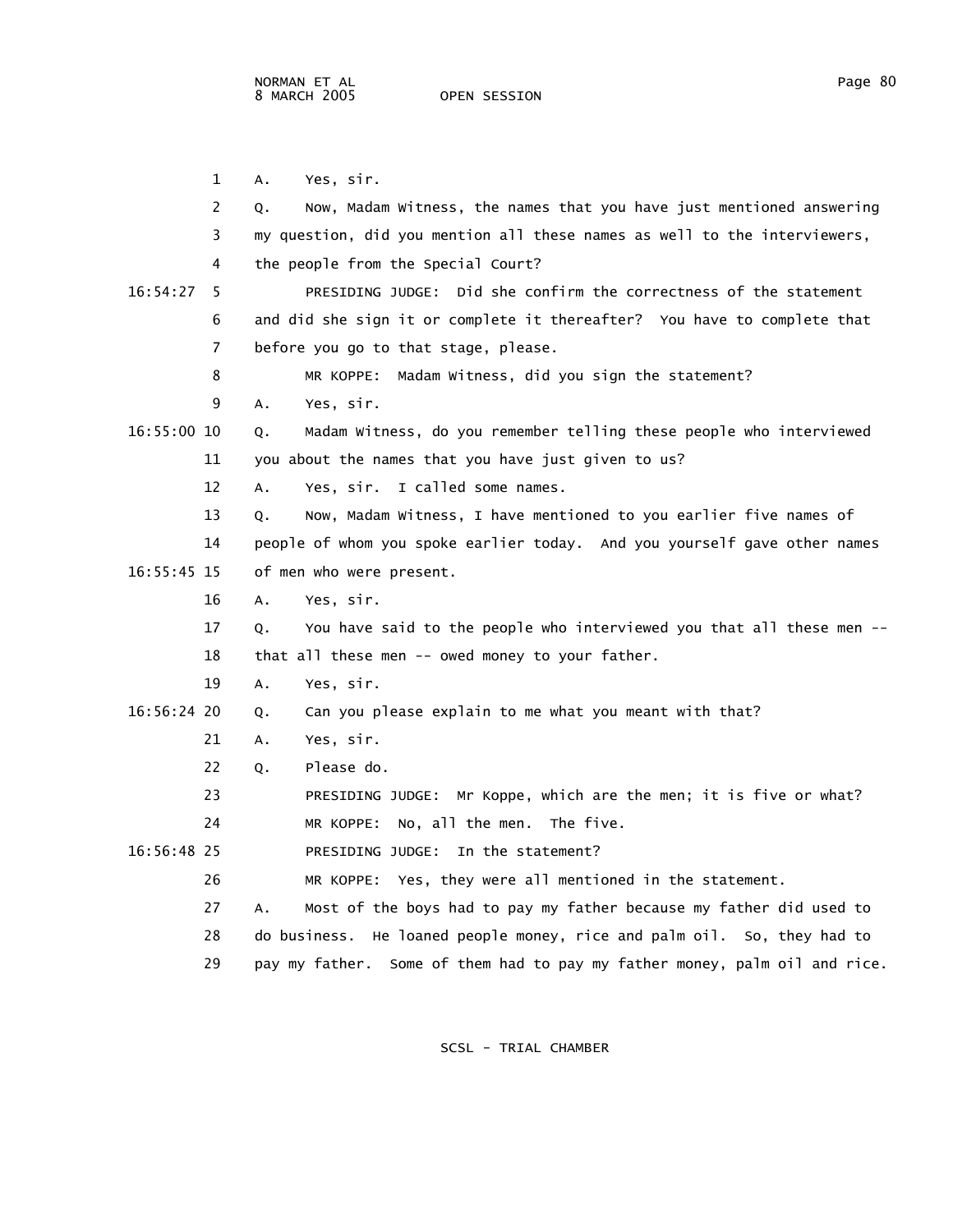A. Yes, sir.

Q. Now, Madam Witness, the names that you have just mentioned answering my question, did you mention all these names as well to the interviewers, the people from the Special Court?

PRESIDING JUDGE: Did she confirm the correctness of the statement and did she sign it or complete it thereafter? You have to complete that before you go to that stage, please.

MR KOPPE: Madam Witness, did you sign the statement?

A. Yes, sir.

Q. Madam Witness, do you remember telling these people who interviewed you about the names that you have just given to us?

A. Yes, sir. I called some names.

Q. Now, Madam Witness, I have mentioned to you earlier five names of people of whom you spoke earlier today. And you yourself gave other names of men who were present.

A. Yes, sir.

Q. You have said to the people who interviewed you that all these men -- that all these men -- owed money to your father.

A. Yes, sir.

Q. Can you please explain to me what you meant with that?

A. Yes, sir.

Q. Please do.

PRESIDING JUDGE: Mr Koppe, which are the men; it is five or what?

MR KOPPE: No, all the men. The five.

PRESIDING JUDGE: In the statement?

MR KOPPE: Yes, they were all mentioned in the statement.

A. Most of the boys had to pay my father because my father did used to do business. He loaned people money, rice and palm oil. So, they had to pay my father. Some of them had to pay my father money, palm oil and rice.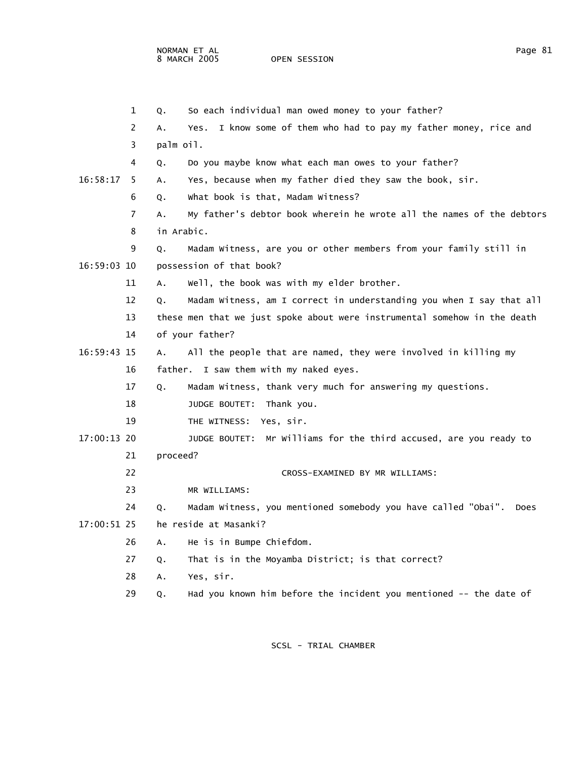Q. So each individual man owed money to your father?

A. Yes. I know some of them who had to pay my father money, rice and palm oil.

Q. Do you maybe know what each man owes to your father?

A. Yes, because when my father died they saw the book, sir.

Q. What book is that, Madam Witness?

A. My father's debtor book wherein he wrote all the names of the debtors in Arabic.

Q. Madam Witness, are you or other members from your family still in possession of that book?

A. Well, the book was with my elder brother.

Q. Madam Witness, am I correct in understanding you when I say that all these men that we just spoke about were instrumental somehow in the death of your father?

A. All the people that are named, they were involved in killing my father. I saw them with my naked eyes.

Q. Madam Witness, thank very much for answering my questions.

JUDGE BOUTET: Thank you.

THE WITNESS: Yes, sir.

JUDGE BOUTET: Mr Williams for the third accused, are you ready to proceed?

CROSS-EXAMINED BY MR WILLIAMS:

MR WILLIAMS:

Q. Madam Witness, you mentioned somebody you have called "Obai". Does he reside at Masanki?

A. He is in Bumpe Chiefdom.

Q. That is in the Moyamba District; is that correct?

A. Yes, sir.

Q. Had you known him before the incident you mentioned -- the date of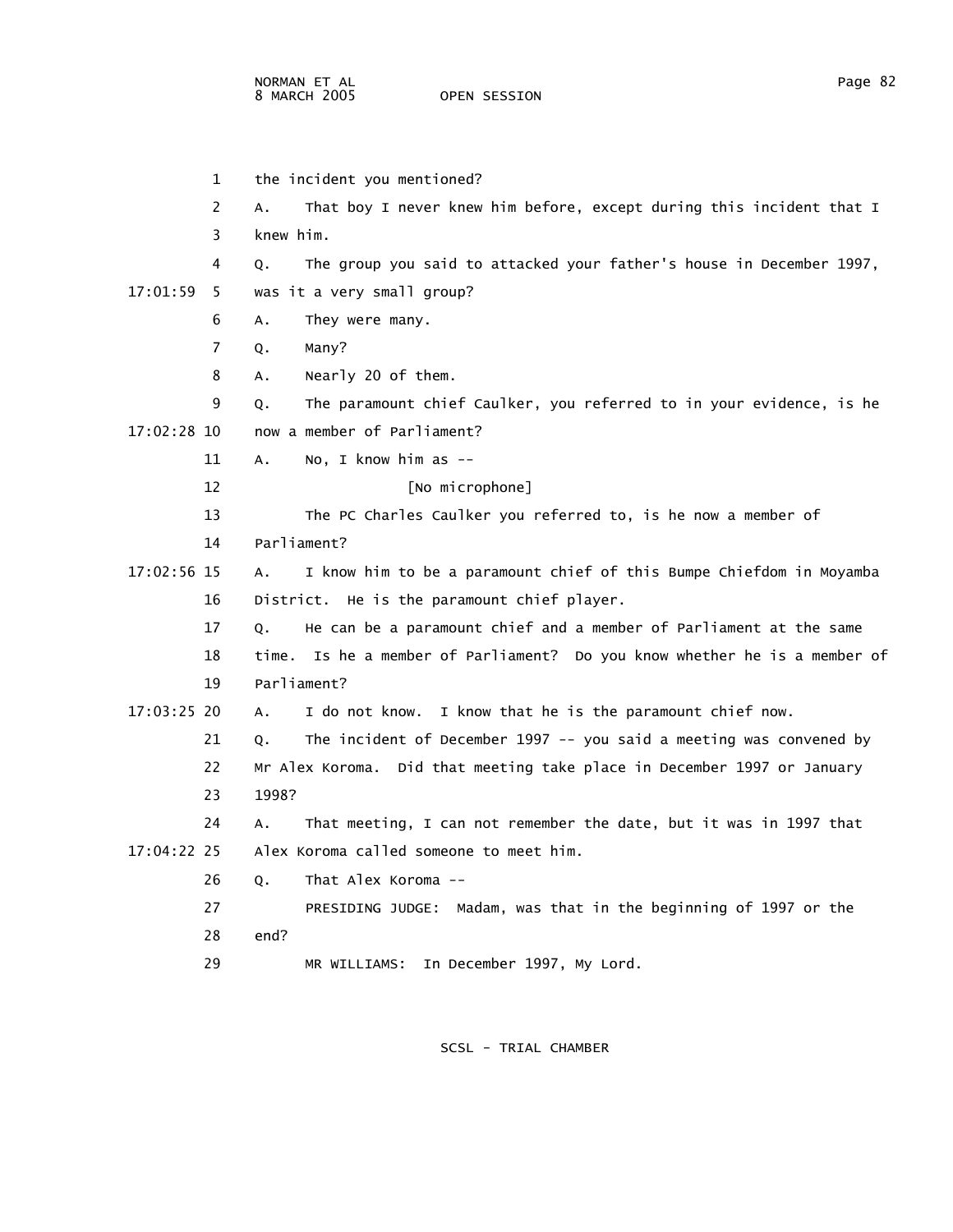the incident you mentioned?

A. That boy I never knew him before, except during this incident that I knew him.

Q. The group you said to attacked your father's house in December 1997, was it a very small group?

A. They were many.

Q. Many?

A. Nearly 20 of them.

Q. The paramount chief Caulker, you referred to in your evidence, is he now a member of Parliament?

A. No, I know him as --

[No microphone]

The PC Charles Caulker you referred to, is he now a member of Parliament?

A. I know him to be a paramount chief of this Bumpe Chiefdom in Moyamba District. He is the paramount chief player.

Q. He can be a paramount chief and a member of Parliament at the same time. Is he a member of Parliament? Do you know whether he is a member of Parliament?

A. I do not know. I know that he is the paramount chief now.

Q. The incident of December 1997 -- you said a meeting was convened by Mr Alex Koroma. Did that meeting take place in December 1997 or January 1998?

A. That meeting, I can not remember the date, but it was in 1997 that Alex Koroma called someone to meet him.

Q. That Alex Koroma --

PRESIDING JUDGE: Madam, was that in the beginning of 1997 or the end?

MR WILLIAMS: In December 1997, My Lord.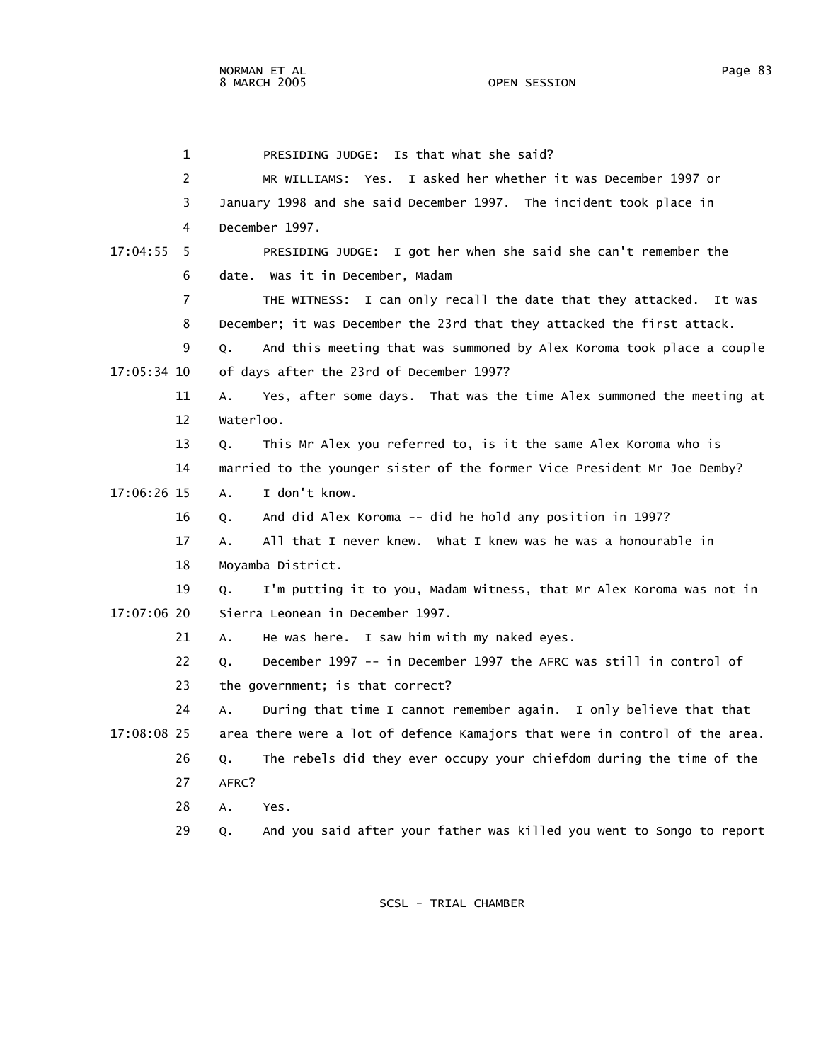PRESIDING JUDGE: Is that what she said?

MR WILLIAMS: Yes. I asked her whether it was December 1997 or January 1998 and she said December 1997. The incident took place in December 1997.

PRESIDING JUDGE: I got her when she said she can't remember the date. Was it in December, Madam

THE WITNESS: I can only recall the date that they attacked. It was December; it was December the 23rd that they attacked the first attack.

Q. And this meeting that was summoned by Alex Koroma took place a couple of days after the 23rd of December 1997?

A. Yes, after some days. That was the time Alex summoned the meeting at Waterloo.

Q. This Mr Alex you referred to, is it the same Alex Koroma who is married to the younger sister of the former Vice President Mr Joe Demby?

A. I don't know.

Q. And did Alex Koroma -- did he hold any position in 1997?

A. All that I never knew. What I knew was he was a honourable in Moyamba District.

Q. I'm putting it to you, Madam Witness, that Mr Alex Koroma was not in Sierra Leonean in December 1997.

A. He was here. I saw him with my naked eyes.

Q. December 1997 -- in December 1997 the AFRC was still in control of the government; is that correct?

A. During that time I cannot remember again. I only believe that that area there were a lot of defence Kamajors that were in control of the area.

Q. The rebels did they ever occupy your chiefdom during the time of the AFRC?

A. Yes.

Q. And you said after your father was killed you went to Songo to report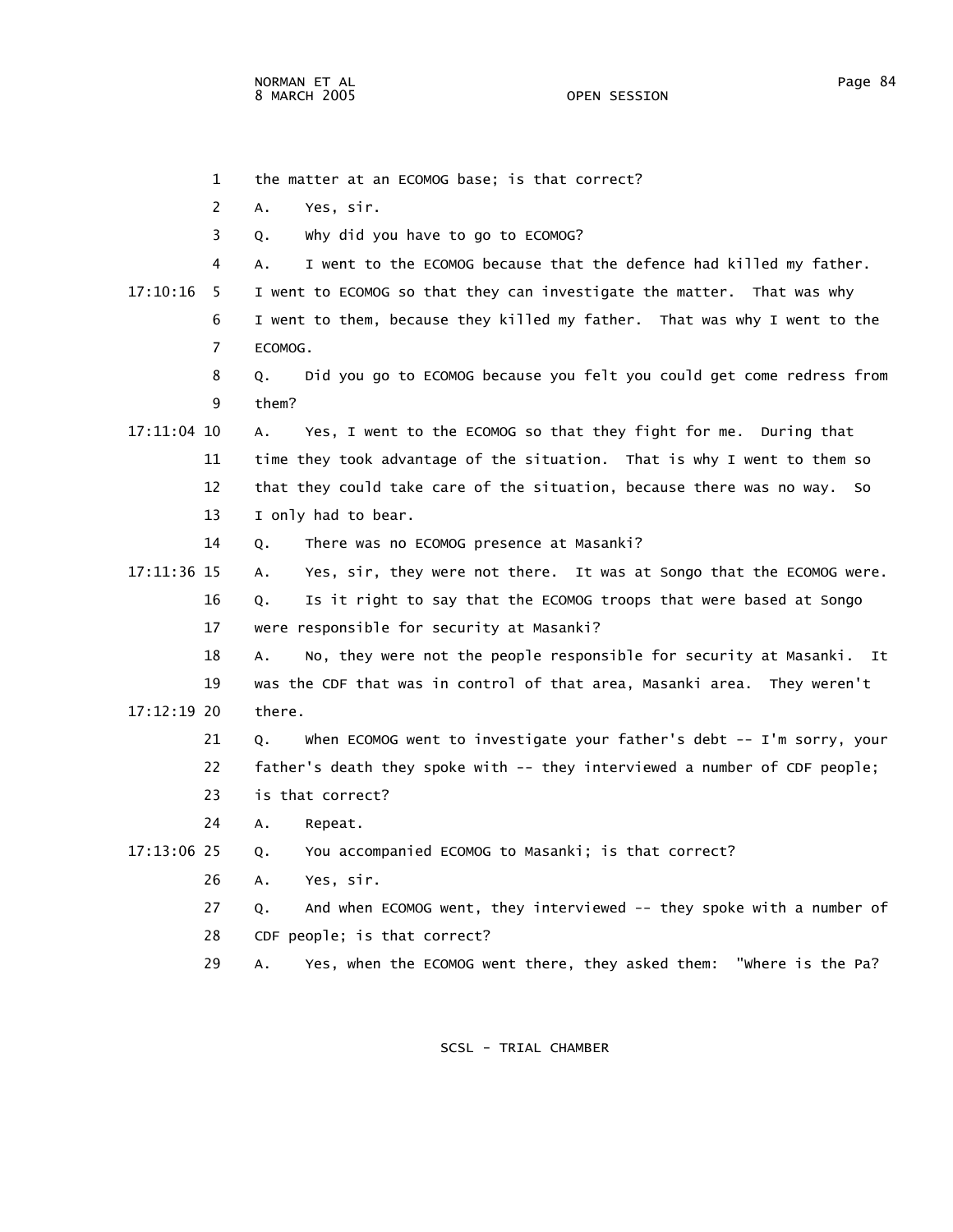1 the matter at an ECOMOG base; is that correct?

2 A. Yes, sir.

3 Q. Why did you have to go to ECOMOG?

4 A. I went to the ECOMOG because that the defence had killed my father.

17:10:16 5 I went to ECOMOG so that they can investigate the matter. That was why

6 I went to them, because they killed my father. That was why I went to the

7 ECOMOG.

8 Q. Did you go to ECOMOG because you felt you could get come redress from

9 them?

17:11:04 10 A. Yes, I went to the ECOMOG so that they fight for me. During that

11 time they took advantage of the situation. That is why I went to them so

12 that they could take care of the situation, because there was no way. So

13 I only had to bear.

14 Q. There was no ECOMOG presence at Masanki?

17:11:36 15 A. Yes, sir, they were not there. It was at Songo that the ECOMOG were.

16 Q. Is it right to say that the ECOMOG troops that were based at Songo

17 were responsible for security at Masanki?

18 A. No, they were not the people responsible for security at Masanki. It

19 was the CDF that was in control of that area, Masanki area. They weren't

17:12:19 20 there.

21 Q. When ECOMOG went to investigate your father's debt -- I'm sorry, your

22 father's death they spoke with -- they interviewed a number of CDF people;

23 is that correct?

24 A. Repeat.

17:13:06 25 Q. You accompanied ECOMOG to Masanki; is that correct?

26 A. Yes, sir.

27 Q. And when ECOMOG went, they interviewed -- they spoke with a number of

28 CDF people; is that correct?

29 A. Yes, when the ECOMOG went there, they asked them: "Where is the Pa?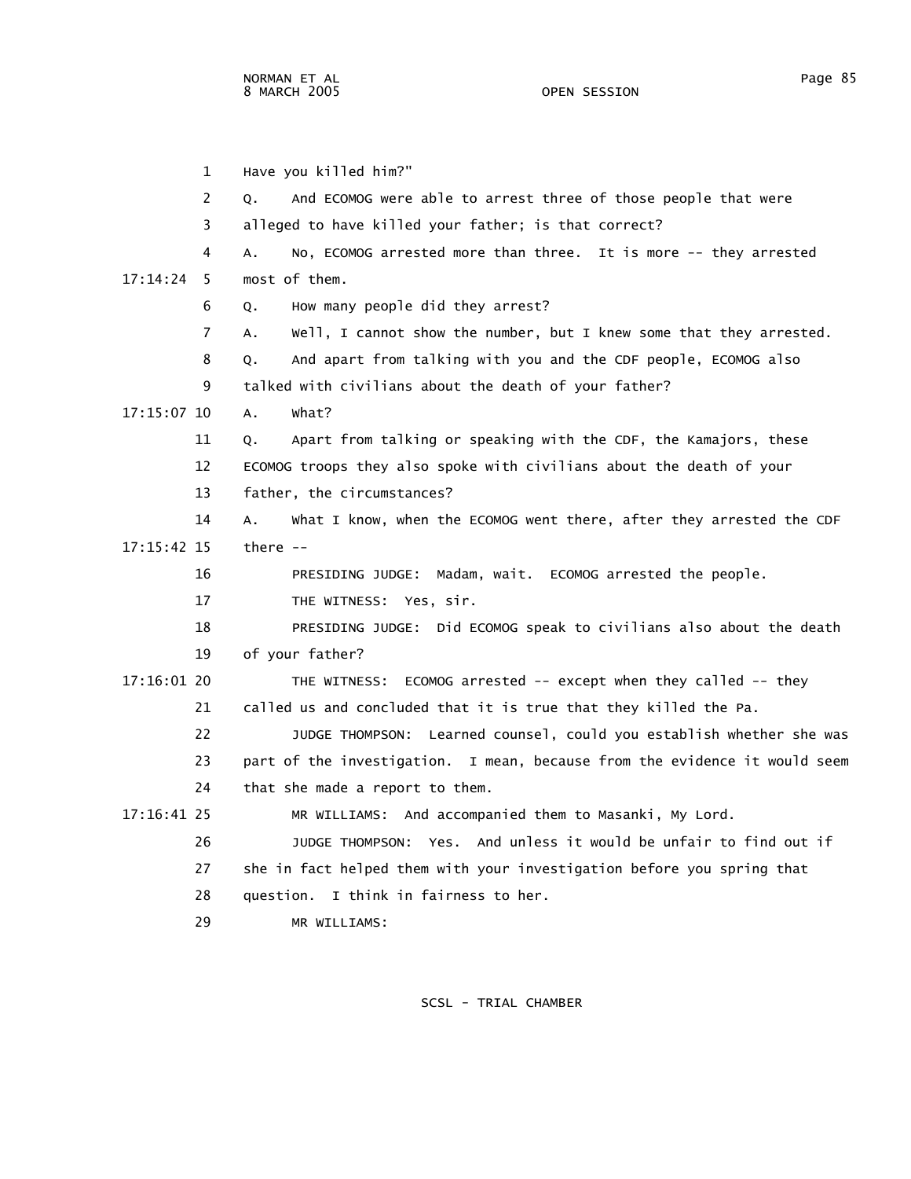Have you killed him?"

Q. And ECOMOG were able to arrest three of those people that were alleged to have killed your father; is that correct?

A. No, ECOMOG arrested more than three. It is more -- they arrested most of them.

Q. How many people did they arrest?

A. Well, I cannot show the number, but I knew some that they arrested.

Q. And apart from talking with you and the CDF people, ECOMOG also talked with civilians about the death of your father?

A. What?

Q. Apart from talking or speaking with the CDF, the Kamajors, these ECOMOG troops they also spoke with civilians about the death of your father, the circumstances?

A. What I know, when the ECOMOG went there, after they arrested the CDF there --

PRESIDING JUDGE: Madam, wait. ECOMOG arrested the people.

THE WITNESS: Yes, sir.

PRESIDING JUDGE: Did ECOMOG speak to civilians also about the death of your father?

THE WITNESS: ECOMOG arrested -- except when they called -- they called us and concluded that it is true that they killed the Pa.

JUDGE THOMPSON: Learned counsel, could you establish whether she was part of the investigation. I mean, because from the evidence it would seem that she made a report to them.

MR WILLIAMS: And accompanied them to Masanki, My Lord.

JUDGE THOMPSON: Yes. And unless it would be unfair to find out if she in fact helped them with your investigation before you spring that question. I think in fairness to her.

MR WILLIAMS: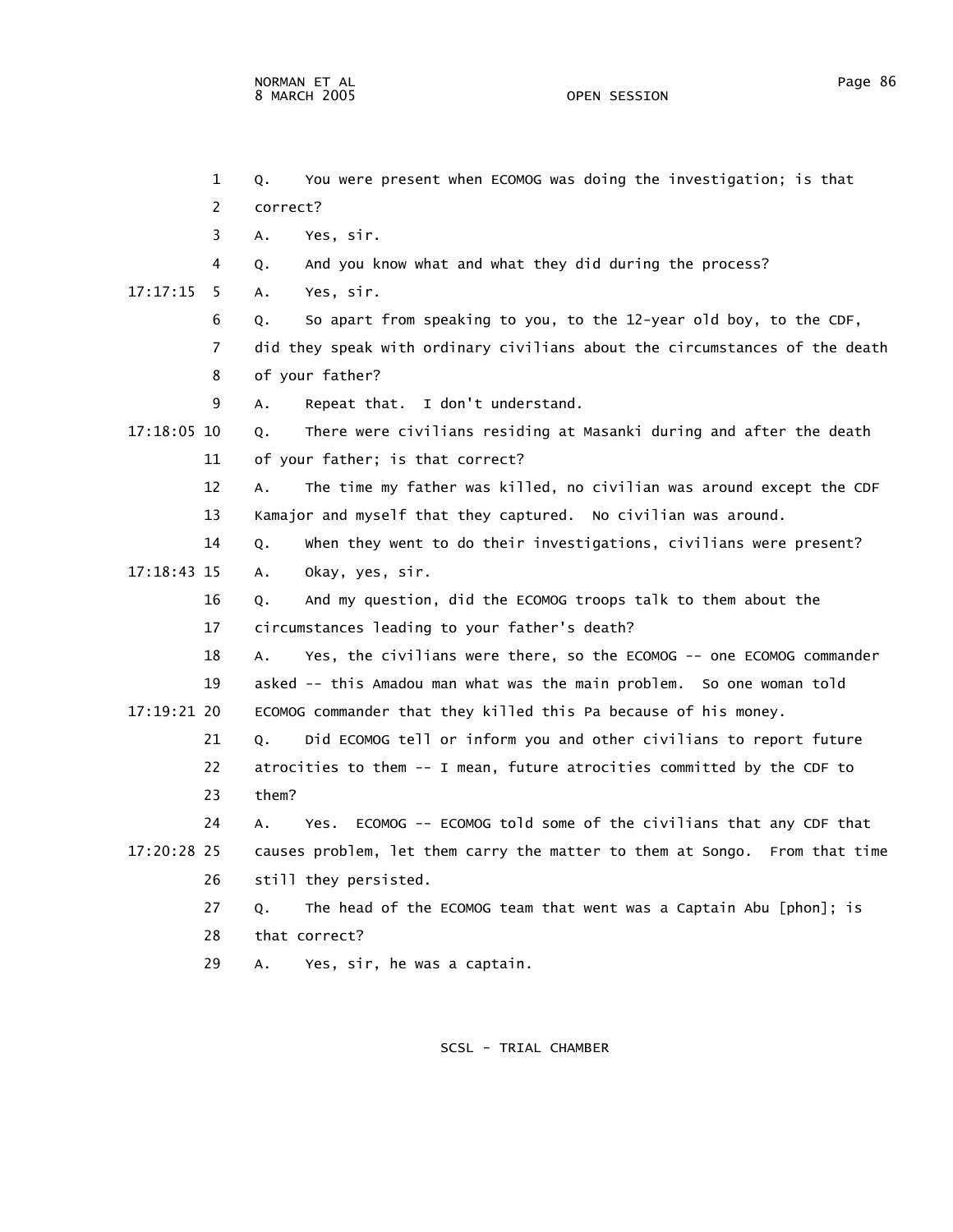1 Q. You were present when ECOMOG was doing the investigation; is that
2 correct?
3 A. Yes, sir.
4 Q. And you know what and what they did during the process?
17:17:15 5 A. Yes, sir.
6 Q. So apart from speaking to you, to the 12-year old boy, to the CDF,
7 did they speak with ordinary civilians about the circumstances of the death
8 of your father?
9 A. Repeat that. I don't understand.
17:18:05 10 Q. There were civilians residing at Masanki during and after the death
11 of your father; is that correct?
12 A. The time my father was killed, no civilian was around except the CDF
13 Kamajor and myself that they captured. No civilian was around.
14 Q. When they went to do their investigations, civilians were present?
17:18:43 15 A. Okay, yes, sir.
16 Q. And my question, did the ECOMOG troops talk to them about the
17 circumstances leading to your father's death?
18 A. Yes, the civilians were there, so the ECOMOG -- one ECOMOG commander
19 asked -- this Amadou man what was the main problem. So one woman told
17:19:21 20 ECOMOG commander that they killed this Pa because of his money.
21 Q. Did ECOMOG tell or inform you and other civilians to report future
22 atrocities to them -- I mean, future atrocities committed by the CDF to
23 them?
24 A. Yes. ECOMOG -- ECOMOG told some of the civilians that any CDF that
17:20:28 25 causes problem, let them carry the matter to them at Songo. From that time
26 still they persisted.
27 Q. The head of the ECOMOG team that went was a Captain Abu [phon]; is
28 that correct?
29 A. Yes, sir, he was a captain.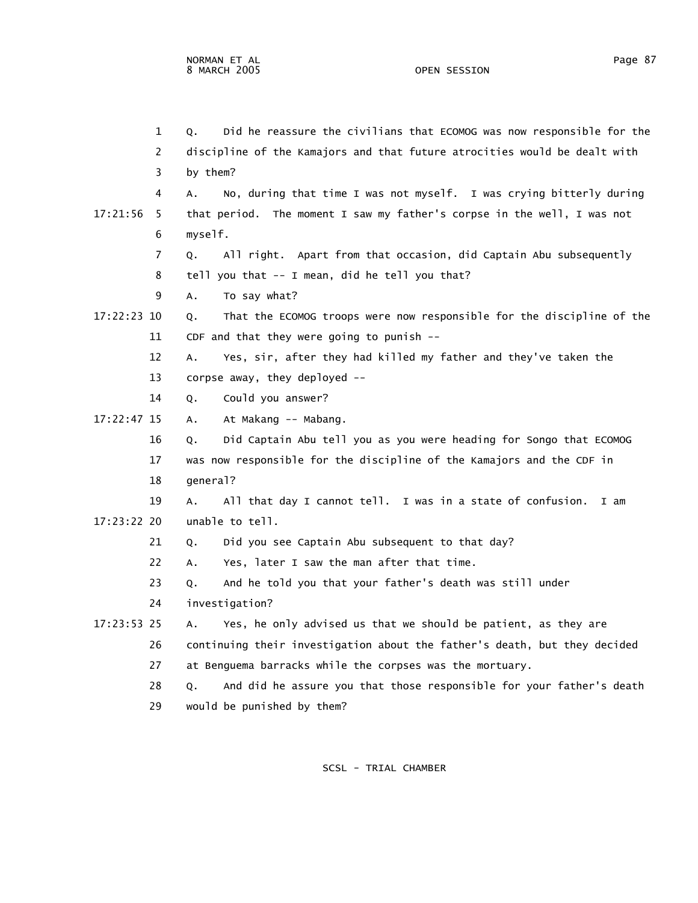1 Q. Did he reassure the civilians that ECOMOG was now responsible for the
2 discipline of the Kamajors and that future atrocities would be dealt with
3 by them?
4 A. No, during that time I was not myself. I was crying bitterly during
17:21:56 5 that period. The moment I saw my father's corpse in the well, I was not
6 myself.
7 Q. All right. Apart from that occasion, did Captain Abu subsequently
8 tell you that -- I mean, did he tell you that?
9 A. To say what?
17:22:23 10 Q. That the ECOMOG troops were now responsible for the discipline of the
11 CDF and that they were going to punish --
12 A. Yes, sir, after they had killed my father and they've taken the
13 corpse away, they deployed --
14 Q. Could you answer?
17:22:47 15 A. At Makang -- Mabang.
16 Q. Did Captain Abu tell you as you were heading for Songo that ECOMOG
17 was now responsible for the discipline of the Kamajors and the CDF in
18 general?
19 A. All that day I cannot tell. I was in a state of confusion. I am
17:23:22 20 unable to tell.
21 Q. Did you see Captain Abu subsequent to that day?
22 A. Yes, later I saw the man after that time.
23 Q. And he told you that your father's death was still under
24 investigation?
17:23:53 25 A. Yes, he only advised us that we should be patient, as they are
26 continuing their investigation about the father's death, but they decided
27 at Benguema barracks while the corpses was the mortuary.
28 Q. And did he assure you that those responsible for your father's death
29 would be punished by them?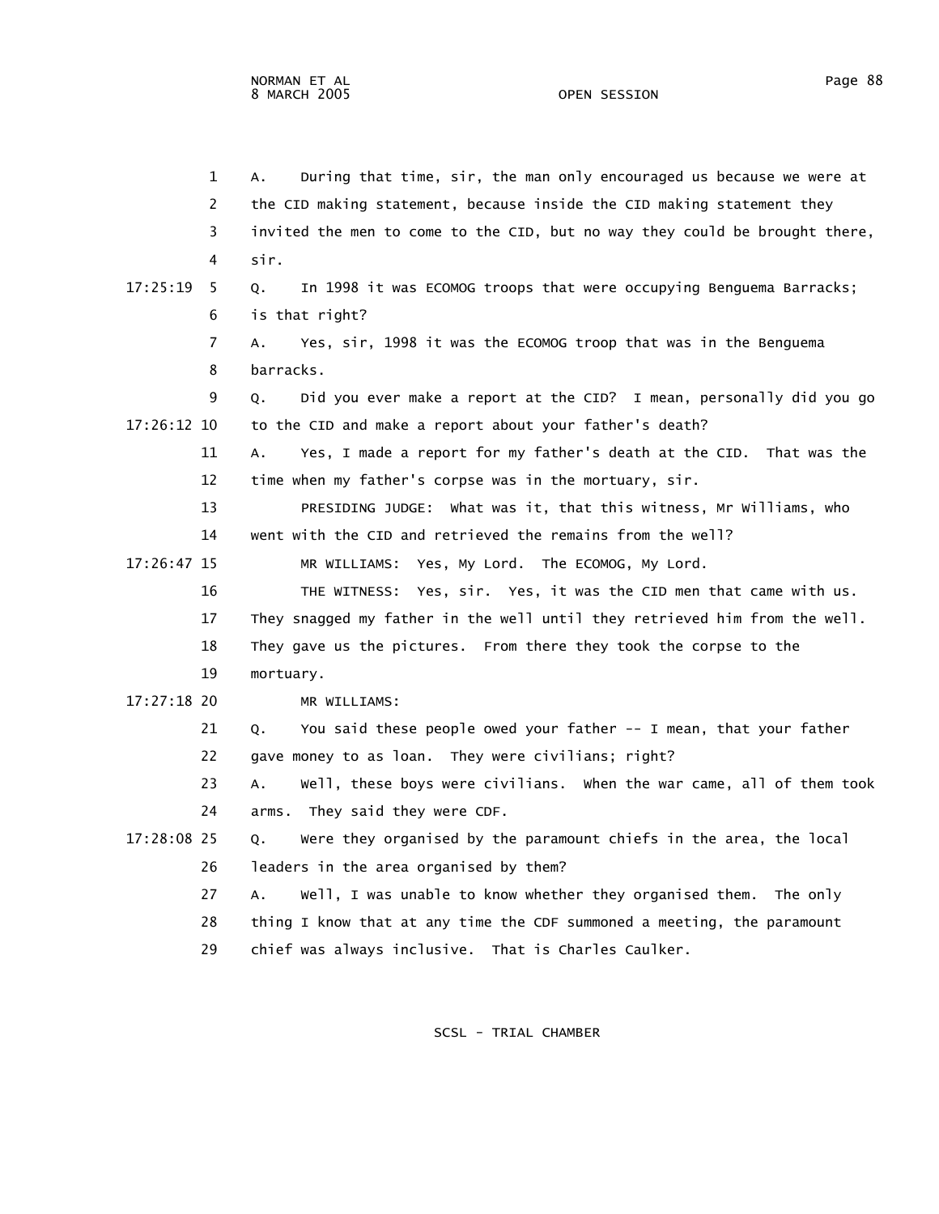1 A. During that time, sir, the man only encouraged us because we were at
2 the CID making statement, because inside the CID making statement they
3 invited the men to come to the CID, but no way they could be brought there,
4 sir.

17:25:19 5 Q. In 1998 it was ECOMOG troops that were occupying Benguema Barracks;
6 is that right?
7 A. Yes, sir, 1998 it was the ECOMOG troop that was in the Benguema
8 barracks.
9 Q. Did you ever make a report at the CID? I mean, personally did you go

17:26:12 10 to the CID and make a report about your father's death?
11 A. Yes, I made a report for my father's death at the CID. That was the
12 time when my father's corpse was in the mortuary, sir.
13 PRESIDING JUDGE: What was it, that this witness, Mr Williams, who
14 went with the CID and retrieved the remains from the well?

17:26:47 15 MR WILLIAMS: Yes, My Lord. The ECOMOG, My Lord.
16 THE WITNESS: Yes, sir. Yes, it was the CID men that came with us.
17 They snagged my father in the well until they retrieved him from the well.
18 They gave us the pictures. From there they took the corpse to the
19 mortuary.

17:27:18 20 MR WILLIAMS:
21 Q. You said these people owed your father -- I mean, that your father
22 gave money to as loan. They were civilians; right?
23 A. Well, these boys were civilians. When the war came, all of them took
24 arms. They said they were CDF.

17:28:08 25 Q. Were they organised by the paramount chiefs in the area, the local
26 leaders in the area organised by them?
27 A. Well, I was unable to know whether they organised them. The only
28 thing I know that at any time the CDF summoned a meeting, the paramount
29 chief was always inclusive. That is Charles Caulker.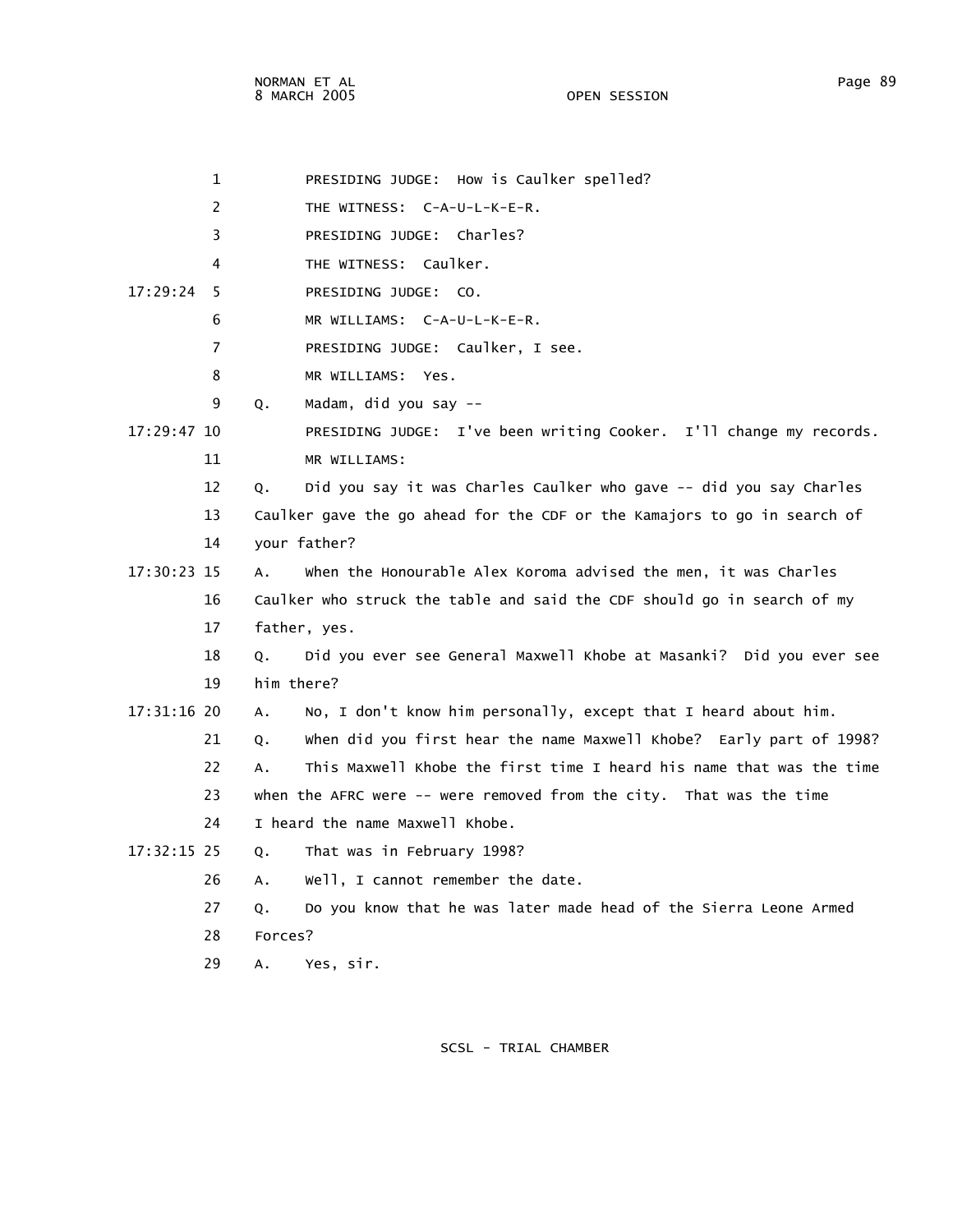1 PRESIDING JUDGE: How is Caulker spelled?

2 THE WITNESS: C-A-U-L-K-E-R.

3 PRESIDING JUDGE: Charles?

4 THE WITNESS: Caulker.

17:29:24 5 PRESIDING JUDGE: CO.

6 MR WILLIAMS: C-A-U-L-K-E-R.

7 PRESIDING JUDGE: Caulker, I see.

8 MR WILLIAMS: Yes.

9 Q. Madam, did you say --

17:29:47 10 PRESIDING JUDGE: I've been writing Cooker. I'll change my records.

11 MR WILLIAMS:

12 Q. Did you say it was Charles Caulker who gave -- did you say Charles

13 Caulker gave the go ahead for the CDF or the Kamajors to go in search of

14 your father?

17:30:23 15 A. When the Honourable Alex Koroma advised the men, it was Charles

16 Caulker who struck the table and said the CDF should go in search of my

17 father, yes.

18 Q. Did you ever see General Maxwell Khobe at Masanki? Did you ever see

19 him there?

17:31:16 20 A. No, I don't know him personally, except that I heard about him.

21 Q. When did you first hear the name Maxwell Khobe? Early part of 1998?

22 A. This Maxwell Khobe the first time I heard his name that was the time

23 when the AFRC were -- were removed from the city. That was the time

24 I heard the name Maxwell Khobe.

17:32:15 25 Q. That was in February 1998?

26 A. Well, I cannot remember the date.

27 Q. Do you know that he was later made head of the Sierra Leone Armed

28 Forces?

29 A. Yes, sir.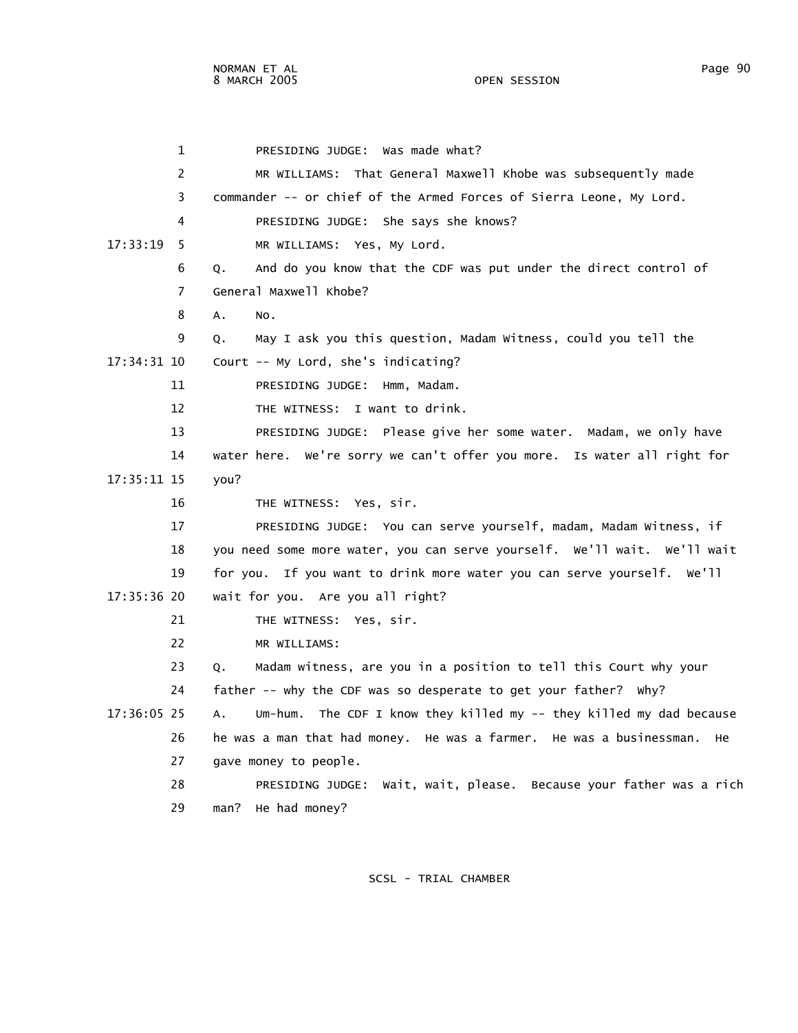PRESIDING JUDGE: Was made what?

MR WILLIAMS: That General Maxwell Khobe was subsequently made commander -- or chief of the Armed Forces of Sierra Leone, My Lord.

PRESIDING JUDGE: She says she knows?

MR WILLIAMS: Yes, My Lord.

Q. And do you know that the CDF was put under the direct control of General Maxwell Khobe?

A. No.

Q. May I ask you this question, Madam Witness, could you tell the Court -- My Lord, she's indicating?

PRESIDING JUDGE: Hmm, Madam.

THE WITNESS: I want to drink.

PRESIDING JUDGE: Please give her some water. Madam, we only have water here. We're sorry we can't offer you more. Is water all right for you?

THE WITNESS: Yes, sir.

PRESIDING JUDGE: You can serve yourself, madam, Madam Witness, if you need some more water, you can serve yourself. We'll wait. We'll wait for you. If you want to drink more water you can serve yourself. We'll wait for you. Are you all right?

THE WITNESS: Yes, sir.

MR WILLIAMS:

Q. Madam witness, are you in a position to tell this Court why your father -- why the CDF was so desperate to get your father? Why?

A. Um-hum. The CDF I know they killed my -- they killed my dad because he was a man that had money. He was a farmer. He was a businessman. He gave money to people.

PRESIDING JUDGE: Wait, wait, please. Because your father was a rich man? He had money?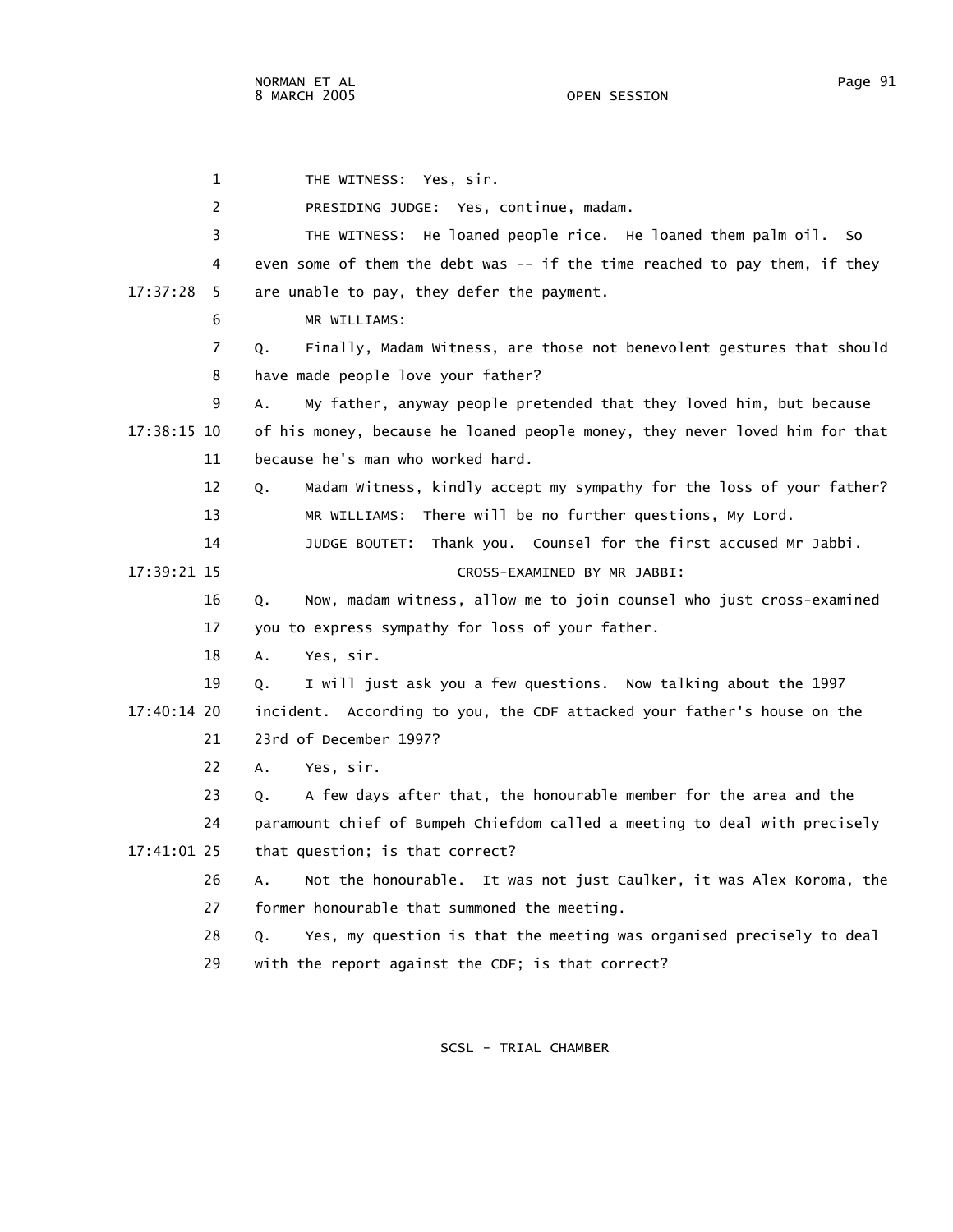THE WITNESS: Yes, sir.

PRESIDING JUDGE: Yes, continue, madam.

THE WITNESS: He loaned people rice. He loaned them palm oil. So even some of them the debt was -- if the time reached to pay them, if they are unable to pay, they defer the payment.

MR WILLIAMS:

Q. Finally, Madam Witness, are those not benevolent gestures that should have made people love your father?

A. My father, anyway people pretended that they loved him, but because of his money, because he loaned people money, they never loved him for that because he's man who worked hard.

Q. Madam Witness, kindly accept my sympathy for the loss of your father?

MR WILLIAMS: There will be no further questions, My Lord.

JUDGE BOUTET: Thank you. Counsel for the first accused Mr Jabbi.

CROSS-EXAMINED BY MR JABBI:

Q. Now, madam witness, allow me to join counsel who just cross-examined you to express sympathy for loss of your father.

A. Yes, sir.

Q. I will just ask you a few questions. Now talking about the 1997 incident. According to you, the CDF attacked your father's house on the 23rd of December 1997?

A. Yes, sir.

Q. A few days after that, the honourable member for the area and the paramount chief of Bumpeh Chiefdom called a meeting to deal with precisely that question; is that correct?

A. Not the honourable. It was not just Caulker, it was Alex Koroma, the former honourable that summoned the meeting.

Q. Yes, my question is that the meeting was organised precisely to deal with the report against the CDF; is that correct?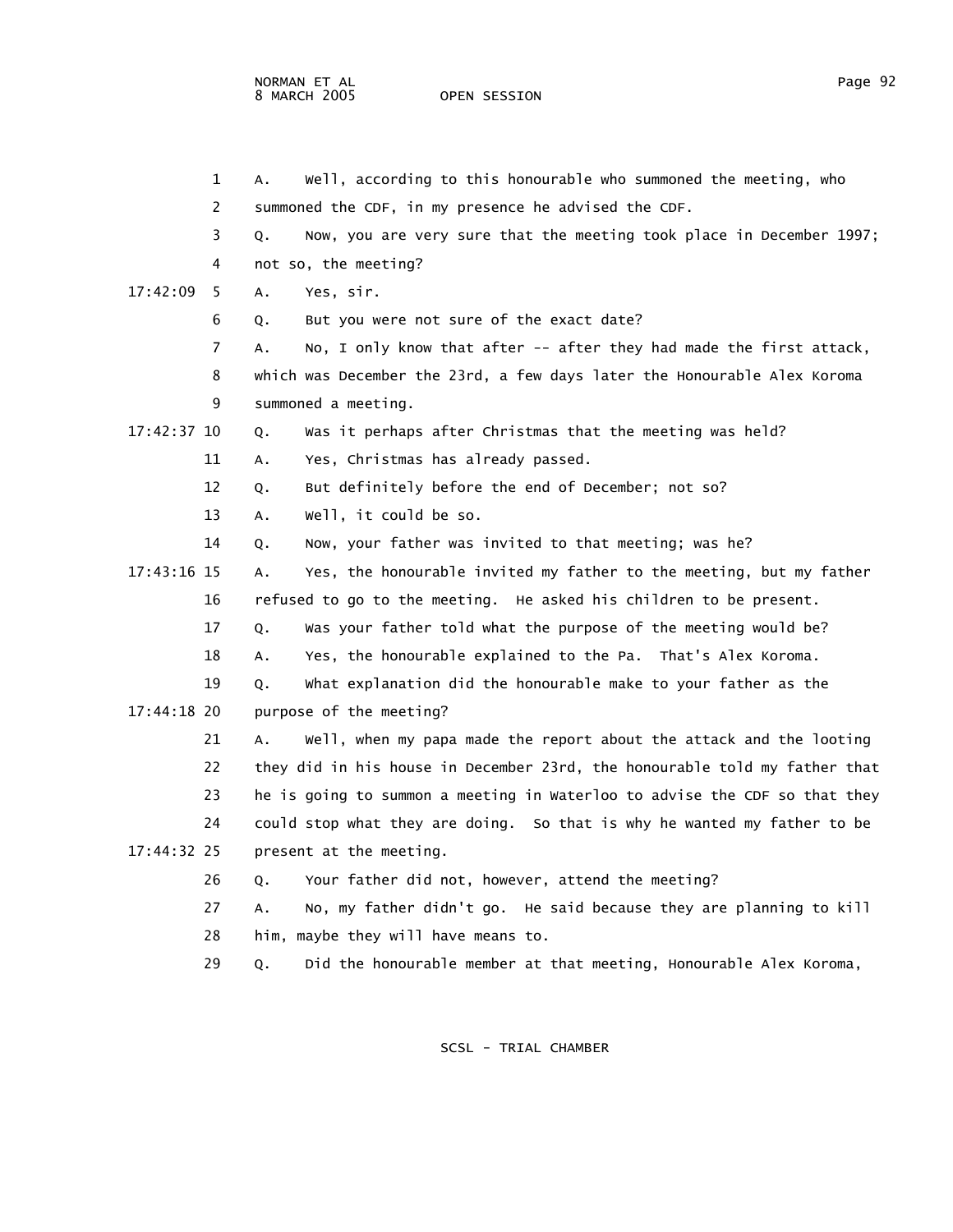A. Well, according to this honourable who summoned the meeting, who summoned the CDF, in my presence he advised the CDF.

Q. Now, you are very sure that the meeting took place in December 1997; not so, the meeting?

A. Yes, sir.

Q. But you were not sure of the exact date?

A. No, I only know that after -- after they had made the first attack, which was December the 23rd, a few days later the Honourable Alex Koroma summoned a meeting.

Q. Was it perhaps after Christmas that the meeting was held?

A. Yes, Christmas has already passed.

Q. But definitely before the end of December; not so?

A. Well, it could be so.

Q. Now, your father was invited to that meeting; was he?

A. Yes, the honourable invited my father to the meeting, but my father refused to go to the meeting. He asked his children to be present.

Q. Was your father told what the purpose of the meeting would be?

A. Yes, the honourable explained to the Pa. That's Alex Koroma.

Q. What explanation did the honourable make to your father as the purpose of the meeting?

A. Well, when my papa made the report about the attack and the looting they did in his house in December 23rd, the honourable told my father that he is going to summon a meeting in Waterloo to advise the CDF so that they could stop what they are doing. So that is why he wanted my father to be present at the meeting.

Q. Your father did not, however, attend the meeting?

A. No, my father didn't go. He said because they are planning to kill him, maybe they will have means to.

Q. Did the honourable member at that meeting, Honourable Alex Koroma,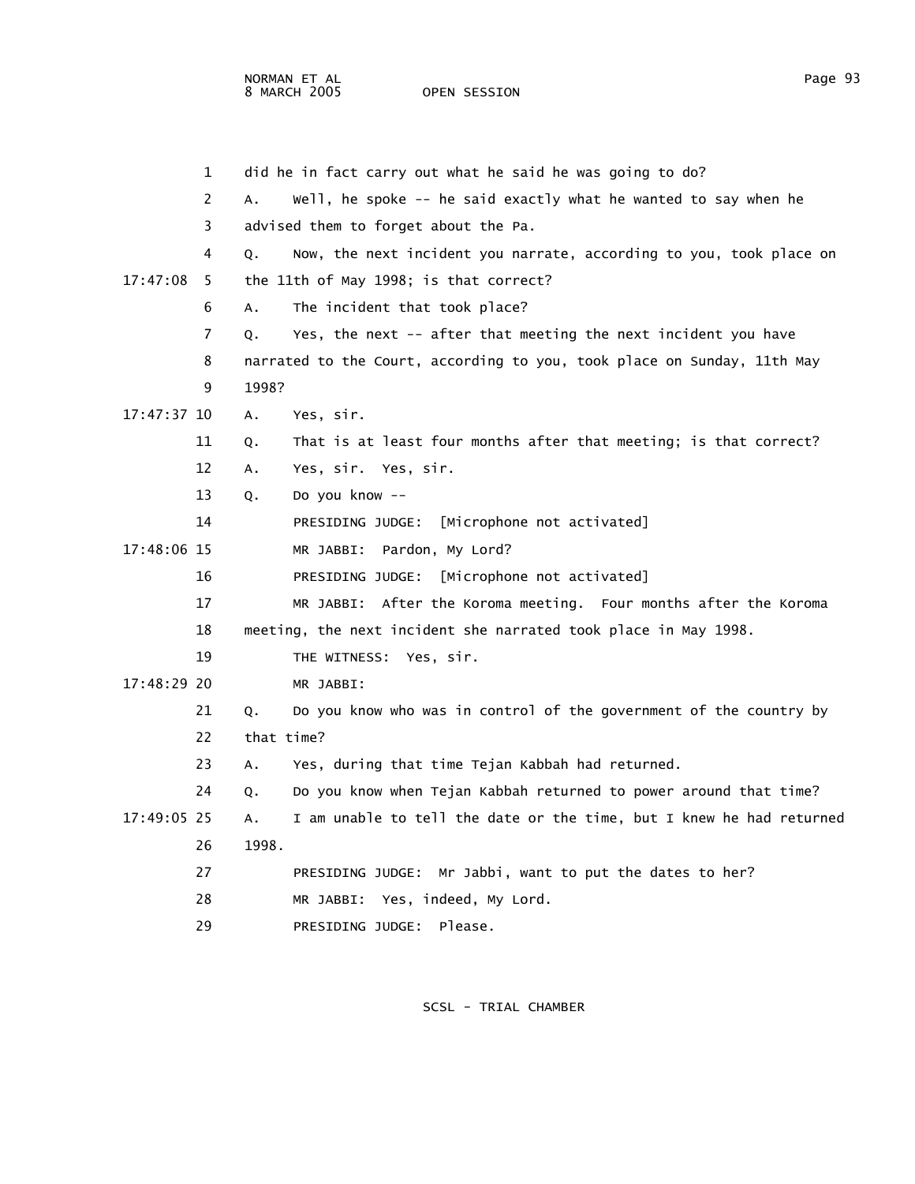did he in fact carry out what he said he was going to do?

A. Well, he spoke -- he said exactly what he wanted to say when he advised them to forget about the Pa.

Q. Now, the next incident you narrate, according to you, took place on the 11th of May 1998; is that correct?

A. The incident that took place?

Q. Yes, the next -- after that meeting the next incident you have narrated to the Court, according to you, took place on Sunday, 11th May 1998?

A. Yes, sir.

Q. That is at least four months after that meeting; is that correct?

A. Yes, sir. Yes, sir.

Q. Do you know --

PRESIDING JUDGE: [Microphone not activated]

MR JABBI: Pardon, My Lord?

PRESIDING JUDGE: [Microphone not activated]

MR JABBI: After the Koroma meeting. Four months after the Koroma meeting, the next incident she narrated took place in May 1998.

THE WITNESS: Yes, sir.

MR JABBI:

Q. Do you know who was in control of the government of the country by that time?

A. Yes, during that time Tejan Kabbah had returned.

Q. Do you know when Tejan Kabbah returned to power around that time?

A. I am unable to tell the date or the time, but I knew he had returned 1998.

PRESIDING JUDGE: Mr Jabbi, want to put the dates to her?

MR JABBI: Yes, indeed, My Lord.

PRESIDING JUDGE: Please.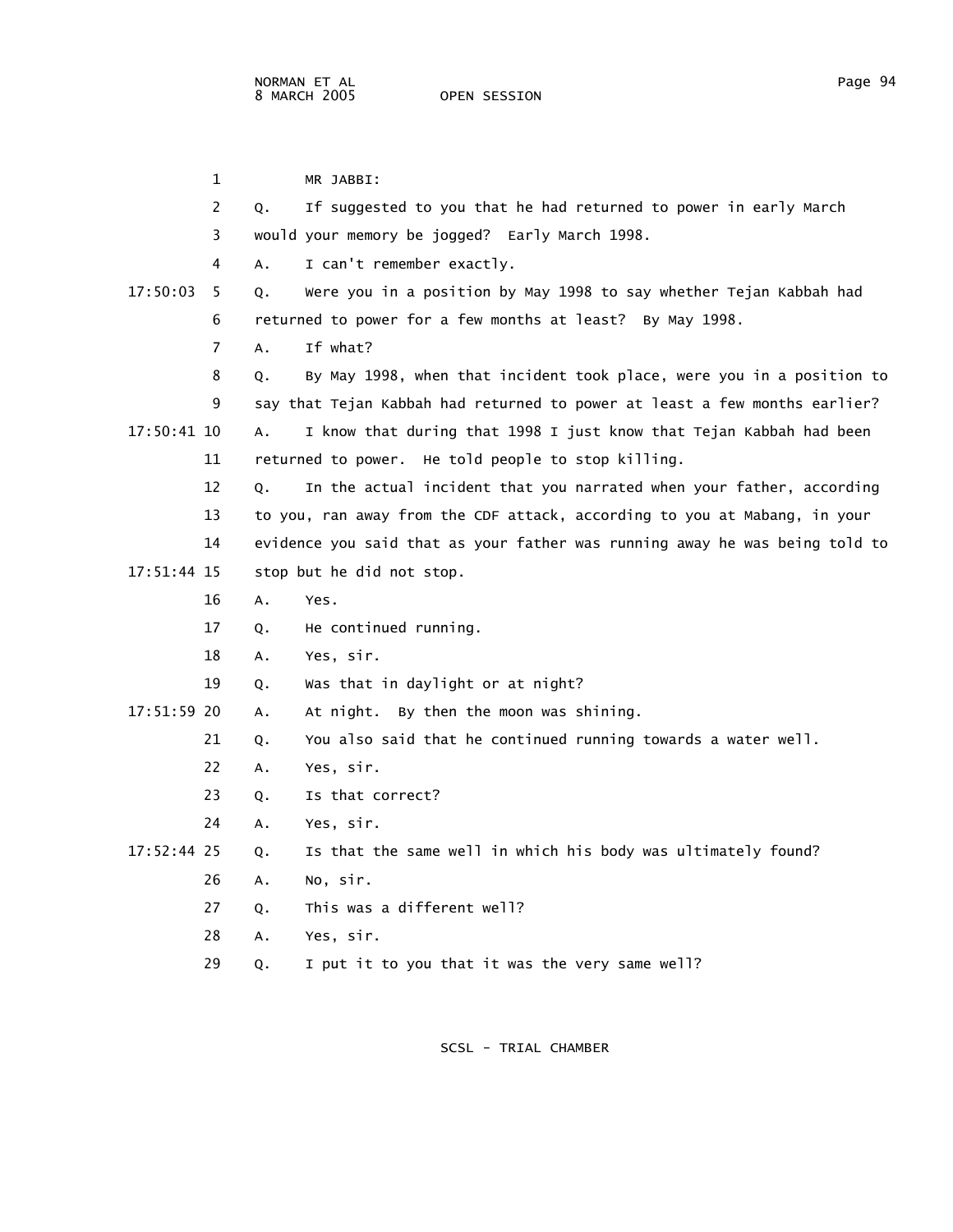MR JABBI:

Q. If suggested to you that he had returned to power in early March would your memory be jogged? Early March 1998.

A. I can't remember exactly.

Q. Were you in a position by May 1998 to say whether Tejan Kabbah had returned to power for a few months at least? By May 1998.

A. If what?

Q. By May 1998, when that incident took place, were you in a position to say that Tejan Kabbah had returned to power at least a few months earlier?

A. I know that during that 1998 I just know that Tejan Kabbah had been returned to power. He told people to stop killing.

Q. In the actual incident that you narrated when your father, according to you, ran away from the CDF attack, according to you at Mabang, in your evidence you said that as your father was running away he was being told to stop but he did not stop.

A. Yes.

Q. He continued running.

A. Yes, sir.

Q. Was that in daylight or at night?

A. At night. By then the moon was shining.

Q. You also said that he continued running towards a water well.

A. Yes, sir.

Q. Is that correct?

A. Yes, sir.

Q. Is that the same well in which his body was ultimately found?

A. No, sir.

Q. This was a different well?

A. Yes, sir.

Q. I put it to you that it was the very same well?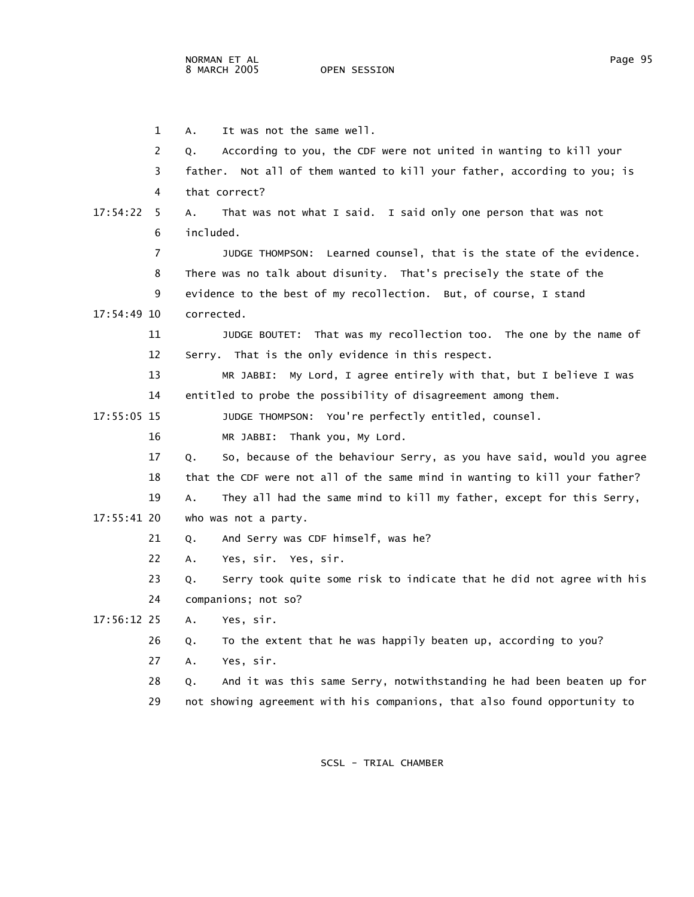1 A. It was not the same well.

2 Q. According to you, the CDF were not united in wanting to kill your

3 father. Not all of them wanted to kill your father, according to you; is

4 that correct?

17:54:22 5 A. That was not what I said. I said only one person that was not

6 included.

7 JUDGE THOMPSON: Learned counsel, that is the state of the evidence.

8 There was no talk about disunity. That's precisely the state of the

9 evidence to the best of my recollection. But, of course, I stand

17:54:49 10 corrected.

11 JUDGE BOUTET: That was my recollection too. The one by the name of

12 Serry. That is the only evidence in this respect.

13 MR JABBI: My Lord, I agree entirely with that, but I believe I was

14 entitled to probe the possibility of disagreement among them.

17:55:05 15 JUDGE THOMPSON: You're perfectly entitled, counsel.

16 MR JABBI: Thank you, My Lord.

17 Q. So, because of the behaviour Serry, as you have said, would you agree

18 that the CDF were not all of the same mind in wanting to kill your father?

19 A. They all had the same mind to kill my father, except for this Serry,

17:55:41 20 who was not a party.

21 Q. And Serry was CDF himself, was he?

22 A. Yes, sir. Yes, sir.

23 Q. Serry took quite some risk to indicate that he did not agree with his

24 companions; not so?

17:56:12 25 A. Yes, sir.

26 Q. To the extent that he was happily beaten up, according to you?

27 A. Yes, sir.

28 Q. And it was this same Serry, notwithstanding he had been beaten up for

29 not showing agreement with his companions, that also found opportunity to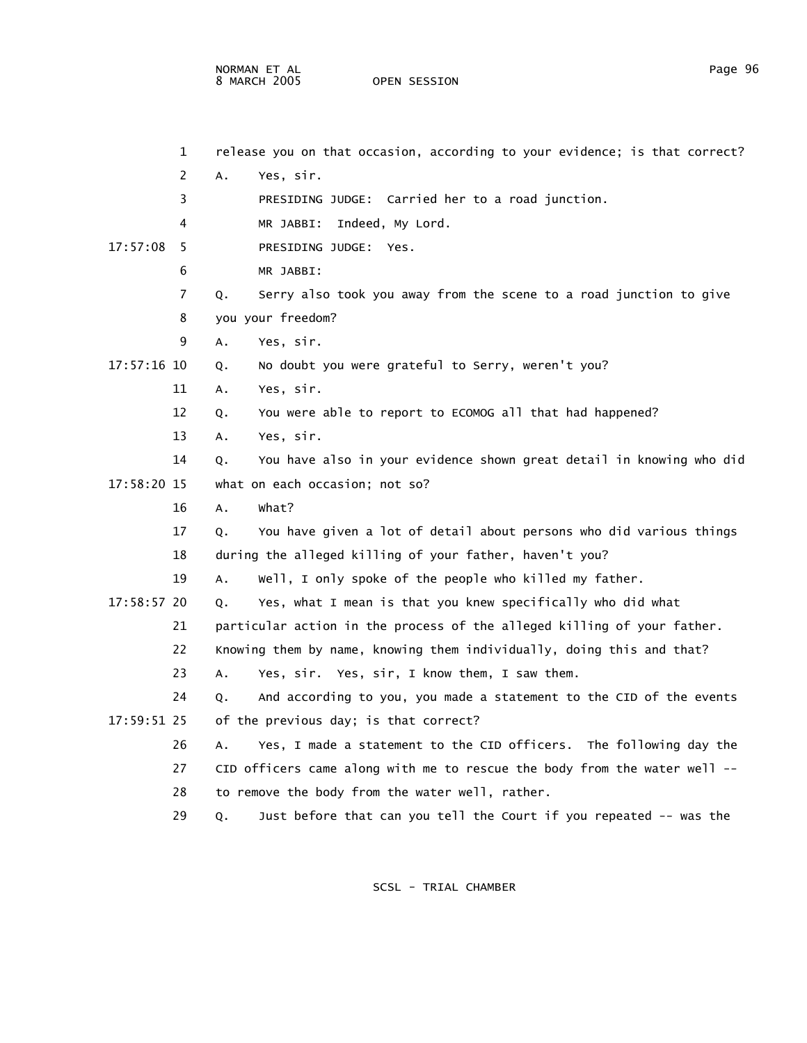release you on that occasion, according to your evidence; is that correct?

A. Yes, sir.

PRESIDING JUDGE: Carried her to a road junction.

MR JABBI: Indeed, My Lord.

PRESIDING JUDGE: Yes.

MR JABBI:

Q. Serry also took you away from the scene to a road junction to give you your freedom?

A. Yes, sir.

Q. No doubt you were grateful to Serry, weren't you?

A. Yes, sir.

Q. You were able to report to ECOMOG all that had happened?

A. Yes, sir.

Q. You have also in your evidence shown great detail in knowing who did what on each occasion; not so?

A. What?

Q. You have given a lot of detail about persons who did various things during the alleged killing of your father, haven't you?

A. Well, I only spoke of the people who killed my father.

Q. Yes, what I mean is that you knew specifically who did what particular action in the process of the alleged killing of your father. Knowing them by name, knowing them individually, doing this and that?

A. Yes, sir. Yes, sir, I know them, I saw them.

Q. And according to you, you made a statement to the CID of the events of the previous day; is that correct?

A. Yes, I made a statement to the CID officers. The following day the CID officers came along with me to rescue the body from the water well -- to remove the body from the water well, rather.

Q. Just before that can you tell the Court if you repeated -- was the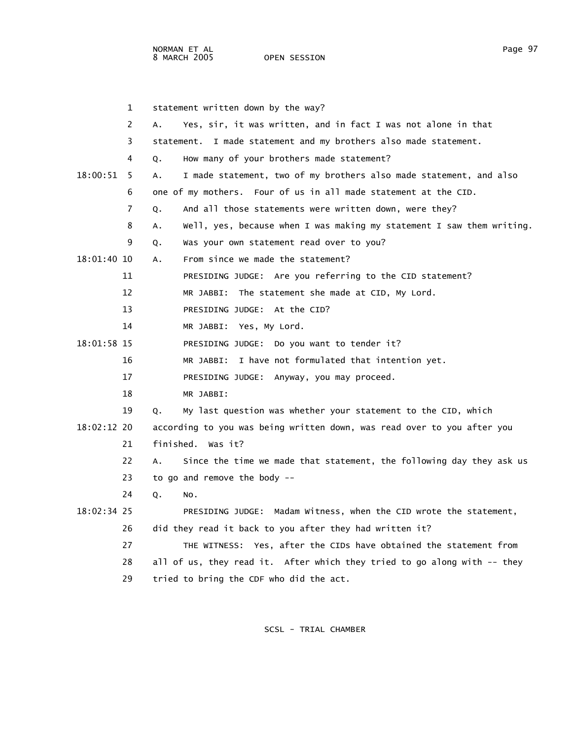1 statement written down by the way?

2 A. Yes, sir, it was written, and in fact I was not alone in that

3 statement. I made statement and my brothers also made statement.

4 Q. How many of your brothers made statement?

18:00:51 5 A. I made statement, two of my brothers also made statement, and also

6 one of my mothers. Four of us in all made statement at the CID.

7 Q. And all those statements were written down, were they?

8 A. Well, yes, because when I was making my statement I saw them writing.

9 Q. Was your own statement read over to you?

18:01:40 10 A. From since we made the statement?

11 PRESIDING JUDGE: Are you referring to the CID statement?

12 MR JABBI: The statement she made at CID, My Lord.

13 PRESIDING JUDGE: At the CID?

14 MR JABBI: Yes, My Lord.

18:01:58 15 PRESIDING JUDGE: Do you want to tender it?

16 MR JABBI: I have not formulated that intention yet.

17 PRESIDING JUDGE: Anyway, you may proceed.

18 MR JABBI:

19 Q. My last question was whether your statement to the CID, which

18:02:12 20 according to you was being written down, was read over to you after you

21 finished. Was it?

22 A. Since the time we made that statement, the following day they ask us

23 to go and remove the body --

24 Q. No.

18:02:34 25 PRESIDING JUDGE: Madam Witness, when the CID wrote the statement,

26 did they read it back to you after they had written it?

27 THE WITNESS: Yes, after the CIDs have obtained the statement from

28 all of us, they read it. After which they tried to go along with -- they

29 tried to bring the CDF who did the act.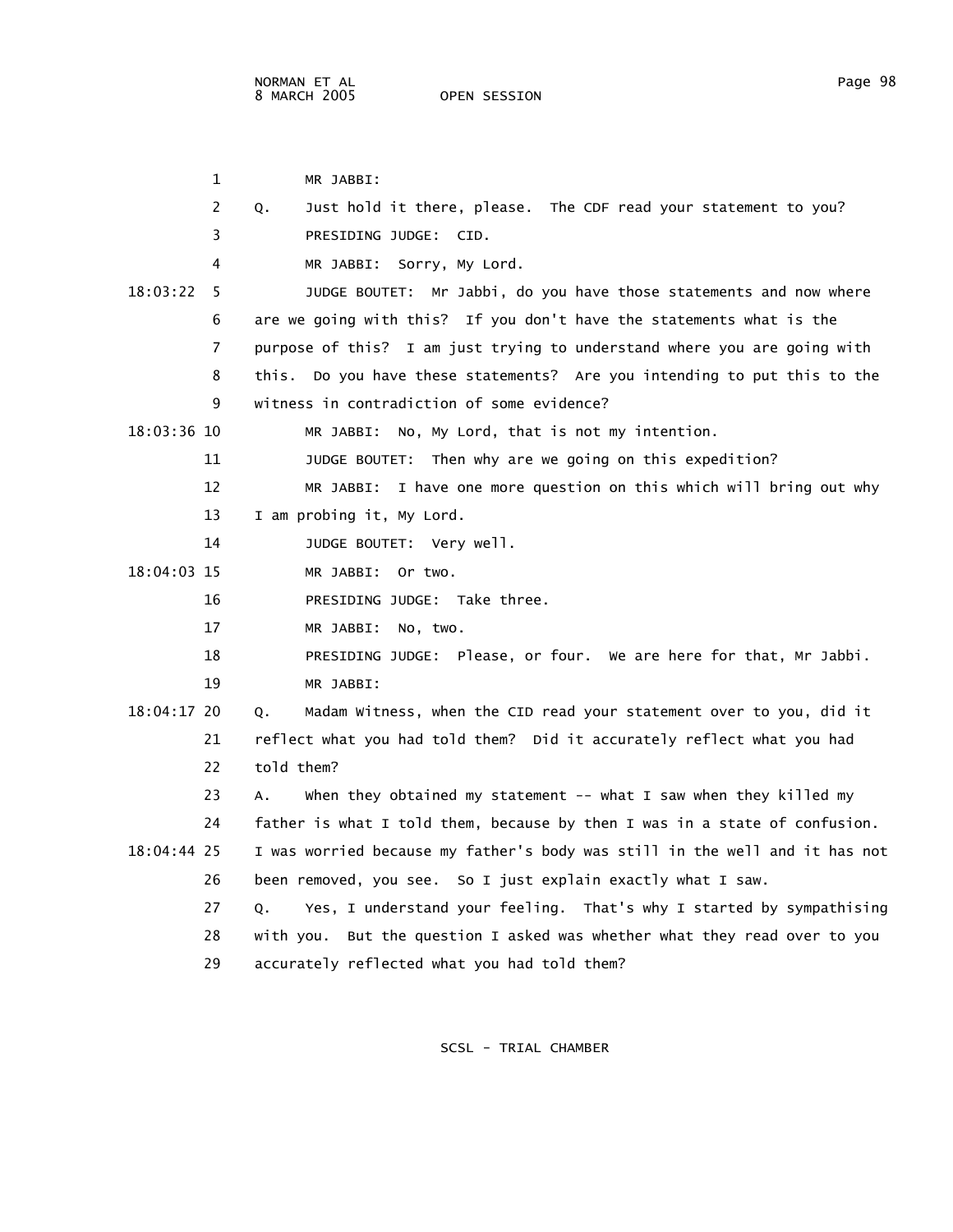MR JABBI:

Q. Just hold it there, please. The CDF read your statement to you?

PRESIDING JUDGE: CID.

MR JABBI: Sorry, My Lord.

JUDGE BOUTET: Mr Jabbi, do you have those statements and now where are we going with this? If you don't have the statements what is the purpose of this? I am just trying to understand where you are going with this. Do you have these statements? Are you intending to put this to the witness in contradiction of some evidence?

MR JABBI: No, My Lord, that is not my intention.

JUDGE BOUTET: Then why are we going on this expedition?

MR JABBI: I have one more question on this which will bring out why I am probing it, My Lord.

JUDGE BOUTET: Very well.

MR JABBI: Or two.

PRESIDING JUDGE: Take three.

MR JABBI: No, two.

PRESIDING JUDGE: Please, or four. We are here for that, Mr Jabbi.

MR JABBI:

Q. Madam Witness, when the CID read your statement over to you, did it reflect what you had told them? Did it accurately reflect what you had told them?

A. When they obtained my statement -- what I saw when they killed my father is what I told them, because by then I was in a state of confusion. I was worried because my father's body was still in the well and it has not been removed, you see. So I just explain exactly what I saw.

Q. Yes, I understand your feeling. That's why I started by sympathising with you. But the question I asked was whether what they read over to you accurately reflected what you had told them?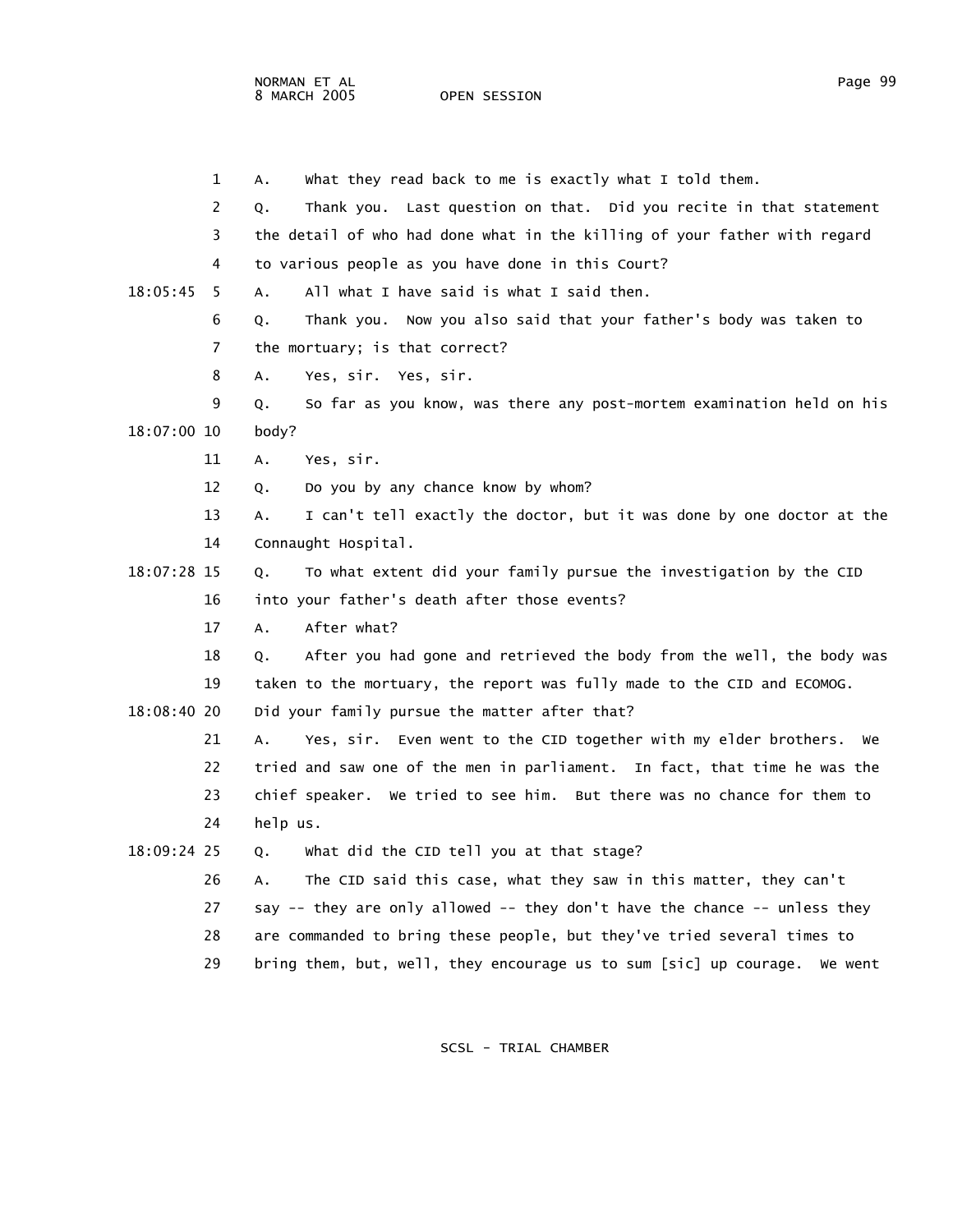A. What they read back to me is exactly what I told them.

Q. Thank you. Last question on that. Did you recite in that statement the detail of who had done what in the killing of your father with regard to various people as you have done in this Court?

A. All what I have said is what I said then.

Q. Thank you. Now you also said that your father's body was taken to the mortuary; is that correct?

A. Yes, sir. Yes, sir.

Q. So far as you know, was there any post-mortem examination held on his body?

A. Yes, sir.

Q. Do you by any chance know by whom?

A. I can't tell exactly the doctor, but it was done by one doctor at the Connaught Hospital.

Q. To what extent did your family pursue the investigation by the CID into your father's death after those events?

A. After what?

Q. After you had gone and retrieved the body from the well, the body was taken to the mortuary, the report was fully made to the CID and ECOMOG. Did your family pursue the matter after that?

A. Yes, sir. Even went to the CID together with my elder brothers. We tried and saw one of the men in parliament. In fact, that time he was the chief speaker. We tried to see him. But there was no chance for them to help us.

Q. What did the CID tell you at that stage?

A. The CID said this case, what they saw in this matter, they can't say -- they are only allowed -- they don't have the chance -- unless they are commanded to bring these people, but they've tried several times to bring them, but, well, they encourage us to sum [sic] up courage. We went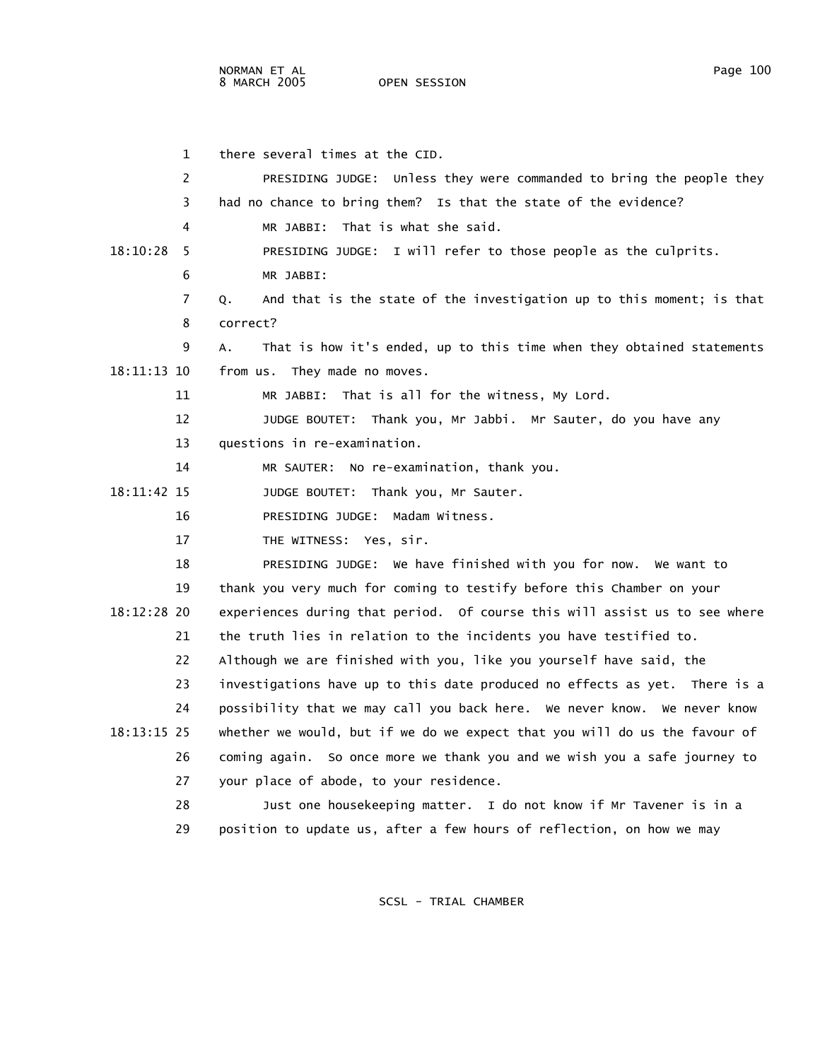there several times at the CID.

PRESIDING JUDGE: Unless they were commanded to bring the people they had no chance to bring them? Is that the state of the evidence?

MR JABBI: That is what she said.

PRESIDING JUDGE: I will refer to those people as the culprits.

MR JABBI:

Q. And that is the state of the investigation up to this moment; is that correct?

A. That is how it's ended, up to this time when they obtained statements from us. They made no moves.

MR JABBI: That is all for the witness, My Lord.

JUDGE BOUTET: Thank you, Mr Jabbi. Mr Sauter, do you have any questions in re-examination.

MR SAUTER: No re-examination, thank you.

JUDGE BOUTET: Thank you, Mr Sauter.

PRESIDING JUDGE: Madam Witness.

THE WITNESS: Yes, sir.

PRESIDING JUDGE: We have finished with you for now. We want to thank you very much for coming to testify before this Chamber on your experiences during that period. Of course this will assist us to see where the truth lies in relation to the incidents you have testified to. Although we are finished with you, like you yourself have said, the investigations have up to this date produced no effects as yet. There is a possibility that we may call you back here. We never know. We never know whether we would, but if we do we expect that you will do us the favour of coming again. So once more we thank you and we wish you a safe journey to your place of abode, to your residence.

Just one housekeeping matter. I do not know if Mr Tavener is in a position to update us, after a few hours of reflection, on how we may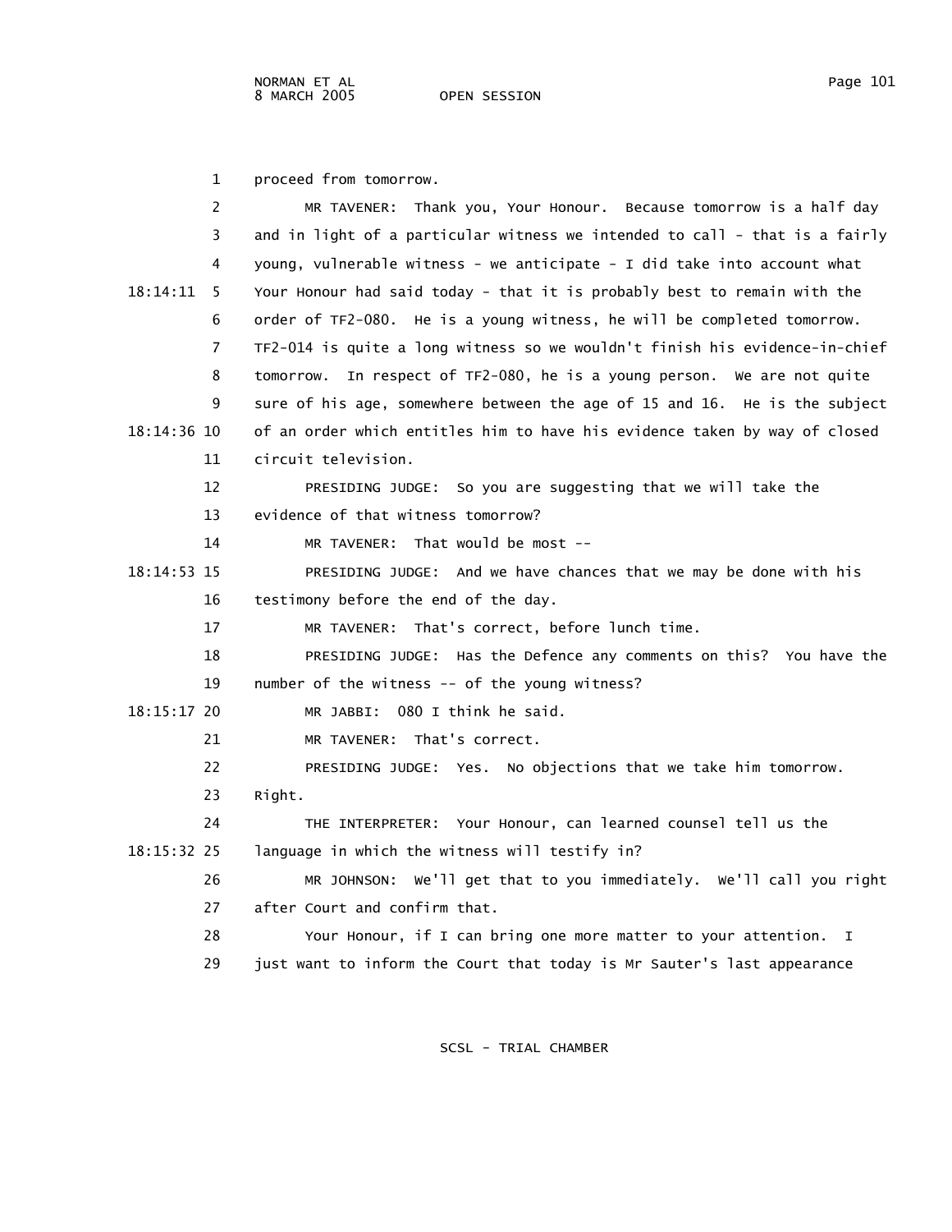1 proceed from tomorrow.

2 MR TAVENER: Thank you, Your Honour. Because tomorrow is a half day

3 and in light of a particular witness we intended to call - that is a fairly

4 young, vulnerable witness - we anticipate - I did take into account what

18:14:11 5 Your Honour had said today - that it is probably best to remain with the

6 order of TF2-080. He is a young witness, he will be completed tomorrow.

7 TF2-014 is quite a long witness so we wouldn't finish his evidence-in-chief

8 tomorrow. In respect of TF2-080, he is a young person. We are not quite

9 sure of his age, somewhere between the age of 15 and 16. He is the subject

18:14:36 10 of an order which entitles him to have his evidence taken by way of closed

11 circuit television.

12 PRESIDING JUDGE: So you are suggesting that we will take the

13 evidence of that witness tomorrow?

14 MR TAVENER: That would be most --

18:14:53 15 PRESIDING JUDGE: And we have chances that we may be done with his

16 testimony before the end of the day.

17 MR TAVENER: That's correct, before lunch time.

18 PRESIDING JUDGE: Has the Defence any comments on this? You have the

19 number of the witness -- of the young witness?

18:15:17 20 MR JABBI: 080 I think he said.

21 MR TAVENER: That's correct.

22 PRESIDING JUDGE: Yes. No objections that we take him tomorrow.

23 Right.

24 THE INTERPRETER: Your Honour, can learned counsel tell us the

18:15:32 25 language in which the witness will testify in?

26 MR JOHNSON: We'll get that to you immediately. We'll call you right

27 after Court and confirm that.

28 Your Honour, if I can bring one more matter to your attention. I

29 just want to inform the Court that today is Mr Sauter's last appearance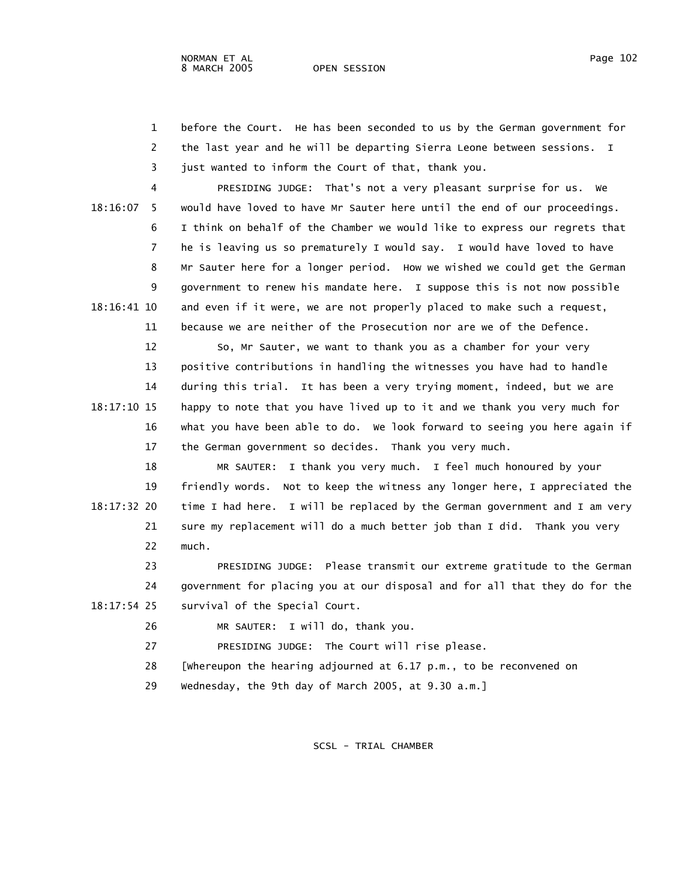before the Court. He has been seconded to us by the German government for the last year and he will be departing Sierra Leone between sessions. I just wanted to inform the Court of that, thank you.

PRESIDING JUDGE: That's not a very pleasant surprise for us. We would have loved to have Mr Sauter here until the end of our proceedings. I think on behalf of the Chamber we would like to express our regrets that he is leaving us so prematurely I would say. I would have loved to have Mr Sauter here for a longer period. How we wished we could get the German government to renew his mandate here. I suppose this is not now possible and even if it were, we are not properly placed to make such a request, because we are neither of the Prosecution nor are we of the Defence.

So, Mr Sauter, we want to thank you as a chamber for your very positive contributions in handling the witnesses you have had to handle during this trial. It has been a very trying moment, indeed, but we are happy to note that you have lived up to it and we thank you very much for what you have been able to do. We look forward to seeing you here again if the German government so decides. Thank you very much.

MR SAUTER: I thank you very much. I feel much honoured by your friendly words. Not to keep the witness any longer here, I appreciated the time I had here. I will be replaced by the German government and I am very sure my replacement will do a much better job than I did. Thank you very much.

PRESIDING JUDGE: Please transmit our extreme gratitude to the German government for placing you at our disposal and for all that they do for the survival of the Special Court.

MR SAUTER: I will do, thank you.

PRESIDING JUDGE: The Court will rise please.

[Whereupon the hearing adjourned at 6.17 p.m., to be reconvened on Wednesday, the 9th day of March 2005, at 9.30 a.m.]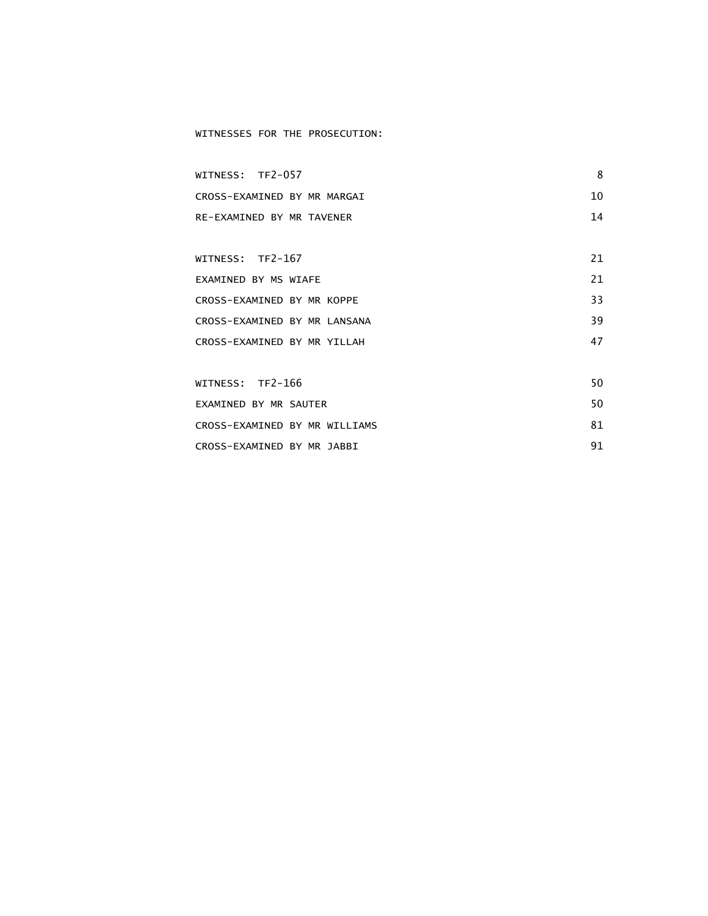WITNESSES FOR THE PROSECUTION:

| | |
|---|---|
| WITNESS: TF2-057 | 8 |
| CROSS-EXAMINED BY MR MARGAI | 10 |
| RE-EXAMINED BY MR TAVENER | 14 |
| | |
| WITNESS: TF2-167 | 21 |
| EXAMINED BY MS WIAFE | 21 |
| CROSS-EXAMINED BY MR KOPPE | 33 |
| CROSS-EXAMINED BY MR LANSANA | 39 |
| CROSS-EXAMINED BY MR YILLAH | 47 |
| | |
| WITNESS: TF2-166 | 50 |
| EXAMINED BY MR SAUTER | 50 |
| CROSS-EXAMINED BY MR WILLIAMS | 81 |
| CROSS-EXAMINED BY MR JABBI | 91 |